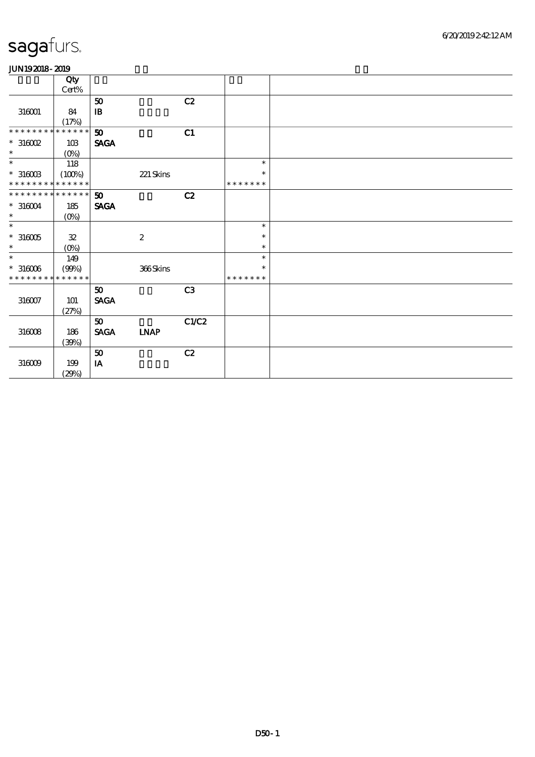# sagafurs.

JUN19 2018 - 2019

| | Qty Cert% | | | | | |
|---|---|---|---|---|---|---|
| 316001 | 84 (17%) | 50 IB | | C2 | | |
| * * * * * * * * * * * * * * 316002 * | 103 (0%) | 50 SAGA | | C1 | | |
| * 316003 * * * * * * * * * * * * * * | 118 (100%) | | 221 Skins | | * * * * * * * * * | |
| * * * * * * * * * * * * * * 316004 * | 185 (0%) | 50 SAGA | | C2 | | |
| * 316005 * | 32 (0%) | | 2 | | * * * | |
| * 316006 * * * * * * * * * * * * * * | 149 (99%) | | 366 Skins | | * * * * * * * * * | |
| 316007 | 101 (27%) | 50 SAGA | | C3 | | |
| 316008 | 186 (39%) | 50 SAGA | LNAP | C1/C2 | | |
| 316009 | 199 (29%) | 50 IA | | C2 | | |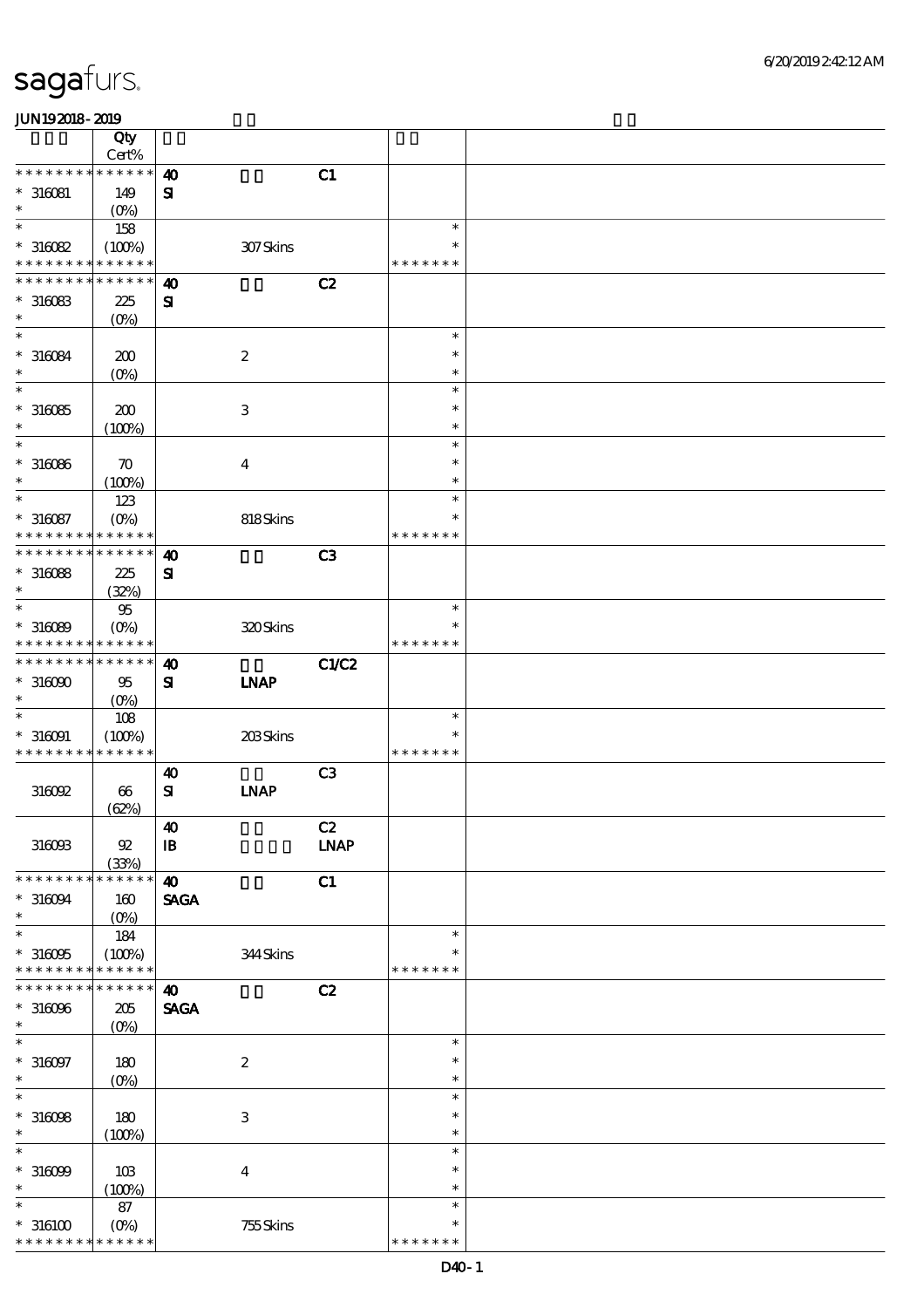sagafurs.

JUN192018-2019

| | Qty<br>Cert% | | | | |
|---|---|---|---|---|---|
| * * * * * * * * * * * * * * | | 40 | | C1 | |
| * 316081 | 149 | SI | | | |
| * | (0%) | | | | |
| * | 158 | | | | * |
| * 316082 | (100%) | | 307 Skins | | * |
| * * * * * * * * * * * * * * | | | | | * * * * * * * |
| * * * * * * * * * * * * * * | | 40 | | C2 | |
| * 316083 | 225 | SI | | | |
| * | (0%) | | | | |
| * | | | | | * |
| * 316084 | 200 | | 2 | | * |
| * | (0%) | | | | * |
| * | | | | | * |
| * 316085 | 200 | | 3 | | * |
| * | (100%) | | | | * |
| * | | | | | * |
| * 316086 | 70 | | 4 | | * |
| * | (100%) | | | | * |
| * | 123 | | | | * |
| * 316087 | (0%) | | 818 Skins | | * |
| * * * * * * * * * * * * * * | | | | | * * * * * * * |
| * * * * * * * * * * * * * * | | 40 | | C3 | |
| * 316088 | 225 | SI | | | |
| * | (32%) | | | | |
| * | 95 | | | | * |
| * 316089 | (0%) | | 320 Skins | | * |
| * * * * * * * * * * * * * * | | | | | * * * * * * * |
| * * * * * * * * * * * * * * | | 40 | | C1/C2 | |
| * 316090 | 95 | SI | LNAP | | |
| * | (0%) | | | | |
| * | 108 | | | | * |
| * 316091 | (100%) | | 203 Skins | | * |
| * * * * * * * * * * * * * * | | | | | * * * * * * * |
| | | 40 | | C3 | |
| 316092 | 66 | SI | LNAP | | |
| | (62%) | | | | |
| | | 40 | | C2 | |
| 316093 | 92 | IB | | LNAP | |
| | (33%) | | | | |
| * * * * * * * * * * * * * * | | 40 | | C1 | |
| * 316094 | 160 | SAGA | | | |
| * | (0%) | | | | |
| * | 184 | | | | * |
| * 316095 | (100%) | | 344 Skins | | * |
| * * * * * * * * * * * * * * | | | | | * * * * * * * |
| * * * * * * * * * * * * * * | | 40 | | C2 | |
| * 316096 | 205 | SAGA | | | |
| * | (0%) | | | | |
| * | | | | | * |
| * 316097 | 180 | | 2 | | * |
| * | (0%) | | | | * |
| * | | | | | * |
| * 316098 | 180 | | 3 | | * |
| * | (100%) | | | | * |
| * | | | | | * |
| * 316099 | 103 | | 4 | | * |
| * | (100%) | | | | * |
| * | 87 | | | | * |
| * 316100 | (0%) | | 755 Skins | | * |
| * * * * * * * * * * * * * * | | | | | * * * * * * * |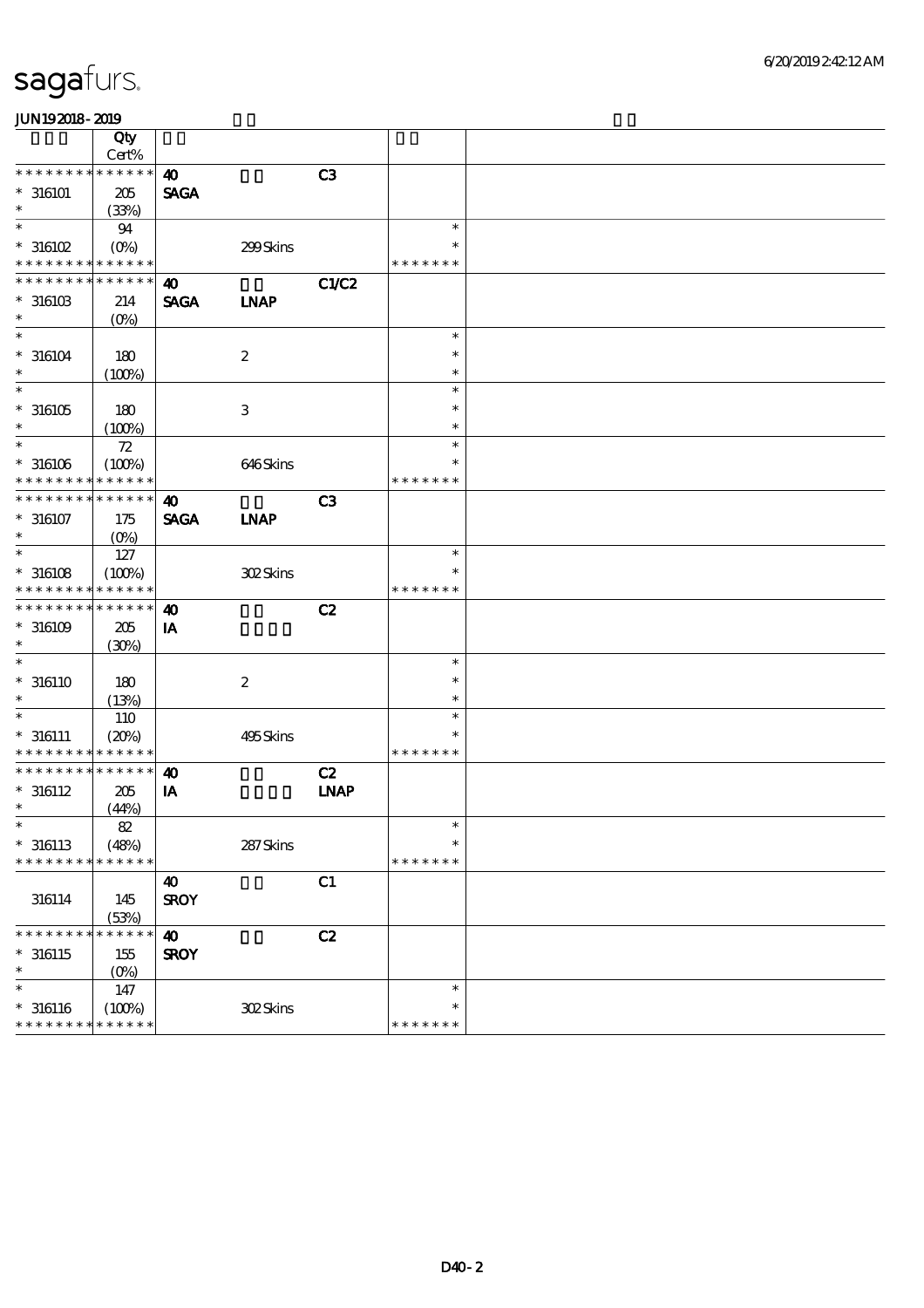# sagafurs.

**JUN192018-2019**

| | Qty Cert% | | | | | |
|---|---|---|---|---|---|---|
| * * * * * * * * * * * * * * | | **40** | | **C3** | | |
| * 316101 | 205 | **SAGA** | | | | |
| * | (33%) | | | | | |
| * | 94 | | | | * | |
| * 316102 | (0%) | | 299 Skins | | * | |
| * * * * * * * * * * * * * * | | | | | * * * * * * * | |
| * * * * * * * * * * * * * * | | **40** | | **C1/C2** | | |
| * 316103 | 214 | **SAGA** | **LNAP** | | | |
| * | (0%) | | | | | |
| * | | | | | * | |
| * 316104 | 180 | | 2 | | * | |
| * | (100%) | | | | * | |
| * | | | | | * | |
| * 316105 | 180 | | 3 | | * | |
| * | (100%) | | | | * | |
| * | 72 | | | | * | |
| * 316106 | (100%) | | 646 Skins | | * | |
| * * * * * * * * * * * * * * | | | | | * * * * * * * | |
| * * * * * * * * * * * * * * | | **40** | | **C3** | | |
| * 316107 | 175 | **SAGA** | **LNAP** | | | |
| * | (0%) | | | | | |
| * | 127 | | | | * | |
| * 316108 | (100%) | | 302 Skins | | * | |
| * * * * * * * * * * * * * * | | | | | * * * * * * * | |
| * * * * * * * * * * * * * * | | **40** | | **C2** | | |
| * 316109 | 205 | **IA** | | | | |
| * | (30%) | | | | | |
| * | | | | | * | |
| * 316110 | 180 | | 2 | | * | |
| * | (13%) | | | | * | |
| * | 110 | | | | * | |
| * 316111 | (20%) | | 495 Skins | | * | |
| * * * * * * * * * * * * * * | | | | | * * * * * * * | |
| * * * * * * * * * * * * * * | | **40** | | **C2** | | |
| * 316112 | 205 | **IA** | | **LNAP** | | |
| * | (44%) | | | | | |
| * | 82 | | | | * | |
| * 316113 | (48%) | | 287 Skins | | * | |
| * * * * * * * * * * * * * * | | | | | * * * * * * * | |
| | | **40** | | **C1** | | |
| 316114 | 145 | **SROY** | | | | |
| | (53%) | | | | | |
| * * * * * * * * * * * * * * | | **40** | | **C2** | | |
| * 316115 | 155 | **SROY** | | | | |
| * | (0%) | | | | | |
| * | 147 | | | | * | |
| * 316116 | (100%) | | 302 Skins | | * | |
| * * * * * * * * * * * * * * | | | | | * * * * * * * | |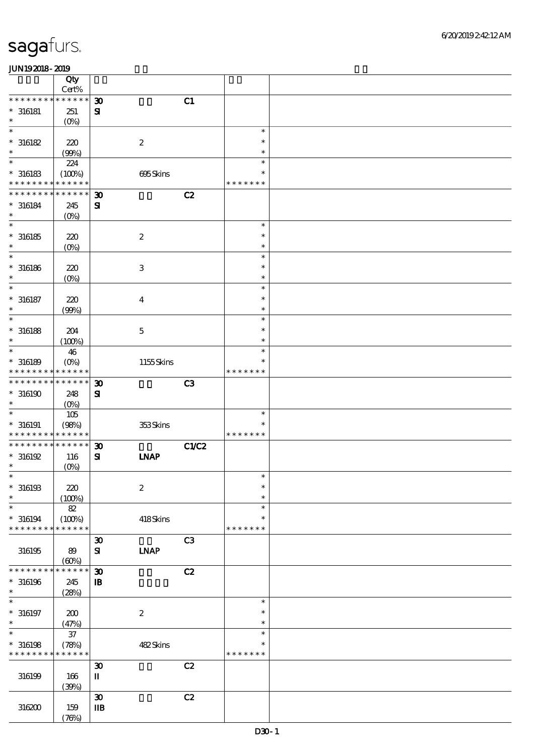| | Qty Cert% | | | | | |
|---|---|---|---|---|---|---|
| * * * * * * * * * * * * * * | | 30 | | C1 | | |
| * 316181 | 251 | SI | | | | |
| * | (0%) | | | | | |
| * | | | | | * | |
| * 316182 | 220 | | 2 | | * | |
| * | (99%) | | | | * | |
| * | 224 | | | | * | |
| * 316183 | (100%) | | 695 Skins | | * | |
| * * * * * * * * * * * * * * | | | | | * * * * * * * | |
| * * * * * * * * * * * * * * | | 30 | | C2 | | |
| * 316184 | 245 | SI | | | | |
| * | (0%) | | | | | |
| * | | | | | * | |
| * 316185 | 220 | | 2 | | * | |
| * | (0%) | | | | * | |
| * | | | | | * | |
| * 316186 | 220 | | 3 | | * | |
| * | (0%) | | | | * | |
| * | | | | | * | |
| * 316187 | 220 | | 4 | | * | |
| * | (99%) | | | | * | |
| * | | | | | * | |
| * 316188 | 204 | | 5 | | * | |
| * | (100%) | | | | * | |
| * | 46 | | | | * | |
| * 316189 | (0%) | | 1155 Skins | | * | |
| * * * * * * * * * * * * * * | | | | | * * * * * * * | |
| * * * * * * * * * * * * * * | | 30 | | C3 | | |
| * 316190 | 248 | SI | | | | |
| * | (0%) | | | | | |
| * | 105 | | | | * | |
| * 316191 | (98%) | | 353 Skins | | * | |
| * * * * * * * * * * * * * * | | | | | * * * * * * * | |
| * * * * * * * * * * * * * * | | 30 | | C1/C2 | | |
| * 316192 | 116 | SI | LNAP | | | |
| * | (0%) | | | | | |
| * | | | | | * | |
| * 316193 | 220 | | 2 | | * | |
| * | (100%) | | | | * | |
| * | 82 | | | | * | |
| * 316194 | (100%) | | 418 Skins | | * | |
| * * * * * * * * * * * * * * | | | | | * * * * * * * | |
| 316195 | 89 (60%) | 30 SI | LNAP | C3 | | |
| * * * * * * * * * * * * * * | | 30 | | C2 | | |
| * 316196 | 245 | IB | | | | |
| * | (28%) | | | | | |
| * | | | | | * | |
| * 316197 | 200 | | 2 | | * | |
| * | (47%) | | | | * | |
| * | 37 | | | | * | |
| * 316198 | (78%) | | 482 Skins | | * | |
| * * * * * * * * * * * * * * | | | | | * * * * * * * | |
| 316199 | 166 (39%) | 30 II | | C2 | | |
| 316200 | 159 (76%) | 30 IIB | | C2 | | |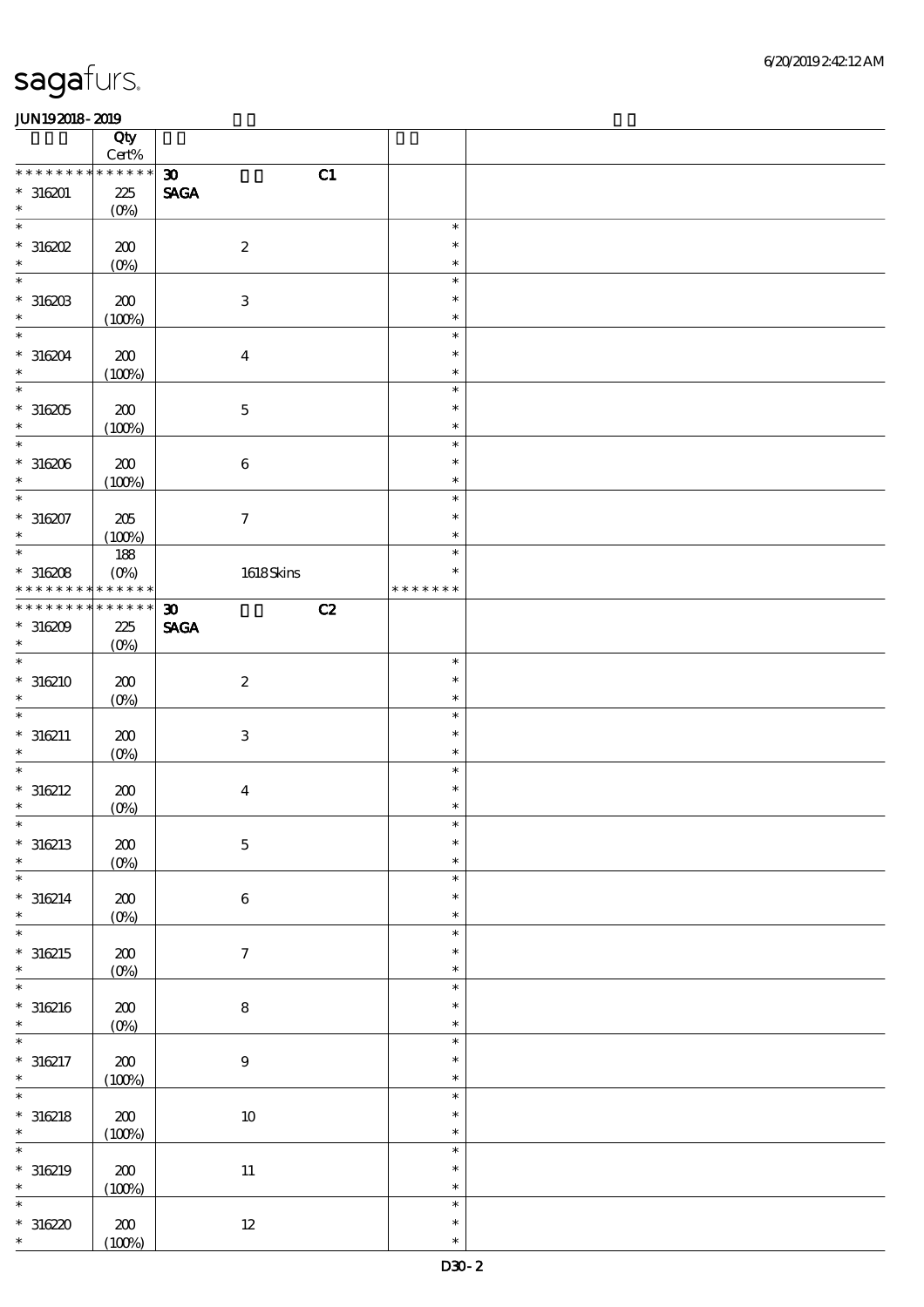| | Qty Cert% | | |
|---|---|---|---|
| * * * * * * * * * * * * * * | 30 C1 | | |
| * 316201 | 225 (0%) | SAGA | |
| * 316202 | 200 (0%) | 2 | * |
| * 316203 | 200 (100%) | 3 | * |
| * 316204 | 200 (100%) | 4 | * |
| * 316205 | 200 (100%) | 5 | * |
| * 316206 | 200 (100%) | 6 | * |
| * 316207 | 205 (100%) | 7 | * |
| * 316208 | 188 (0%) | 1618 Skins | * |
| * * * * * * * * * * * * * * | | | * * * * * * * |
| * * * * * * * * * * * * * * | 30 C2 | | |
| * 316209 | 225 (0%) | SAGA | |
| * 316210 | 200 (0%) | 2 | * |
| * 316211 | 200 (0%) | 3 | * |
| * 316212 | 200 (0%) | 4 | * |
| * 316213 | 200 (0%) | 5 | * |
| * 316214 | 200 (0%) | 6 | * |
| * 316215 | 200 (0%) | 7 | * |
| * 316216 | 200 (0%) | 8 | * |
| * 316217 | 200 (100%) | 9 | * |
| * 316218 | 200 (100%) | 10 | * |
| * 316219 | 200 (100%) | 11 | * |
| * 316220 | 200 (100%) | 12 | * |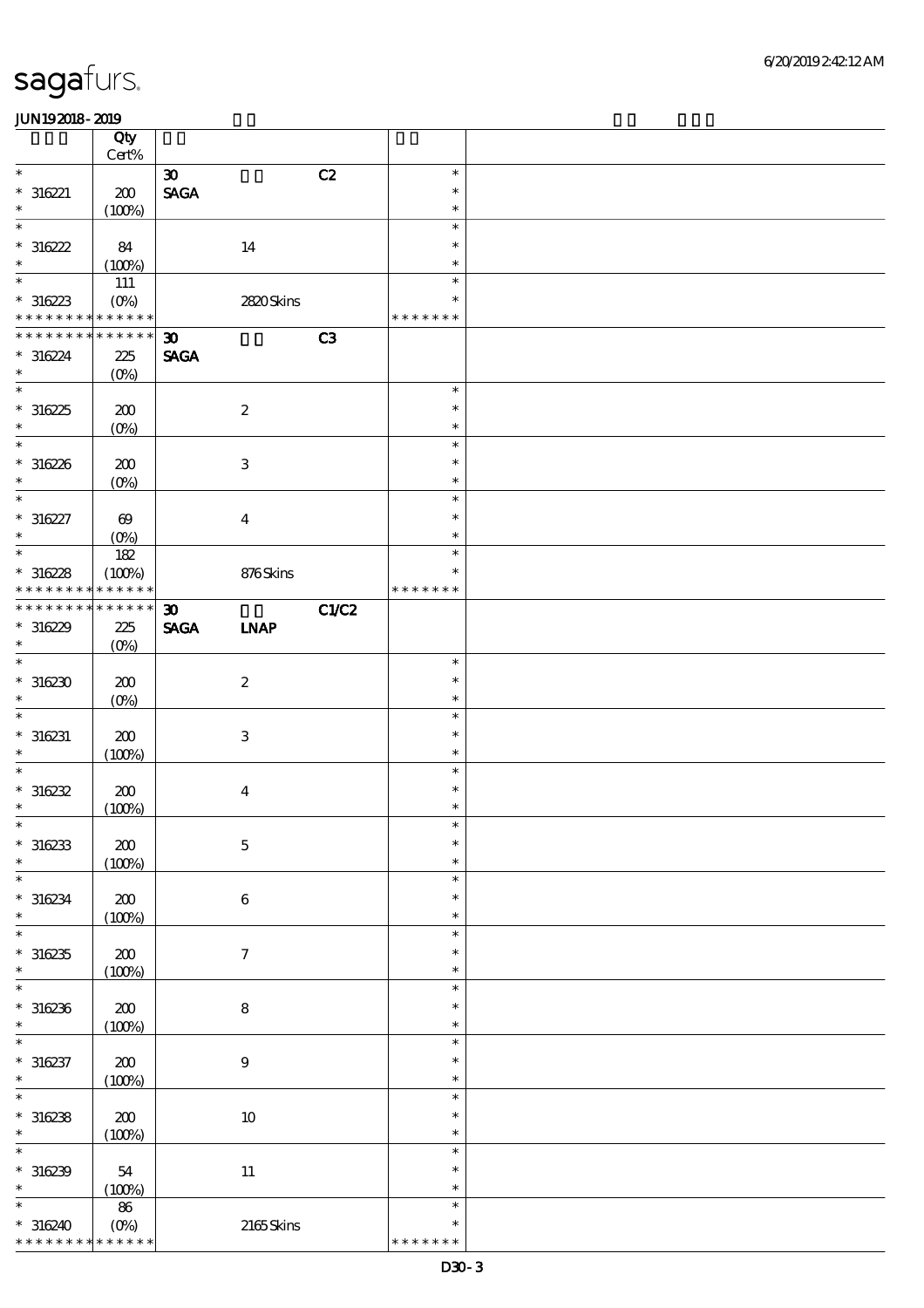# sagafurs.

JUN19 2018 - 2019

| | Qty Cert% | | | | | |
|---|---|---|---|---|---|---|
| * | | 30 | | C2 | * | |
| * 316221 | 200 | SAGA | | | * | |
| * | (100%) | | | | * | |
| * | | | | | * | |
| * 316222 | 84 | | 14 | | * | |
| * | (100%) | | | | * | |
| * | 111 | | | | * | |
| * 316223 | (0%) | | 2820 Skins | | * | |
| * * * * * * * * * * * * * * | | | | | * * * * * * * | |
| * * * * * * * * * * * * * * | | 30 | | C3 | | |
| * 316224 | 225 | SAGA | | | | |
| * | (0%) | | | | | |
| * | | | | | * | |
| * 316225 | 200 | | 2 | | * | |
| * | (0%) | | | | * | |
| * | | | | | * | |
| * 316226 | 200 | | 3 | | * | |
| * | (0%) | | | | * | |
| * | | | | | * | |
| * 316227 | 69 | | 4 | | * | |
| * | (0%) | | | | * | |
| * | 182 | | | | * | |
| * 316228 | (100%) | | 876 Skins | | * | |
| * * * * * * * * * * * * * * | | | | | * * * * * * * | |
| * * * * * * * * * * * * * * | | 30 | | C1/C2 | | |
| * 316229 | 225 | SAGA | LNAP | | | |
| * | (0%) | | | | | |
| * | | | | | * | |
| * 316230 | 200 | | 2 | | * | |
| * | (0%) | | | | * | |
| * | | | | | * | |
| * 316231 | 200 | | 3 | | * | |
| * | (100%) | | | | * | |
| * | | | | | * | |
| * 316232 | 200 | | 4 | | * | |
| * | (100%) | | | | * | |
| * | | | | | * | |
| * 316233 | 200 | | 5 | | * | |
| * | (100%) | | | | * | |
| * | | | | | * | |
| * 316234 | 200 | | 6 | | * | |
| * | (100%) | | | | * | |
| * | | | | | * | |
| * 316235 | 200 | | 7 | | * | |
| * | (100%) | | | | * | |
| * | | | | | * | |
| * 316236 | 200 | | 8 | | * | |
| * | (100%) | | | | * | |
| * | | | | | * | |
| * 316237 | 200 | | 9 | | * | |
| * | (100%) | | | | * | |
| * | | | | | * | |
| * 316238 | 200 | | 10 | | * | |
| * | (100%) | | | | * | |
| * | | | | | * | |
| * 316239 | 54 | | 11 | | * | |
| * | (100%) | | | | * | |
| * | 86 | | | | * | |
| * 316240 | (0%) | | 2165 Skins | | * | |
| * * * * * * * * * * * * * * | | | | | * * * * * * * | |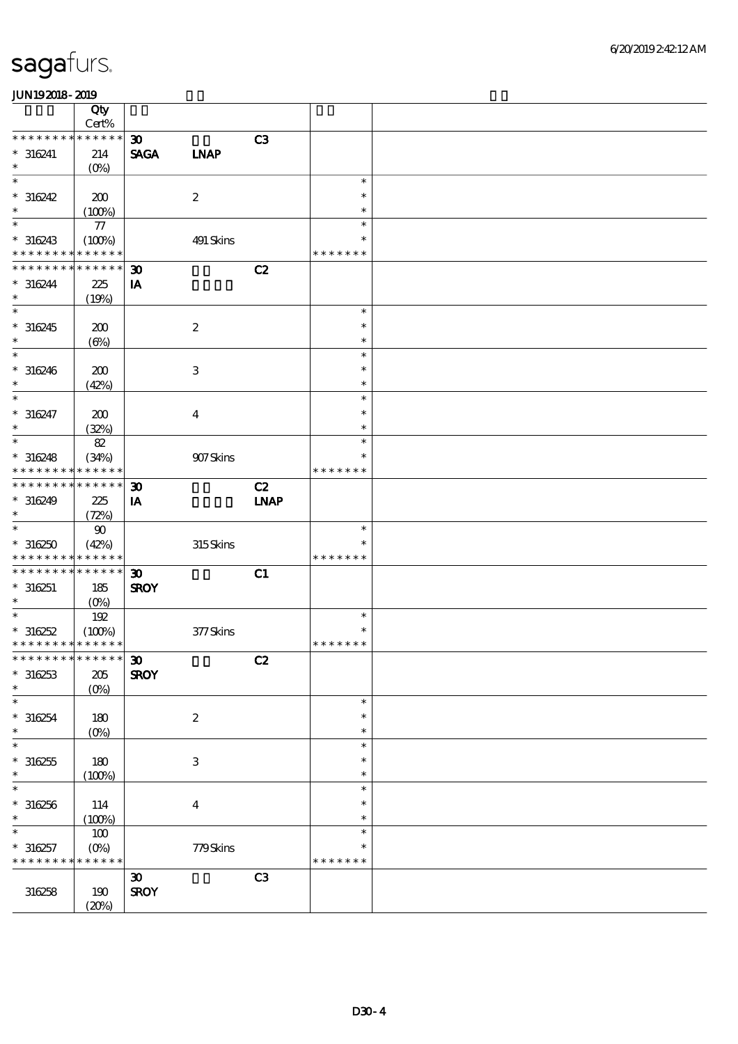# sagafurs.

JUN192018-2019

| | Qty Cert% | | | | | |
|---|---|---|---|---|---|---|
| * * * * * * * * * * * * * * | | 30 | | C3 | | |
| * 316241 | 214 | SAGA | LNAP | | | |
| * | (0%) | | | | | |
| * | | | | | * | |
| * 316242 | 200 | | 2 | | * | |
| * | (100%) | | | | * | |
| * | 77 | | | | * | |
| * 316243 | (100%) | | 491 Skins | | * | |
| * * * * * * * * * * * * * * | | | | | * * * * * * * | |
| * * * * * * * * * * * * * * | | 30 | | C2 | | |
| * 316244 | 225 | IA | | | | |
| * | (19%) | | | | | |
| * | | | | | * | |
| * 316245 | 200 | | 2 | | * | |
| * | (6%) | | | | * | |
| * | | | | | * | |
| * 316246 | 200 | | 3 | | * | |
| * | (42%) | | | | * | |
| * | | | | | * | |
| * 316247 | 200 | | 4 | | * | |
| * | (32%) | | | | * | |
| * | 82 | | | | * | |
| * 316248 | (34%) | | 907 Skins | | * | |
| * * * * * * * * * * * * * * | | | | | * * * * * * * | |
| * * * * * * * * * * * * * * | | 30 | | C2 | | |
| * 316249 | 225 | IA | | LNAP | | |
| * | (72%) | | | | | |
| * | 90 | | | | * | |
| * 316250 | (42%) | | 315 Skins | | * | |
| * * * * * * * * * * * * * * | | | | | * * * * * * * | |
| * * * * * * * * * * * * * * | | 30 | | C1 | | |
| * 316251 | 185 | SROY | | | | |
| * | (0%) | | | | | |
| * | 192 | | | | * | |
| * 316252 | (100%) | | 377 Skins | | * | |
| * * * * * * * * * * * * * * | | | | | * * * * * * * | |
| * * * * * * * * * * * * * * | | 30 | | C2 | | |
| * 316253 | 205 | SROY | | | | |
| * | (0%) | | | | | |
| * | | | | | * | |
| * 316254 | 180 | | 2 | | * | |
| * | (0%) | | | | * | |
| * | | | | | * | |
| * 316255 | 180 | | 3 | | * | |
| * | (100%) | | | | * | |
| * | | | | | * | |
| * 316256 | 114 | | 4 | | * | |
| * | (100%) | | | | * | |
| * | 100 | | | | * | |
| * 316257 | (0%) | | 779 Skins | | * | |
| * * * * * * * * * * * * * * | | | | | * * * * * * * | |
| | | 30 | | C3 | | |
| 316258 | 190 | SROY | | | | |
| | (20%) | | | | | |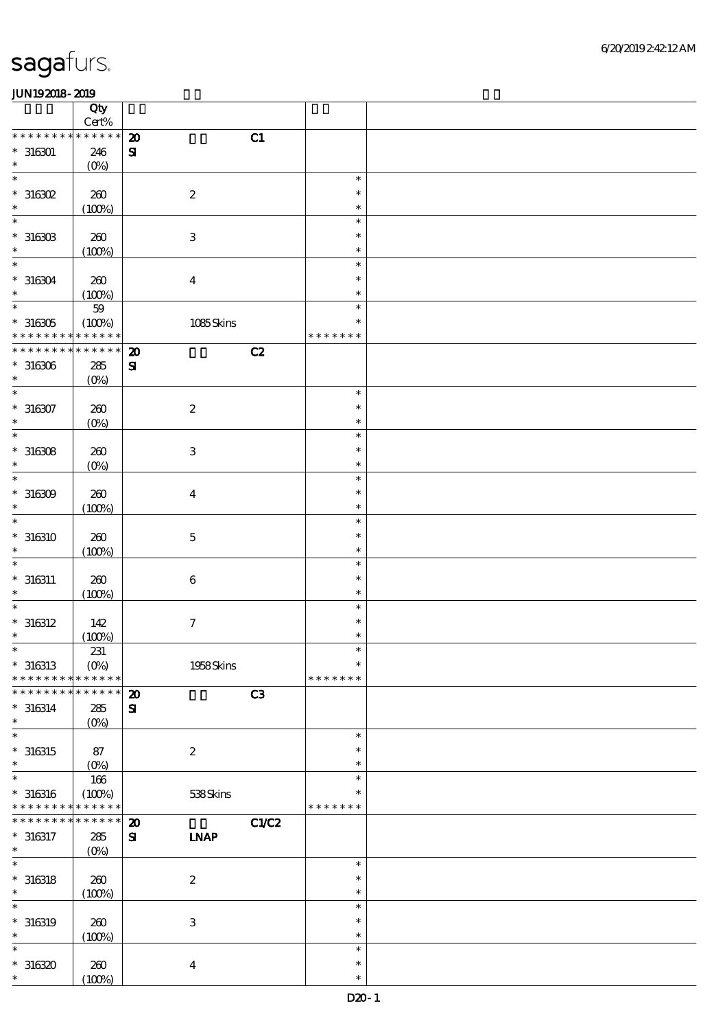sagafurs.

JUN192018-2019

| | Qty Cert% | | | | |
|---|---|---|---|---|---|
| ************** | 20 | | C1 | | |
| * 316301 | 246 | SI | | | |
| * | (0%) | | | | |
| * | | | | * | |
| * 316302 | 260 | 2 | | * | |
| * | (100%) | | | * | |
| * | | | | * | |
| * 316303 | 260 | 3 | | * | |
| * | (100%) | | | * | |
| * | | | | * | |
| * 316304 | 260 | 4 | | * | |
| * | (100%) | | | * | |
| * | 59 | | | * | |
| * 316305 | (100%) | 1085 Skins | | * | |
| ************** | | | | ******* | |
| ************** | 20 | | C2 | | |
| * 316306 | 285 | SI | | | |
| * | (0%) | | | | |
| * | | | | * | |
| * 316307 | 260 | 2 | | * | |
| * | (0%) | | | * | |
| * | | | | * | |
| * 316308 | 260 | 3 | | * | |
| * | (0%) | | | * | |
| * | | | | * | |
| * 316309 | 260 | 4 | | * | |
| * | (100%) | | | * | |
| * | | | | * | |
| * 316310 | 260 | 5 | | * | |
| * | (100%) | | | * | |
| * | | | | * | |
| * 316311 | 260 | 6 | | * | |
| * | (100%) | | | * | |
| * | | | | * | |
| * 316312 | 142 | 7 | | * | |
| * | (100%) | | | * | |
| * | 231 | | | * | |
| * 316313 | (0%) | 1958 Skins | | * | |
| ************** | | | | ******* | |
| ************** | 20 | | C3 | | |
| * 316314 | 285 | SI | | | |
| * | (0%) | | | | |
| * | | | | * | |
| * 316315 | 87 | 2 | | * | |
| * | (0%) | | | * | |
| * | 166 | | | * | |
| * 316316 | (100%) | 538 Skins | | * | |
| ************** | | | | ******* | |
| ************** | 20 | | C1/C2 | | |
| * 316317 | 285 | SI | LNAP | | |
| * | (0%) | | | | |
| * | | | | * | |
| * 316318 | 260 | 2 | | * | |
| * | (100%) | | | * | |
| * | | | | * | |
| * 316319 | 260 | 3 | | * | |
| * | (100%) | | | * | |
| * | | | | * | |
| * 316320 | 260 | 4 | | * | |
| * | (100%) | | | * | |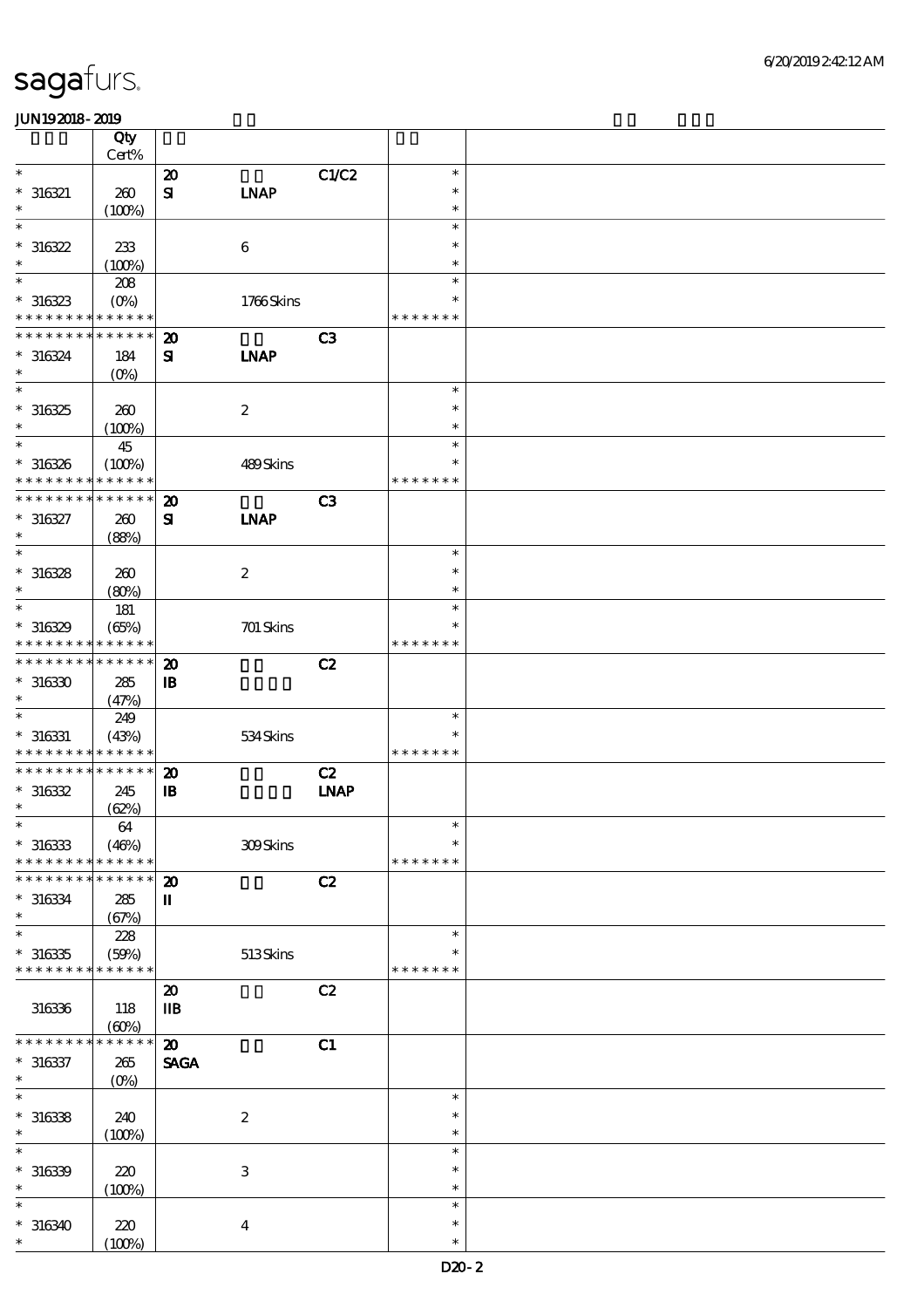# sagafurs.

JUN19 2018 - 2019

| | Qty Cert% | | | | | |
|---|---|---|---|---|---|---|
| * | | 20 | | C1/C2 | * | |
| * 316321 | 260 | SI | LNAP | | * | |
| * | (100%) | | | | * | |
| * | | | | | * | |
| * 316322 | 233 | | 6 | | * | |
| * | (100%) | | | | * | |
| * | 208 | | | | * | |
| * 316323 | (0%) | | 1766 Skins | | * | |
| * * * * * * * * * * * * * * | | | | | * * * * * * * | |
| * * * * * * * * * * * * * * | | 20 | | C3 | | |
| * 316324 | 184 | SI | LNAP | | | |
| * | (0%) | | | | | |
| * | | | | | * | |
| * 316325 | 260 | | 2 | | * | |
| * | (100%) | | | | * | |
| * | 45 | | | | * | |
| * 316326 | (100%) | | 489 Skins | | * | |
| * * * * * * * * * * * * * * | | | | | * * * * * * * | |
| * * * * * * * * * * * * * * | | 20 | | C3 | | |
| * 316327 | 260 | SI | LNAP | | | |
| * | (88%) | | | | | |
| * | | | | | * | |
| * 316328 | 260 | | 2 | | * | |
| * | (80%) | | | | * | |
| * | 181 | | | | * | |
| * 316329 | (65%) | | 701 Skins | | * | |
| * * * * * * * * * * * * * * | | | | | * * * * * * * | |
| * * * * * * * * * * * * * * | | 20 | | C2 | | |
| * 316330 | 285 | IB | | | | |
| * | (47%) | | | | | |
| * | 249 | | | | * | |
| * 316331 | (43%) | | 534 Skins | | * | |
| * * * * * * * * * * * * * * | | | | | * * * * * * * | |
| * * * * * * * * * * * * * * | | 20 | | C2 | | |
| * 316332 | 245 | IB | | LNAP | | |
| * | (62%) | | | | | |
| * | 64 | | | | * | |
| * 316333 | (46%) | | 309 Skins | | * | |
| * * * * * * * * * * * * * * | | | | | * * * * * * * | |
| * * * * * * * * * * * * * * | | 20 | | C2 | | |
| * 316334 | 285 | II | | | | |
| * | (67%) | | | | | |
| * | 228 | | | | * | |
| * 316335 | (59%) | | 513 Skins | | * | |
| * * * * * * * * * * * * * * | | | | | * * * * * * * | |
| | | 20 | | C2 | | |
| 316336 | 118 | IIB | | | | |
| | (60%) | | | | | |
| * * * * * * * * * * * * * * | | 20 | | C1 | | |
| * 316337 | 265 | SAGA | | | | |
| * | (0%) | | | | | |
| * | | | | | * | |
| * 316338 | 240 | | 2 | | * | |
| * | (100%) | | | | * | |
| * | | | | | * | |
| * 316339 | 220 | | 3 | | * | |
| * | (100%) | | | | * | |
| * | | | | | * | |
| * 316340 | 220 | | 4 | | * | |
| * | (100%) | | | | * | |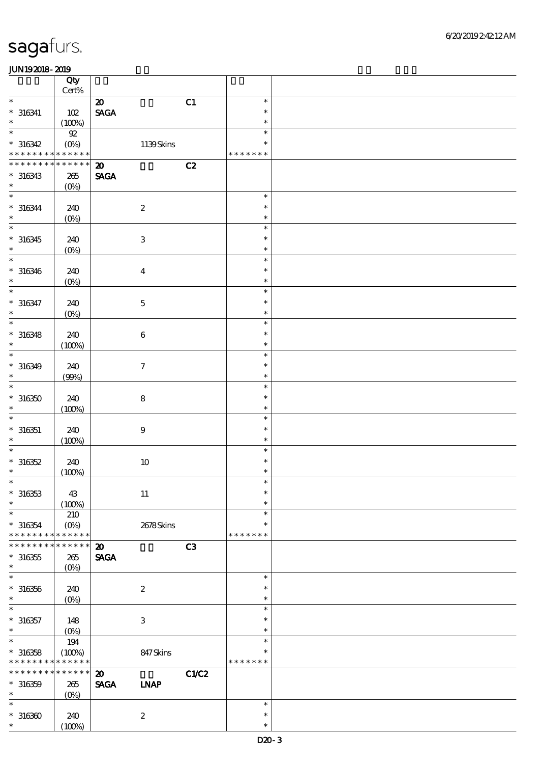sagafurs.

JUN19 2018 - 2019

| | Qty<br>Cert% | | |
|---|---|---|---|
| * | | 20 C1 | * |
| * 316341 | 102 | SAGA | * |
| * | (100%) | | * |
| * | 92 | | * |
| * 316342 | (0%) | 1139 Skins | * |
| * * * * * * * * * * * * * | | | * * * * * * * |
| * * * * * * * * * * * * * | | 20 C2 | |
| * 316343 | 265 | SAGA | |
| * | (0%) | | |
| * | | | * |
| * 316344 | 240 | 2 | * |
| * | (0%) | | * |
| * | | | * |
| * 316345 | 240 | 3 | * |
| * | (0%) | | * |
| * | | | * |
| * 316346 | 240 | 4 | * |
| * | (0%) | | * |
| * | | | * |
| * 316347 | 240 | 5 | * |
| * | (0%) | | * |
| * | | | * |
| * 316348 | 240 | 6 | * |
| * | (100%) | | * |
| * | | | * |
| * 316349 | 240 | 7 | * |
| * | (99%) | | * |
| * | | | * |
| * 316350 | 240 | 8 | * |
| * | (100%) | | * |
| * | | | * |
| * 316351 | 240 | 9 | * |
| * | (100%) | | * |
| * | | | * |
| * 316352 | 240 | 10 | * |
| * | (100%) | | * |
| * | | | * |
| * 316353 | 43 | 11 | * |
| * | (100%) | | * |
| * | 210 | | * |
| * 316354 | (0%) | 2678 Skins | * |
| * * * * * * * * * * * * * | | | * * * * * * * |
| * * * * * * * * * * * * * | | 20 C3 | |
| * 316355 | 265 | SAGA | |
| * | (0%) | | |
| * | | | * |
| * 316356 | 240 | 2 | * |
| * | (0%) | | * |
| * | | | * |
| * 316357 | 148 | 3 | * |
| * | (0%) | | * |
| * | 194 | | * |
| * 316358 | (100%) | 847 Skins | * |
| * * * * * * * * * * * * * | | | * * * * * * * |
| * * * * * * * * * * * * * | | 20 C1/C2 | |
| * 316359 | 265 | SAGA LNAP | |
| * | (0%) | | |
| * | | | * |
| * 316360 | 240 | 2 | * |
| * | (100%) | | * |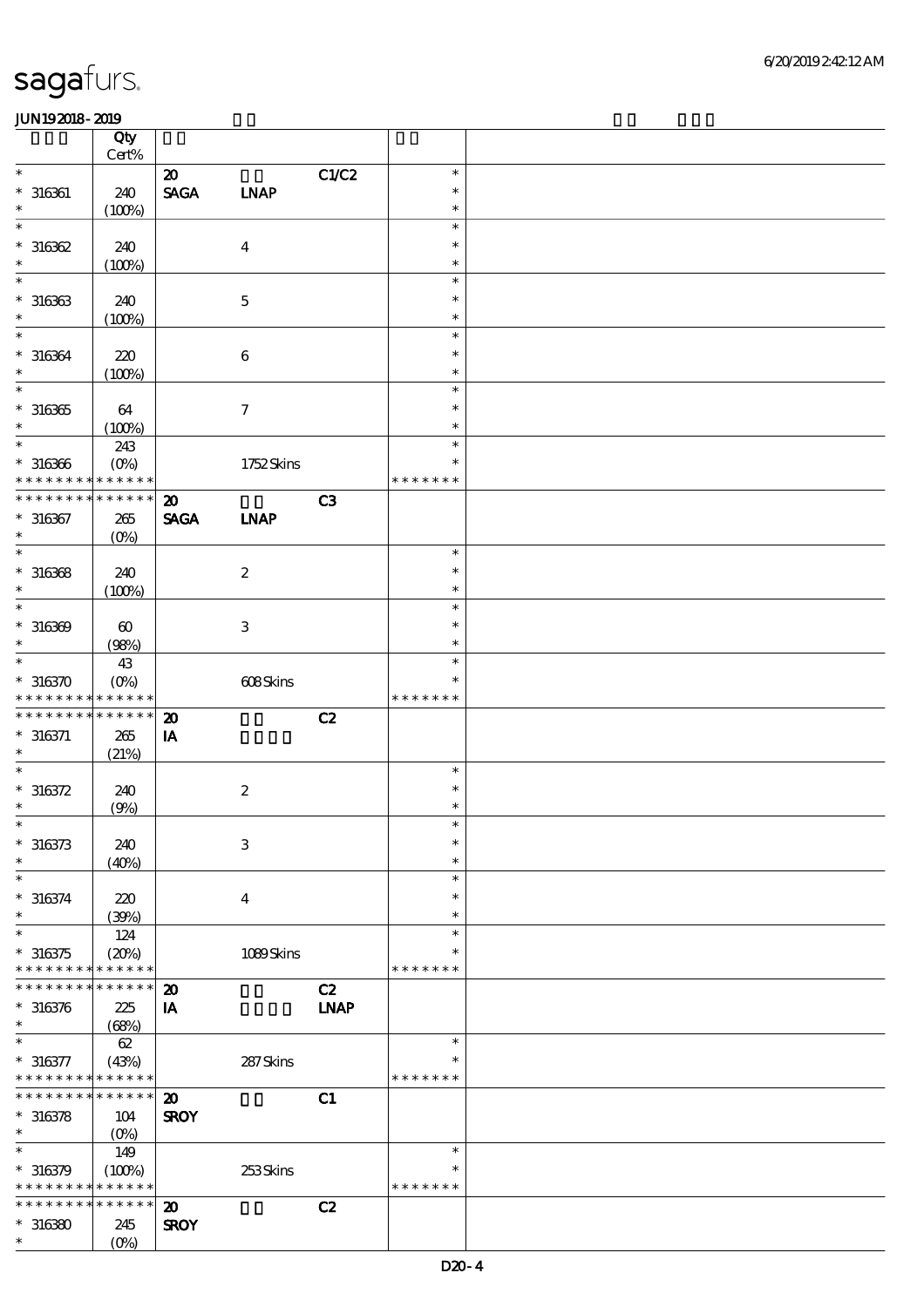sagafurs.

JUN19 2018 - 2019

| | Qty Cert% | | | | | |
|---|---|---|---|---|---|---|
| * | | 20 | | C1/C2 | * | |
| * 316361 | 240 | SAGA | LNAP | | * | |
| * | (100%) | | | | * | |
| * | | | | | * | |
| * 316362 | 240 | | 4 | | * | |
| * | (100%) | | | | * | |
| * | | | | | * | |
| * 316363 | 240 | | 5 | | * | |
| * | (100%) | | | | * | |
| * | | | | | * | |
| * 316364 | 220 | | 6 | | * | |
| * | (100%) | | | | * | |
| * | | | | | * | |
| * 316365 | 64 | | 7 | | * | |
| * | (100%) | | | | * | |
| * | 243 | | | | * | |
| * 316366 | (0%) | | 1752 Skins | | * | |
| * * * * * * * * * * * * * * | | | | | * * * * * * * | |
| * * * * * * * * * * * * * * | | 20 | | C3 | | |
| * 316367 | 265 | SAGA | LNAP | | | |
| * | (0%) | | | | | |
| * | | | | | * | |
| * 316368 | 240 | | 2 | | * | |
| * | (100%) | | | | * | |
| * | | | | | * | |
| * 316369 | 60 | | 3 | | * | |
| * | (98%) | | | | * | |
| * | 43 | | | | * | |
| * 316370 | (0%) | | 608 Skins | | * | |
| * * * * * * * * * * * * * * | | | | | * * * * * * * | |
| * * * * * * * * * * * * * * | | 20 | | C2 | | |
| * 316371 | 265 | IA | | | | |
| * | (21%) | | | | | |
| * | | | | | * | |
| * 316372 | 240 | | 2 | | * | |
| * | (9%) | | | | * | |
| * | | | | | * | |
| * 316373 | 240 | | 3 | | * | |
| * | (40%) | | | | * | |
| * | | | | | * | |
| * 316374 | 220 | | 4 | | * | |
| * | (39%) | | | | * | |
| * | 124 | | | | * | |
| * 316375 | (20%) | | 1089 Skins | | * | |
| * * * * * * * * * * * * * * | | | | | * * * * * * * | |
| * * * * * * * * * * * * * * | | 20 | | C2 | | |
| * 316376 | 225 | IA | | LNAP | | |
| * | (68%) | | | | | |
| * | 62 | | | | * | |
| * 316377 | (43%) | | 287 Skins | | * | |
| * * * * * * * * * * * * * * | | | | | * * * * * * * | |
| * * * * * * * * * * * * * * | | 20 | | C1 | | |
| * 316378 | 104 | SROY | | | | |
| * | (0%) | | | | | |
| * | 149 | | | | * | |
| * 316379 | (100%) | | 253 Skins | | * | |
| * * * * * * * * * * * * * * | | | | | * * * * * * * | |
| * * * * * * * * * * * * * * | | 20 | | C2 | | |
| * 316380 | 245 | SROY | | | | |
| * | (0%) | | | | | |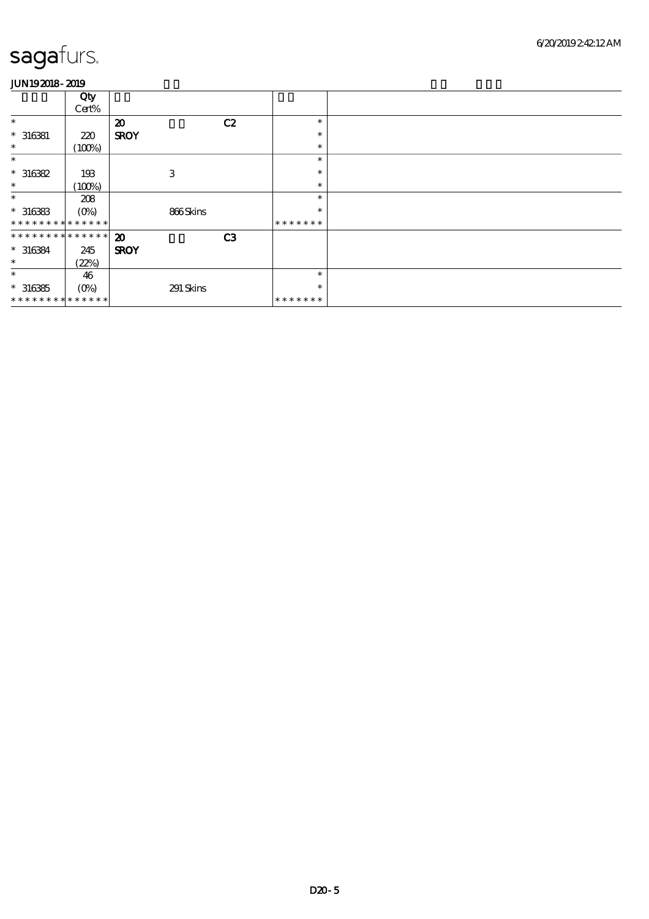sagafurs.

JUN19 2018 - 2019

| | Qty Cert% | | | | |
|---|---|---|---|---|---|
| * | | 20 | | C2 | * |
| * 316381 | 220 | SROY | | | * |
| * | (100%) | | | | * |
| * | | | | | * |
| * 316382 | 193 | | 3 | | * |
| * | (100%) | | | | * |
| * | 208 | | | | * |
| * 316383 | (0%) | | 866 Skins | | * |
| * * * * * * * * * * * * * * | | | | | * * * * * * * |
| * * * * * * * * * * * * * * | | 20 | | C3 | |
| * 316384 | 245 | SROY | | | |
| * | (22%) | | | | |
| * | 46 | | | | * |
| * 316385 | (0%) | | 291 Skins | | * |
| * * * * * * * * * * * * * * | | | | | * * * * * * * |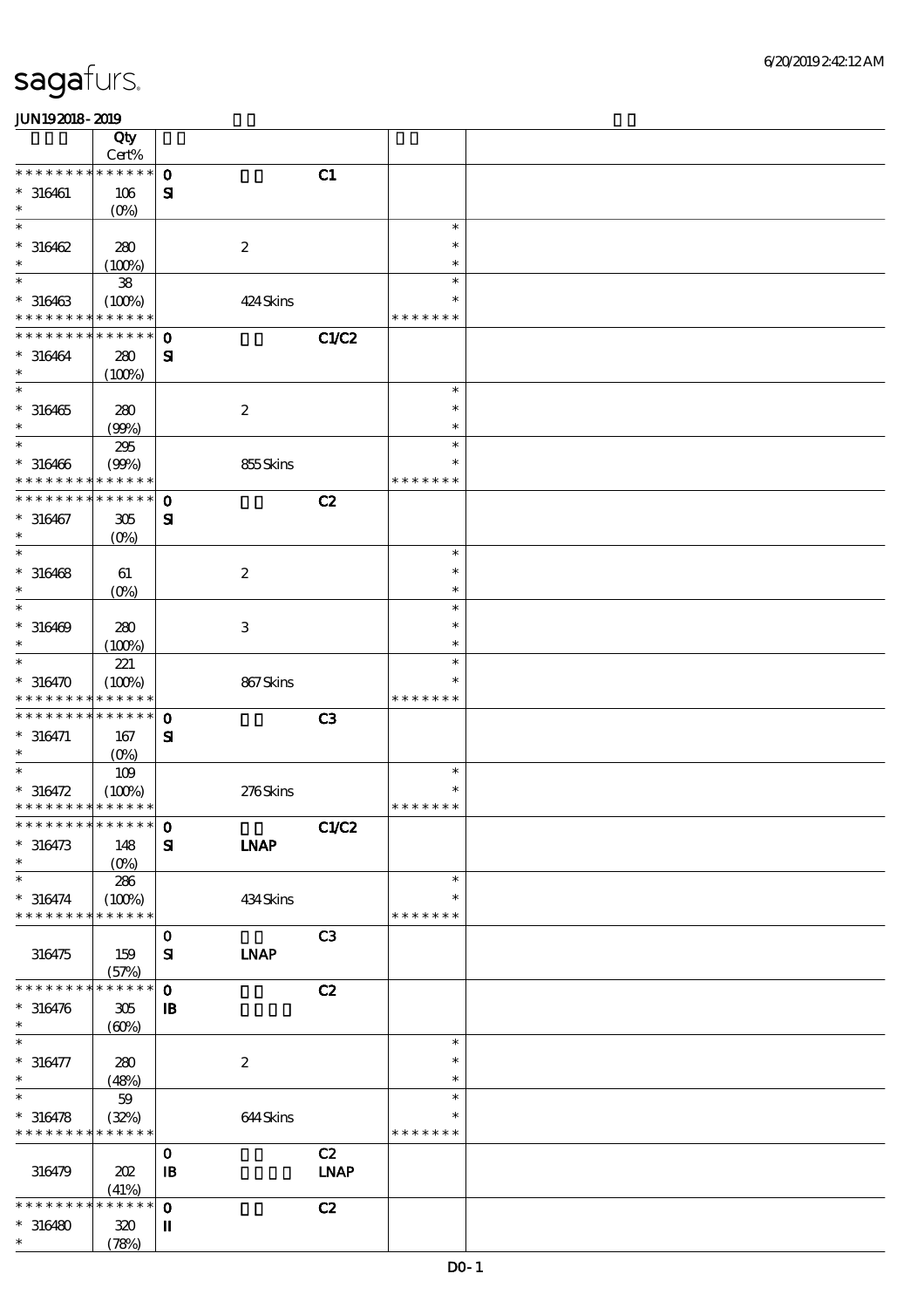# sagafurs.

JUN192018-2019

| | Qty Cert% | | | | | |
|---|---|---|---|---|---|---|
| * * * * * * * * * * * * * * | | 0 | | C1 | | |
| * 316461 | 106 | SI | | | | |
| * | (0%) | | | | | |
| * | | | | | * | |
| * 316462 | 280 | | 2 | | * | |
| * | (100%) | | | | * | |
| * | 38 | | | | * | |
| * 316463 | (100%) | | 424 Skins | | * | |
| * * * * * * * * * * * * * * | | | | | * * * * * * * | |
| * * * * * * * * * * * * * * | | 0 | | C1/C2 | | |
| * 316464 | 280 | SI | | | | |
| * | (100%) | | | | | |
| * | | | | | * | |
| * 316465 | 280 | | 2 | | * | |
| * | (99%) | | | | * | |
| * | 295 | | | | * | |
| * 316466 | (99%) | | 855 Skins | | * | |
| * * * * * * * * * * * * * * | | | | | * * * * * * * | |
| * * * * * * * * * * * * * * | | 0 | | C2 | | |
| * 316467 | 305 | SI | | | | |
| * | (0%) | | | | | |
| * | | | | | * | |
| * 316468 | 61 | | 2 | | * | |
| * | (0%) | | | | * | |
| * | | | | | * | |
| * 316469 | 280 | | 3 | | * | |
| * | (100%) | | | | * | |
| * | 221 | | | | * | |
| * 316470 | (100%) | | 867 Skins | | * | |
| * * * * * * * * * * * * * * | | | | | * * * * * * * | |
| * * * * * * * * * * * * * * | | 0 | | C3 | | |
| * 316471 | 167 | SI | | | | |
| * | (0%) | | | | | |
| * | 109 | | | | * | |
| * 316472 | (100%) | | 276 Skins | | * | |
| * * * * * * * * * * * * * * | | | | | * * * * * * * | |
| * * * * * * * * * * * * * * | | 0 | | C1/C2 | | |
| * 316473 | 148 | SI | LNAP | | | |
| * | (0%) | | | | | |
| * | 286 | | | | * | |
| * 316474 | (100%) | | 434 Skins | | * | |
| * * * * * * * * * * * * * * | | | | | * * * * * * * | |
| | | 0 | | C3 | | |
| 316475 | 159 | SI | LNAP | | | |
| | (57%) | | | | | |
| * * * * * * * * * * * * * * | | 0 | | C2 | | |
| * 316476 | 305 | IB | | | | |
| * | (60%) | | | | | |
| * | | | | | * | |
| * 316477 | 280 | | 2 | | * | |
| * | (48%) | | | | * | |
| * | 59 | | | | * | |
| * 316478 | (32%) | | 644 Skins | | * | |
| * * * * * * * * * * * * * * | | | | | * * * * * * * | |
| | | 0 | | C2 | | |
| 316479 | 202 | IB | | LNAP | | |
| | (41%) | | | | | |
| * * * * * * * * * * * * * * | | 0 | | C2 | | |
| * 316480 | 320 | II | | | | |
| * | (78%) | | | | | |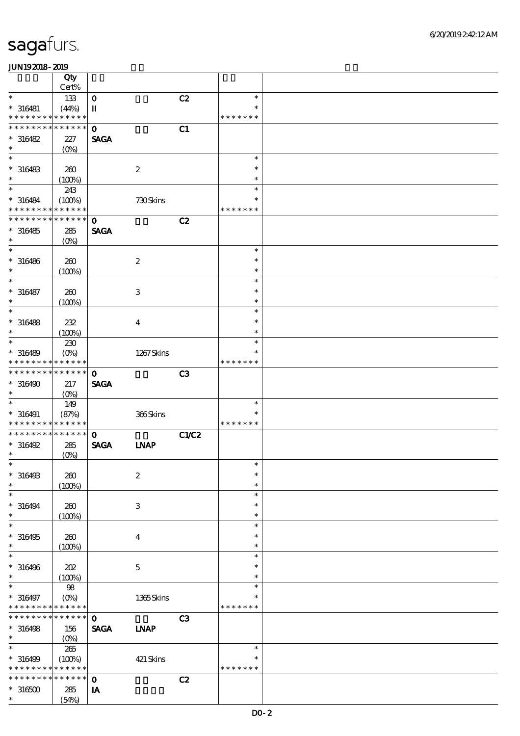sagafurs.

JUN19 2018 - 2019

| | Qty Cert% | | | | | |
|---|---|---|---|---|---|---|
| * | 133 | 0 | | C2 | * | |
| * 316481 | (44%) | II | | | * | |
| * * * * * * * * * * * * * * | | | | | * * * * * * * | |
| * * * * * * * * * * * * * * | | 0 | | C1 | | |
| * 316482 | 227 | SAGA | | | | |
| * | (0%) | | | | | |
| * | | | | | * | |
| * 316483 | 260 | | 2 | | * | |
| * | (100%) | | | | * | |
| * | 243 | | | | * | |
| * 316484 | (100%) | | 730 Skins | | * | |
| * * * * * * * * * * * * * * | | | | | * * * * * * * | |
| * * * * * * * * * * * * * * | | 0 | | C2 | | |
| * 316485 | 285 | SAGA | | | | |
| * | (0%) | | | | | |
| * | | | | | * | |
| * 316486 | 260 | | 2 | | * | |
| * | (100%) | | | | * | |
| * | | | | | * | |
| * 316487 | 260 | | 3 | | * | |
| * | (100%) | | | | * | |
| * | | | | | * | |
| * 316488 | 232 | | 4 | | * | |
| * | (100%) | | | | * | |
| * | 230 | | | | * | |
| * 316489 | (0%) | | 1267 Skins | | * | |
| * * * * * * * * * * * * * * | | | | | * * * * * * * | |
| * * * * * * * * * * * * * * | | 0 | | C3 | | |
| * 316490 | 217 | SAGA | | | | |
| * | (0%) | | | | | |
| * | 149 | | | | * | |
| * 316491 | (87%) | | 366 Skins | | * | |
| * * * * * * * * * * * * * * | | | | | * * * * * * * | |
| * * * * * * * * * * * * * * | | 0 | | C1/C2 | | |
| * 316492 | 285 | SAGA | LNAP | | | |
| * | (0%) | | | | | |
| * | | | | | * | |
| * 316493 | 260 | | 2 | | * | |
| * | (100%) | | | | * | |
| * | | | | | * | |
| * 316494 | 260 | | 3 | | * | |
| * | (100%) | | | | * | |
| * | | | | | * | |
| * 316495 | 260 | | 4 | | * | |
| * | (100%) | | | | * | |
| * | | | | | * | |
| * 316496 | 202 | | 5 | | * | |
| * | (100%) | | | | * | |
| * | 98 | | | | * | |
| * 316497 | (0%) | | 1365 Skins | | * | |
| * * * * * * * * * * * * * * | | | | | * * * * * * * | |
| * * * * * * * * * * * * * * | | 0 | | C3 | | |
| * 316498 | 156 | SAGA | LNAP | | | |
| * | (0%) | | | | | |
| * | 265 | | | | * | |
| * 316499 | (100%) | | 421 Skins | | * | |
| * * * * * * * * * * * * * * | | | | | * * * * * * * | |
| * * * * * * * * * * * * * * | | 0 | | C2 | | |
| * 316500 | 285 | IA | | | | |
| * | (54%) | | | | | |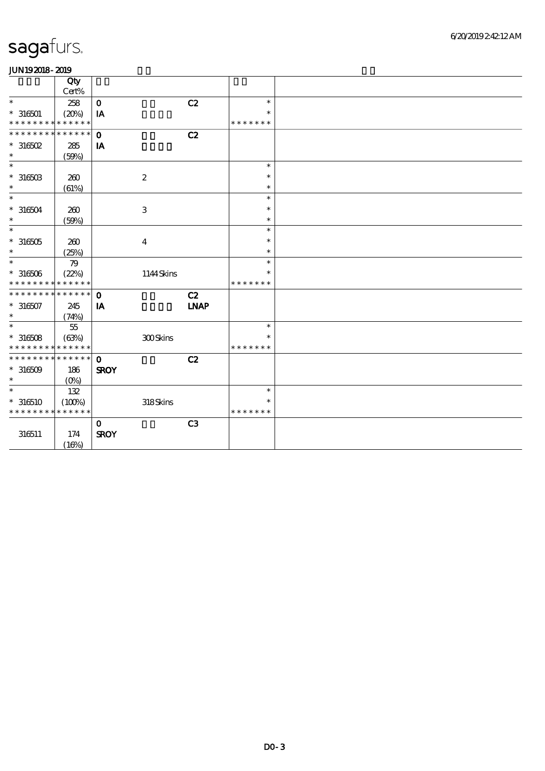# sagafurs.

JUN192018 - 2019

| | Qty Cert% | | | | | |
|---|---|---|---|---|---|---|
| * | 258 | 0 | | C2 | * | |
| * 316501 | (20%) | IA | | | * | |
| * * * * * * * * * * * * * * | | | | | * * * * * * * | |
| * * * * * * * * * * * * * * | | 0 | | C2 | | |
| * 316502 | 285 | IA | | | | |
| * | (59%) | | | | | |
| * | | | | | * | |
| * 316503 | 260 | | 2 | | * | |
| * | (61%) | | | | * | |
| * | | | | | * | |
| * 316504 | 260 | | 3 | | * | |
| * | (59%) | | | | * | |
| * | | | | | * | |
| * 316505 | 260 | | 4 | | * | |
| * | (25%) | | | | * | |
| * | 79 | | | | * | |
| * 316506 | (22%) | | 1144 Skins | | * | |
| * * * * * * * * * * * * * * | | | | | * * * * * * * | |
| * * * * * * * * * * * * * * | | 0 | | C2 | | |
| * 316507 | 245 | IA | | LNAP | | |
| * | (74%) | | | | | |
| * | 55 | | | | * | |
| * 316508 | (63%) | | 300 Skins | | * | |
| * * * * * * * * * * * * * * | | | | | * * * * * * * | |
| * * * * * * * * * * * * * * | | 0 | | C2 | | |
| * 316509 | 186 | SROY | | | | |
| * | (0%) | | | | | |
| * | 132 | | | | * | |
| * 316510 | (100%) | | 318 Skins | | * | |
| * * * * * * * * * * * * * * | | | | | * * * * * * * | |
| | | 0 | | C3 | | |
| 316511 | 174 | SROY | | | | |
| | (16%) | | | | | |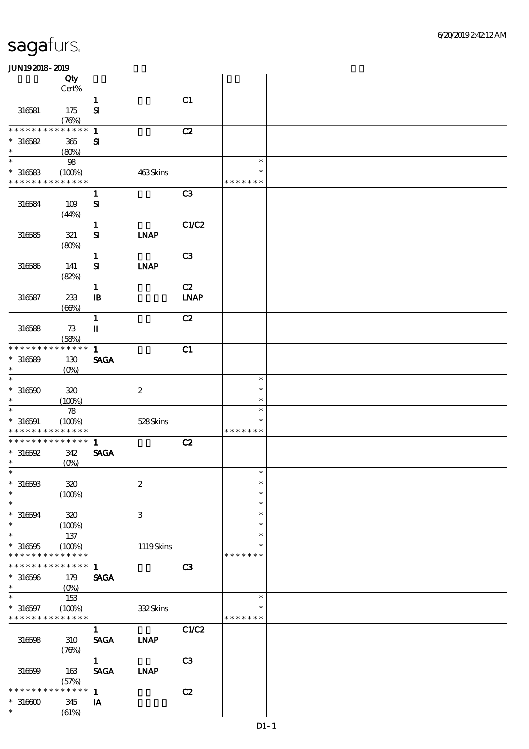# sagafurs.

**JUN19 2018 - 2019**

| | Qty Cert% | | | | | |
|---|---|---|---|---|---|---|
| 316581 | 175 (76%) | 1 SI | | C1 | | |
| * * * * * * * * * * * * * * 316582 * | 365 (80%) | 1 SI | | C2 | | |
| * * 316583 * * * * * * * * * * * * * | 98 (100%) | | 463 Skins | | * * * * * * * * * | |
| 316584 | 109 (44%) | 1 SI | | C3 | | |
| 316585 | 321 (80%) | 1 SI | LNAP | C1/C2 | | |
| 316586 | 141 (82%) | 1 SI | LNAP | C3 | | |
| 316587 | 233 (66%) | 1 IB | | C2 LNAP | | |
| 316588 | 73 (58%) | 1 II | | C2 | | |
| * * * * * * * * * * * * * * 316589 * | 130 (0%) | 1 SAGA | | C1 | | |
| * * 316590 * | 320 (100%) | | 2 | | * * * | |
| * * 316591 * * * * * * * * * * * * * | 78 (100%) | | 528 Skins | | * * * * * * * * * | |
| * * * * * * * * * * * * * * 316592 * | 342 (0%) | 1 SAGA | | C2 | | |
| * * 316593 * | 320 (100%) | | 2 | | * * * | |
| * * 316594 * | 320 (100%) | | 3 | | * * * | |
| * * 316595 * * * * * * * * * * * * * | 137 (100%) | | 1119 Skins | | * * * * * * * * * | |
| * * * * * * * * * * * * * * 316596 * | 179 (0%) | 1 SAGA | | C3 | | |
| * * 316597 * * * * * * * * * * * * * | 153 (100%) | | 332 Skins | | * * * * * * * * * | |
| 316598 | 310 (76%) | 1 SAGA | LNAP | C1/C2 | | |
| 316599 | 163 (57%) | 1 SAGA | LNAP | C3 | | |
| * * * * * * * * * * * * * * 316600 * | 345 (61%) | 1 IA | | C2 | | |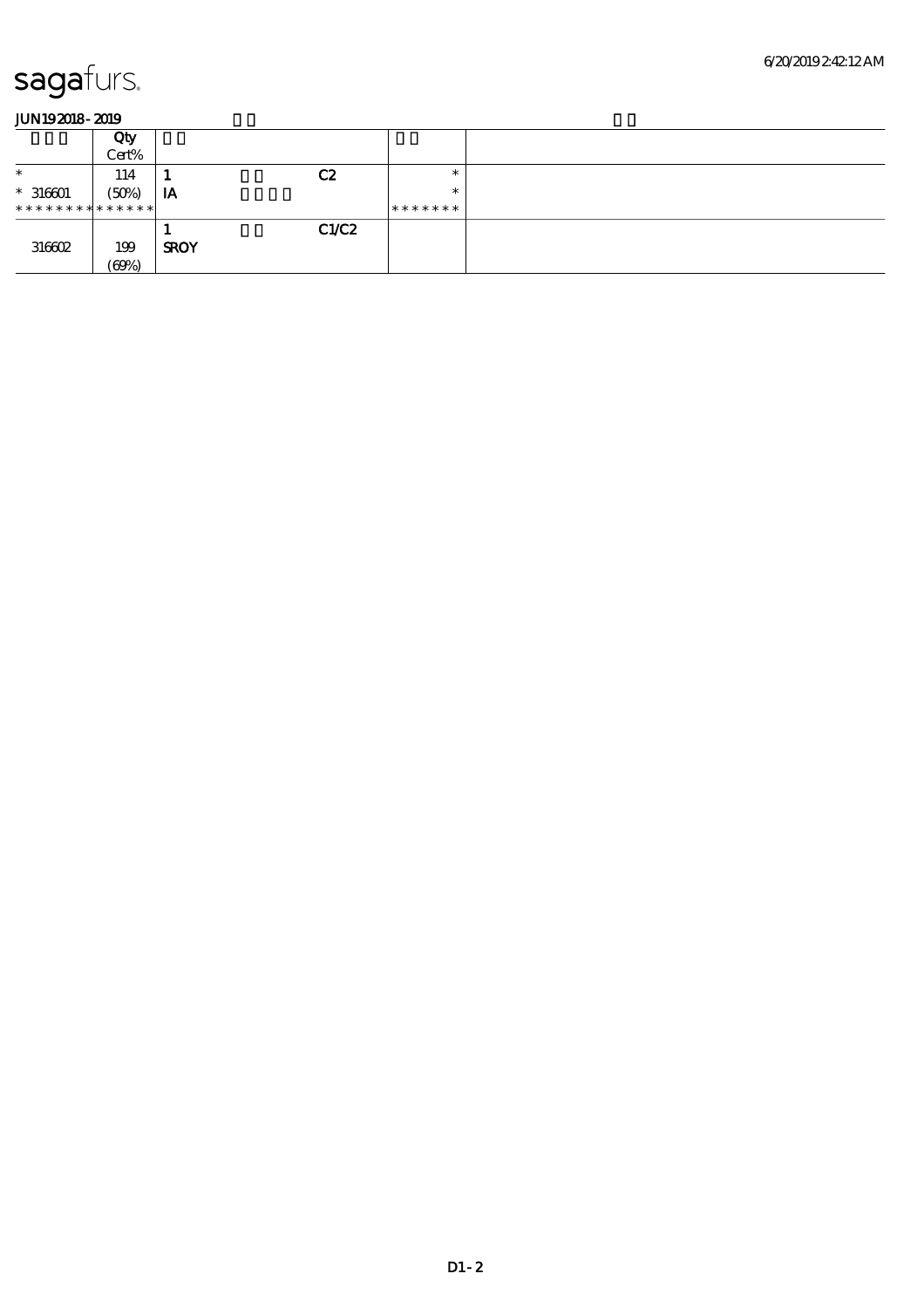# sagafurs.

**JUN19 2018 - 2019**

| | Qty Cert% | | | | | |
|---|---|---|---|---|---|---|
| * | 114 | 1 | | C2 | * | |
| * 316601 | (50%) | IA | | | * | |
| * * * * * * * * * * * * * * | | | | | * * * * * * * | |
| | | 1 | | C1/C2 | | |
| 316602 | 199 (69%) | SROY | | | | |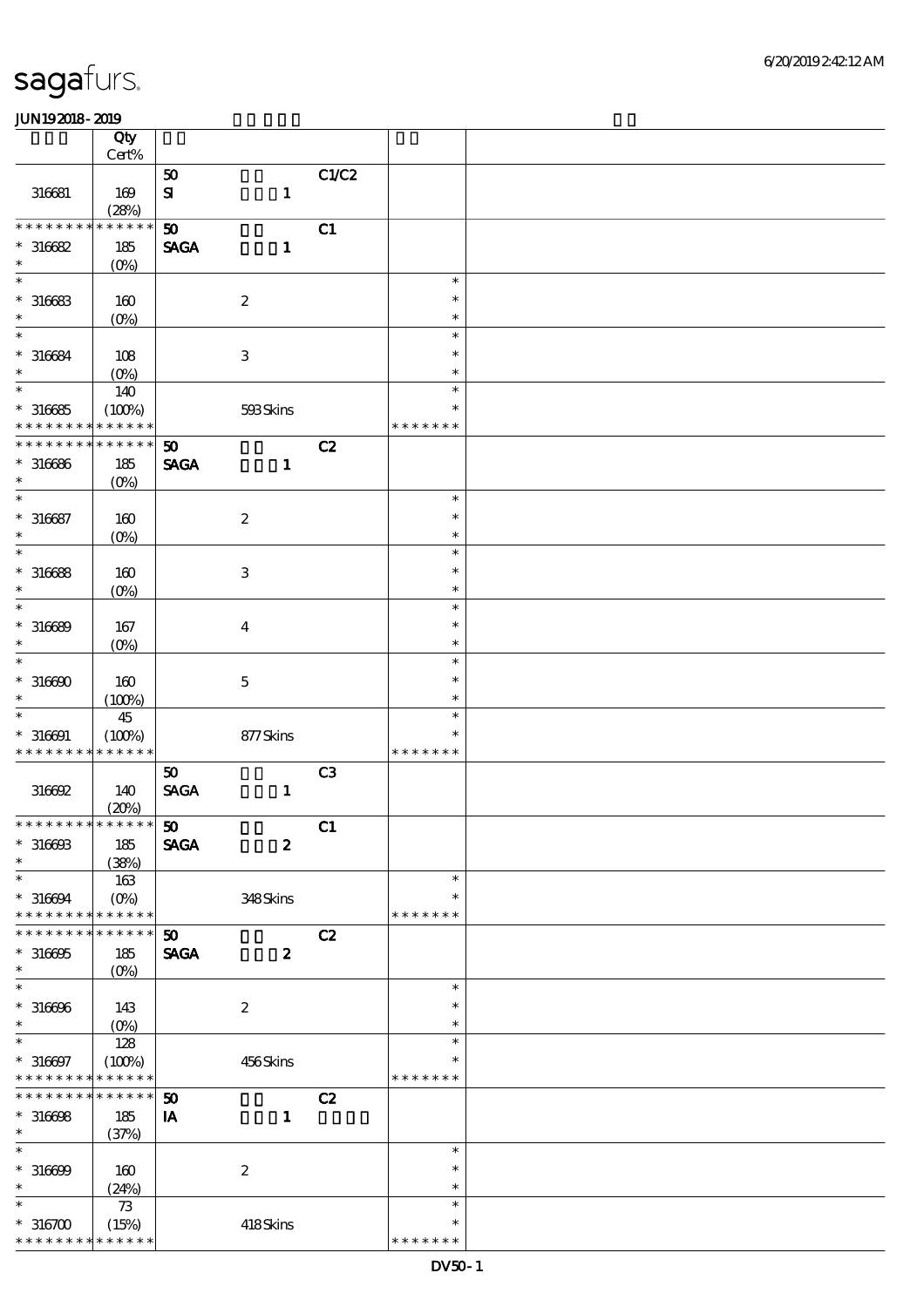sagafurs.

JUN19 2018 - 2019

| | Qty Cert% | | | | | |
|---|---|---|---|---|---|---|
| | | 50 | | C1/C2 | | |
| 316681 | 169 (28%) | SI | 1 | | | |
| * * * * * * * * * * * * * * | | 50 | | C1 | | |
| * 316682 * | 185 (0%) | SAGA | 1 | | | |
| * * 316683 * | 160 (0%) | | 2 | | * * * | |
| * * 316684 * | 108 (0%) | | 3 | | * * * | |
| * * 316685 * * * * * * * * * * * * * | 140 (100%) | | 593 Skins | | * * * * * * * * * | |
| * * * * * * * * * * * * * * | | 50 | | C2 | | |
| * 316686 * | 185 (0%) | SAGA | 1 | | | |
| * * 316687 * | 160 (0%) | | 2 | | * * * | |
| * * 316688 * | 160 (0%) | | 3 | | * * * | |
| * * 316689 * | 167 (0%) | | 4 | | * * * | |
| * * 316690 * | 160 (100%) | | 5 | | * * * | |
| * * 316691 * * * * * * * * * * * * * | 45 (100%) | | 877 Skins | | * * * * * * * * * | |
| | | 50 | | C3 | | |
| 316692 | 140 (20%) | SAGA | 1 | | | |
| * * * * * * * * * * * * * * | | 50 | | C1 | | |
| * 316693 * | 185 (38%) | SAGA | 2 | | | |
| * * 316694 * * * * * * * * * * * * * | 163 (0%) | | 348 Skins | | * * * * * * * * * | |
| * * * * * * * * * * * * * * | | 50 | | C2 | | |
| * 316695 * | 185 (0%) | SAGA | 2 | | | |
| * * 316696 * | 143 (0%) | | 2 | | * * * | |
| * * 316697 * * * * * * * * * * * * * | 128 (100%) | | 456 Skins | | * * * * * * * * * | |
| * * * * * * * * * * * * * * | | 50 | | C2 | | |
| * 316698 * | 185 (37%) | IA | 1 | | | |
| * * 316699 * | 160 (24%) | | 2 | | * * * | |
| * * 316700 * * * * * * * * * * * * * | 73 (15%) | | 418 Skins | | * * * * * * * * * | |

DV50 - 1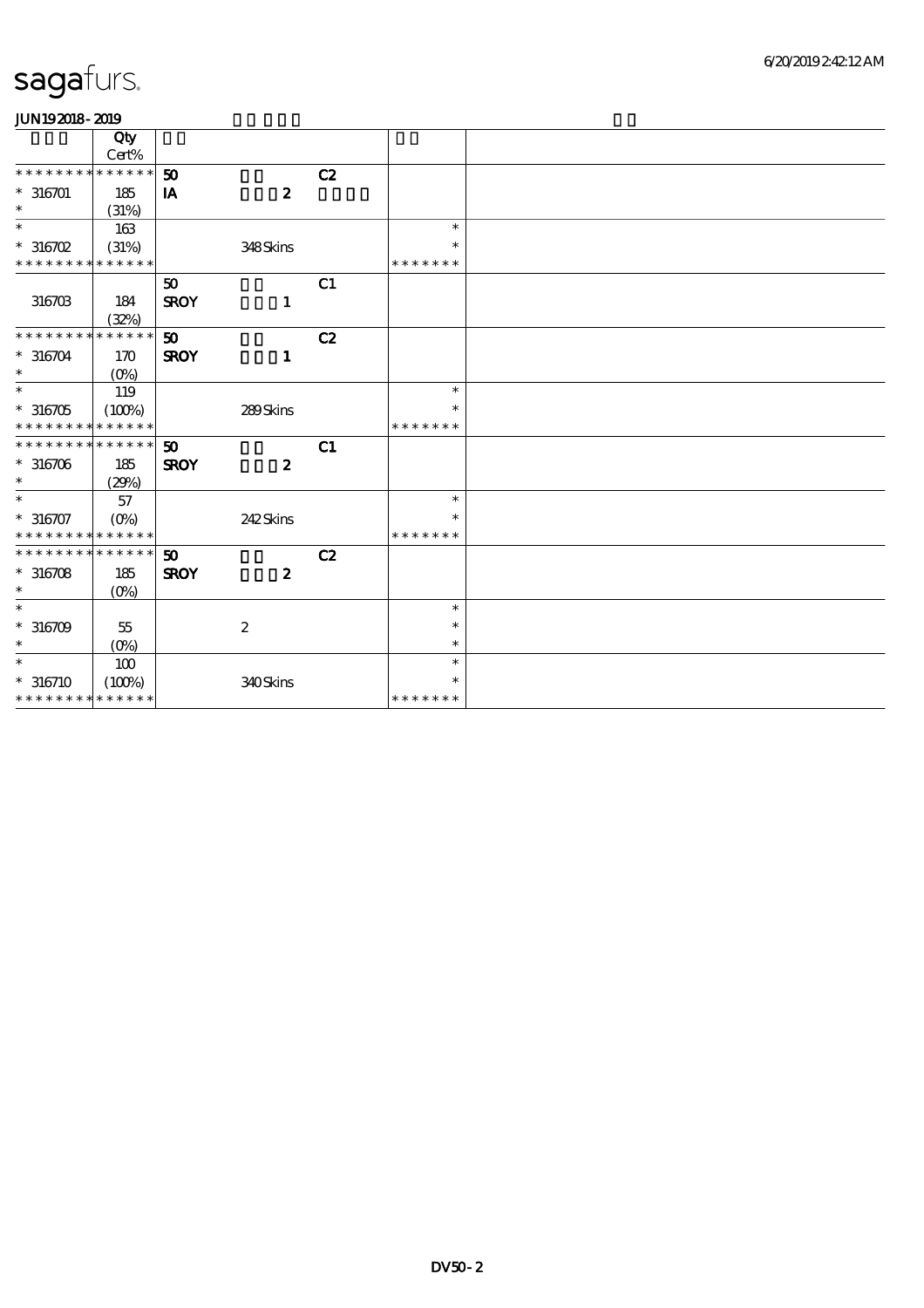# sagafurs.

JUN19 2018 - 2019

| | Qty<br>Cert% | | | | | |
|---|---|---|---|---|---|---|
| * * * * * * * * * * * * * * | | 50 | | C2 | | |
| * 316701 | 185 | IA | 2 | | | |
| * | (31%) | | | | | |
| * | 163 | | | | * | |
| * 316702 | (31%) | | 348 Skins | | * | |
| * * * * * * * * * * * * * * | | | | | * * * * * * * | |
| | | 50 | | C1 | | |
| 316703 | 184 | SROY | 1 | | | |
| | (32%) | | | | | |
| * * * * * * * * * * * * * * | | 50 | | C2 | | |
| * 316704 | 170 | SROY | 1 | | | |
| * | (0%) | | | | | |
| * | 119 | | | | * | |
| * 316705 | (100%) | | 289 Skins | | * | |
| * * * * * * * * * * * * * * | | | | | * * * * * * * | |
| * * * * * * * * * * * * * * | | 50 | | C1 | | |
| * 316706 | 185 | SROY | 2 | | | |
| * | (29%) | | | | | |
| * | 57 | | | | * | |
| * 316707 | (0%) | | 242 Skins | | * | |
| * * * * * * * * * * * * * * | | | | | * * * * * * * | |
| * * * * * * * * * * * * * * | | 50 | | C2 | | |
| * 316708 | 185 | SROY | 2 | | | |
| * | (0%) | | | | | |
| * | | | | | * | |
| * 316709 | 55 | | 2 | | * | |
| * | (0%) | | | | * | |
| * | 100 | | | | * | |
| * 316710 | (100%) | | 340 Skins | | * | |
| * * * * * * * * * * * * * * | | | | | * * * * * * * | |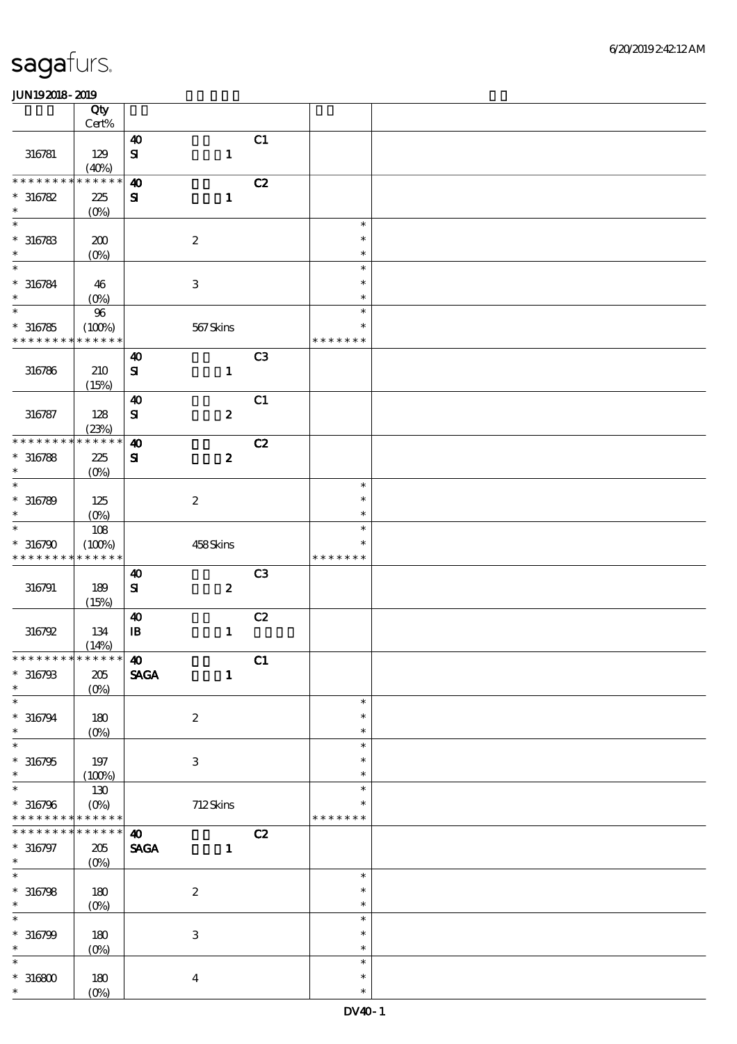| | Qty Cert% | | | |
|---|---|---|---|---|
| 316781 | 129 (40%) | 40 SI 1 C1 | | |
| * * * * * * * * * * * * * * 316782 * | 225 (0%) | 40 SI 1 C2 | | |
| * * 316783 * | 200 (0%) | 2 | * * * | |
| * * 316784 * | 46 (0%) | 3 | * * * | |
| * * 316785 * * * * * * * * * * * * * | 96 (100%) | 567 Skins | * * * * * * * * * | |
| 316786 | 210 (15%) | 40 SI 1 C3 | | |
| 316787 | 128 (23%) | 40 SI 2 C1 | | |
| * * * * * * * * * * * * * * 316788 * | 225 (0%) | 40 SI 2 C2 | | |
| * * 316789 * | 125 (0%) | 2 | * * * | |
| * * 316790 * * * * * * * * * * * * * | 108 (100%) | 458 Skins | * * * * * * * * * | |
| 316791 | 189 (15%) | 40 SI 2 C3 | | |
| 316792 | 134 (14%) | 40 IB 1 C2 | | |
| * * * * * * * * * * * * * * 316793 * | 205 (0%) | 40 SAGA 1 C1 | | |
| * * 316794 * | 180 (0%) | 2 | * * * | |
| * * 316795 * | 197 (100%) | 3 | * * * | |
| * * 316796 * * * * * * * * * * * * * | 130 (0%) | 712 Skins | * * * * * * * * * | |
| * * * * * * * * * * * * * * 316797 * | 205 (0%) | 40 SAGA 1 C2 | | |
| * * 316798 * | 180 (0%) | 2 | * * * | |
| * * 316799 * | 180 (0%) | 3 | * * * | |
| * * 316800 * | 180 (0%) | 4 | * * * | |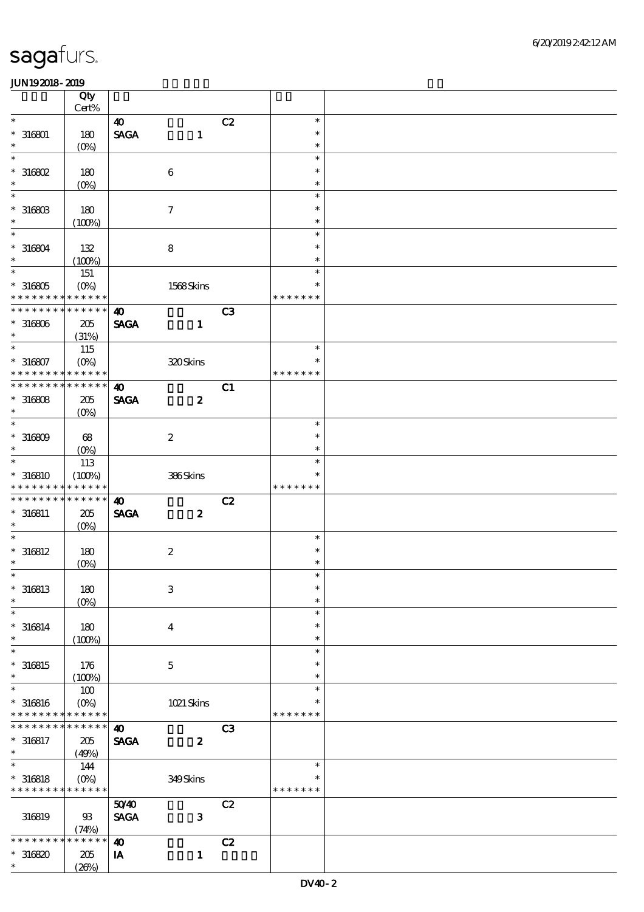# sagafurs.

**JUN192018-2019**

| | Qty Cert% | | | | | |
|---|---|---|---|---|---|---|
| * | | 40 | | C2 | * | |
| * 316801 | 180 | SAGA | 1 | | * | |
| * | (0%) | | | | * | |
| * | | | | | * | |
| * 316802 | 180 | | 6 | | * | |
| * | (0%) | | | | * | |
| * | | | | | * | |
| * 316803 | 180 | | 7 | | * | |
| * | (100%) | | | | * | |
| * | | | | | * | |
| * 316804 | 132 | | 8 | | * | |
| * | (100%) | | | | * | |
| * | 151 | | | | * | |
| * 316805 | (0%) | | 1568 Skins | | * | |
| * * * * * * * * * * * * * * | | | | | * * * * * * * | |
| * * * * * * * * * * * * * * | | 40 | | C3 | | |
| * 316806 | 205 | SAGA | 1 | | | |
| * | (31%) | | | | | |
| * | 115 | | | | * | |
| * 316807 | (0%) | | 320 Skins | | * | |
| * * * * * * * * * * * * * * | | | | | * * * * * * * | |
| * * * * * * * * * * * * * * | | 40 | | C1 | | |
| * 316808 | 205 | SAGA | 2 | | | |
| * | (0%) | | | | | |
| * | | | | | * | |
| * 316809 | 68 | | 2 | | * | |
| * | (0%) | | | | * | |
| * | 113 | | | | * | |
| * 316810 | (100%) | | 386 Skins | | * | |
| * * * * * * * * * * * * * * | | | | | * * * * * * * | |
| * * * * * * * * * * * * * * | | 40 | | C2 | | |
| * 316811 | 205 | SAGA | 2 | | | |
| * | (0%) | | | | | |
| * | | | | | * | |
| * 316812 | 180 | | 2 | | * | |
| * | (0%) | | | | * | |
| * | | | | | * | |
| * 316813 | 180 | | 3 | | * | |
| * | (0%) | | | | * | |
| * | | | | | * | |
| * 316814 | 180 | | 4 | | * | |
| * | (100%) | | | | * | |
| * | | | | | * | |
| * 316815 | 176 | | 5 | | * | |
| * | (100%) | | | | * | |
| * | 100 | | | | * | |
| * 316816 | (0%) | | 1021 Skins | | * | |
| * * * * * * * * * * * * * * | | | | | * * * * * * * | |
| * * * * * * * * * * * * * * | | 40 | | C3 | | |
| * 316817 | 205 | SAGA | 2 | | | |
| * | (49%) | | | | | |
| * | 144 | | | | * | |
| * 316818 | (0%) | | 349 Skins | | * | |
| * * * * * * * * * * * * * * | | | | | * * * * * * * | |
| | | 50/40 | | C2 | | |
| 316819 | 93 | SAGA | 3 | | | |
| | (74%) | | | | | |
| * * * * * * * * * * * * * * | | 40 | | C2 | | |
| * 316820 | 205 | IA | 1 | | | |
| * | (26%) | | | | | |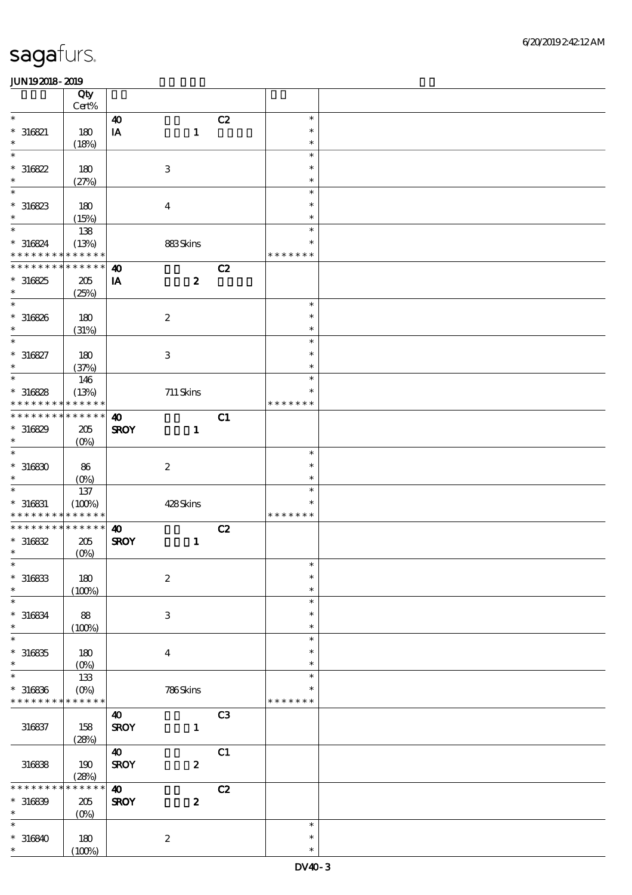# sagafurs.

JUN19 2018 - 2019

| | Qty Cert% | | | | | |
|---|---|---|---|---|---|---|
| * | | 40 | | C2 | * | |
| * 316821 | 180 | IA | 1 | | * | |
| * | (18%) | | | | * | |
| * | | | | | * | |
| * 316822 | 180 | | 3 | | * | |
| * | (27%) | | | | * | |
| * | | | | | * | |
| * 316823 | 180 | | 4 | | * | |
| * | (15%) | | | | * | |
| * | 138 | | | | * | |
| * 316824 | (13%) | | 883 Skins | | * | |
| * * * * * * * * * * * * * * | | | | | * * * * * * * | |
| * * * * * * * * * * * * * * | | 40 | | C2 | | |
| * 316825 | 205 | IA | 2 | | | |
| * | (25%) | | | | | |
| * | | | | | * | |
| * 316826 | 180 | | 2 | | * | |
| * | (31%) | | | | * | |
| * | | | | | * | |
| * 316827 | 180 | | 3 | | * | |
| * | (37%) | | | | * | |
| * | 146 | | | | * | |
| * 316828 | (13%) | | 711 Skins | | * | |
| * * * * * * * * * * * * * * | | | | | * * * * * * * | |
| * * * * * * * * * * * * * * | | 40 | | C1 | | |
| * 316829 | 205 | SROY | 1 | | | |
| * | (0%) | | | | | |
| * | | | | | * | |
| * 316830 | 86 | | 2 | | * | |
| * | (0%) | | | | * | |
| * | 137 | | | | * | |
| * 316831 | (100%) | | 428 Skins | | * | |
| * * * * * * * * * * * * * * | | | | | * * * * * * * | |
| * * * * * * * * * * * * * * | | 40 | | C2 | | |
| * 316832 | 205 | SROY | 1 | | | |
| * | (0%) | | | | | |
| * | | | | | * | |
| * 316833 | 180 | | 2 | | * | |
| * | (100%) | | | | * | |
| * | | | | | * | |
| * 316834 | 88 | | 3 | | * | |
| * | (100%) | | | | * | |
| * | | | | | * | |
| * 316835 | 180 | | 4 | | * | |
| * | (0%) | | | | * | |
| * | 133 | | | | * | |
| * 316836 | (0%) | | 786 Skins | | * | |
| * * * * * * * * * * * * * * | | | | | * * * * * * * | |
| | | 40 | | C3 | | |
| 316837 | 158 | SROY | 1 | | | |
| | (28%) | | | | | |
| | | 40 | | C1 | | |
| 316838 | 190 | SROY | 2 | | | |
| | (28%) | | | | | |
| * * * * * * * * * * * * * * | | 40 | | C2 | | |
| * 316839 | 205 | SROY | 2 | | | |
| * | (0%) | | | | | |
| * | | | | | * | |
| * 316840 | 180 | | 2 | | * | |
| * | (100%) | | | | * | |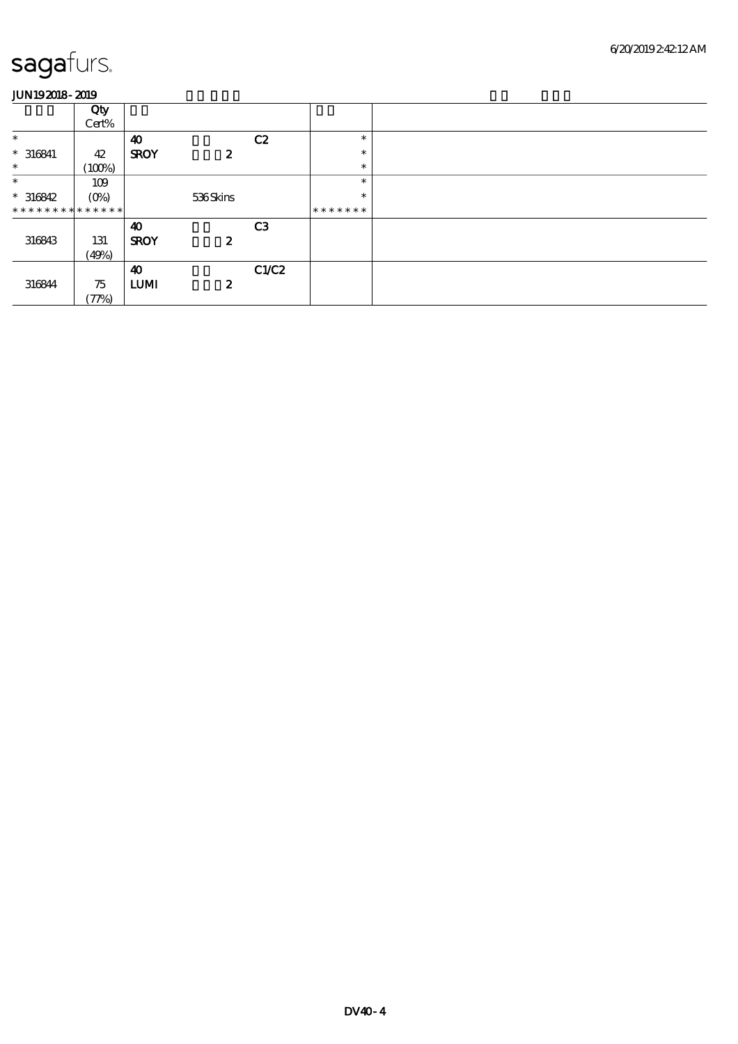sagafurs.

JUN19 2018 - 2019

| | Qty Cert% | | | | | |
|---|---|---|---|---|---|---|
| * | | 40 | | C2 | * | |
| * 316841 | 42 | SROY | 2 | | * | |
| * | (100%) | | | | * | |
| * | 109 | | | | * | |
| * 316842 | (0%) | | 536 Skins | | * | |
| * * * * * * * * * * * * * * | | | | | * * * * * * * | |
| | | 40 | | C3 | | |
| 316843 | 131 | SROY | 2 | | | |
| | (49%) | | | | | |
| | | 40 | | C1/C2 | | |
| 316844 | 75 | LUMI | 2 | | | |
| | (77%) | | | | | |

DV40 - 4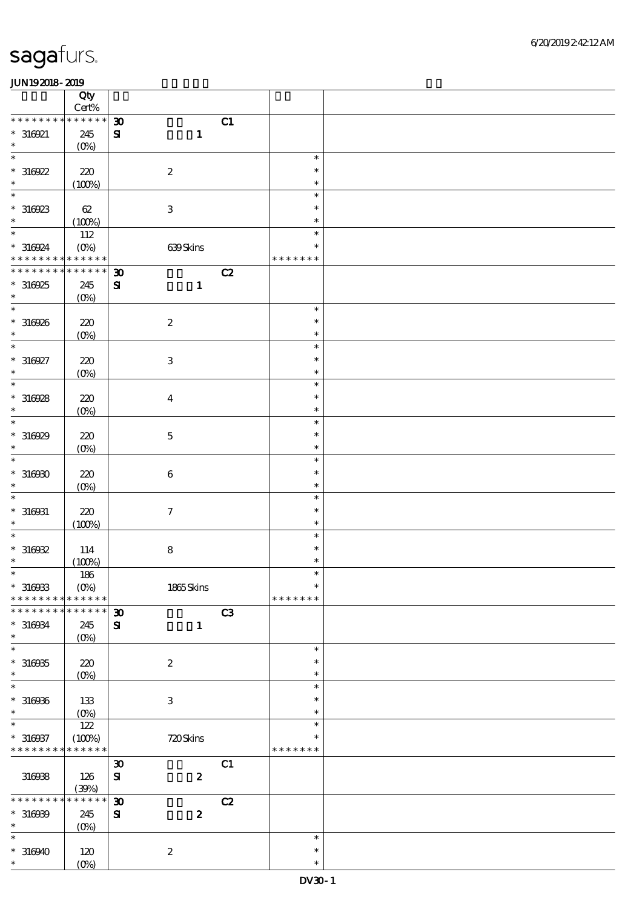| | Qty Cert% | | | |
|---|---|---|---|---|
| * * * * * * * * * * * * * * | 30 SI | C1 1 | | |
| * 316921 * | 245 (0%) | | | |
| * * 316922 * | 220 (100%) | 2 | * * * | |
| * * 316923 * | 62 (100%) | 3 | * * * | |
| * * 316924 * * * * * * * * * * * * * | 112 (0%) | 639 Skins | * * * * * * * * * | |
| * * * * * * * * * * * * * * | 30 SI | C2 1 | | |
| * 316925 * | 245 (0%) | | | |
| * * 316926 * | 220 (0%) | 2 | * * * | |
| * * 316927 * | 220 (0%) | 3 | * * * | |
| * * 316928 * | 220 (0%) | 4 | * * * | |
| * * 316929 * | 220 (0%) | 5 | * * * | |
| * * 316930 * | 220 (0%) | 6 | * * * | |
| * * 316931 * | 220 (100%) | 7 | * * * | |
| * * 316932 * | 114 (100%) | 8 | * * * | |
| * * 316933 * * * * * * * * * * * * * | 186 (0%) | 1865 Skins | * * * * * * * * * | |
| * * * * * * * * * * * * * * | 30 SI | C3 1 | | |
| * 316934 * | 245 (0%) | | | |
| * * 316935 * | 220 (0%) | 2 | * * * | |
| * * 316936 * | 133 (0%) | 3 | * * * | |
| * * 316937 * * * * * * * * * * * * * | 122 (100%) | 720 Skins | * * * * * * * * * | |
| 316938 | 126 (39%) | 30 SI | C1 2 | |
| * * * * * * * * * * * * * * | 30 SI | C2 2 | | |
| * 316939 * | 245 (0%) | | | |
| * * 316940 * | 120 (0%) | 2 | * * * | |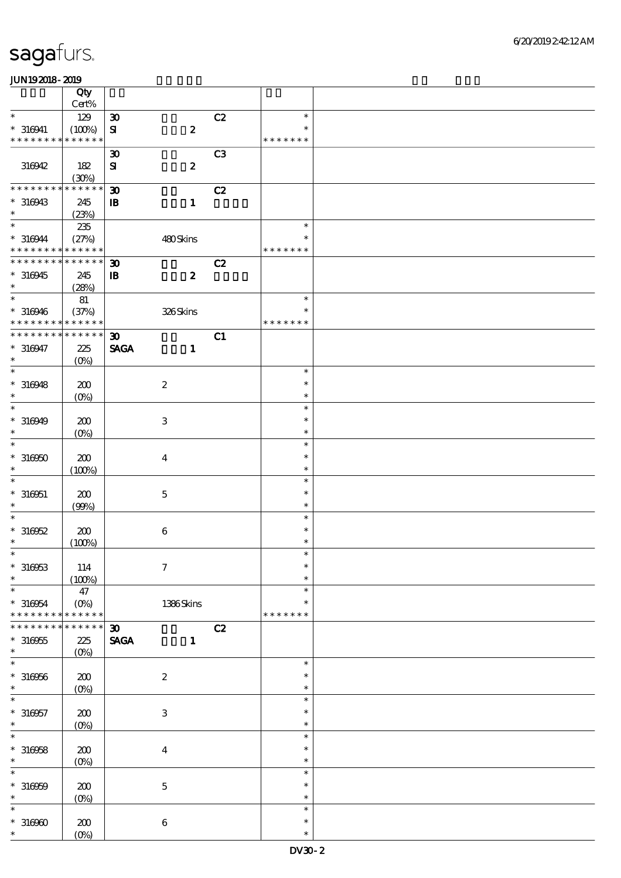sagafurs.

JUN192018-2019

| | Qty Cert% | | | |
|---|---|---|---|---|
| * | 129 | 30 C2 | * | |
| * 316941 | (100%) | SI 2 | * | |
| * * * * * * * * * * * * * * | | | * * * * * * * | |
| | | 30 C3 | | |
| 316942 | 182 (30%) | SI 2 | | |
| * * * * * * * * * * * * * * | | 30 C2 | | |
| * 316943 | 245 | IB 1 | | |
| * | (23%) | | | |
| * | 235 | | * | |
| * 316944 | (27%) | 480 Skins | * | |
| * * * * * * * * * * * * * * | | | * * * * * * * | |
| * * * * * * * * * * * * * * | | 30 C2 | | |
| * 316945 | 245 | IB 2 | | |
| * | (28%) | | | |
| * | 81 | | * | |
| * 316946 | (37%) | 326 Skins | * | |
| * * * * * * * * * * * * * * | | | * * * * * * * | |
| * * * * * * * * * * * * * * | | 30 C1 | | |
| * 316947 | 225 | SAGA 1 | | |
| * | (0%) | | | |
| * 316948 | 200 (0%) | 2 | * | |
| * 316949 | 200 (0%) | 3 | * | |
| * 316950 | 200 (100%) | 4 | * | |
| * 316951 | 200 (99%) | 5 | * | |
| * 316952 | 200 (100%) | 6 | * | |
| * 316953 | 114 (100%) | 7 | * | |
| * | 47 | | * | |
| * 316954 | (0%) | 1386 Skins | * | |
| * * * * * * * * * * * * * * | | | * * * * * * * | |
| * * * * * * * * * * * * * * | | 30 C2 | | |
| * 316955 | 225 | SAGA 1 | | |
| * | (0%) | | | |
| * 316956 | 200 (0%) | 2 | * | |
| * 316957 | 200 (0%) | 3 | * | |
| * 316958 | 200 (0%) | 4 | * | |
| * 316959 | 200 (0%) | 5 | * | |
| * 316960 | 200 (0%) | 6 | * | |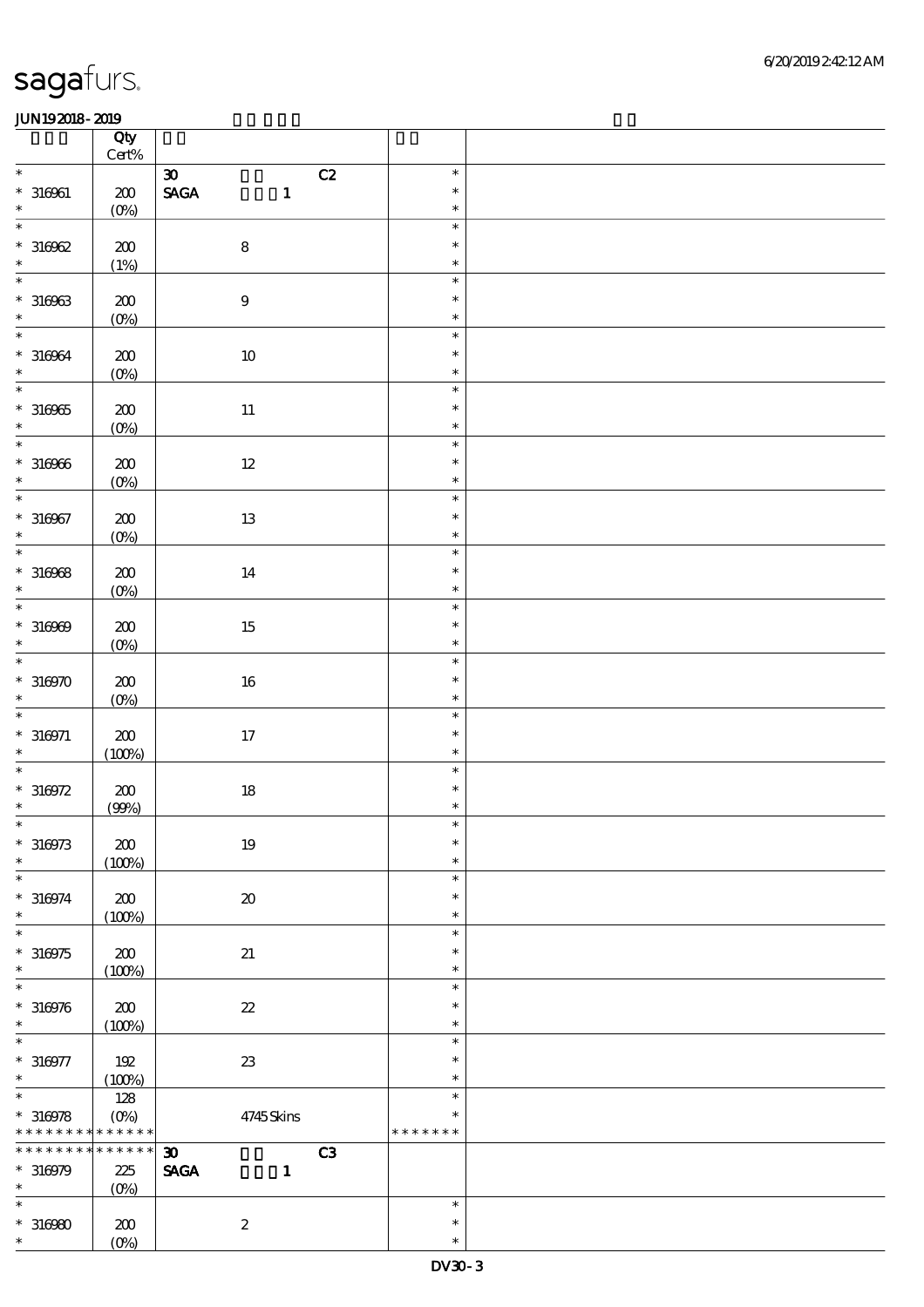# sagafurs.

JUN19 2018 - 2019

| | Qty Cert% | | |
|---|---|---|---|
| * | | 30 C2 | * |
| * 316961 | 200 | SAGA 1 | * |
| * | (0%) | | * |
| * | | | * |
| * 316962 | 200 | 8 | * |
| * | (1%) | | * |
| * | | | * |
| * 316963 | 200 | 9 | * |
| * | (0%) | | * |
| * | | | * |
| * 316964 | 200 | 10 | * |
| * | (0%) | | * |
| * | | | * |
| * 316965 | 200 | 11 | * |
| * | (0%) | | * |
| * | | | * |
| * 316966 | 200 | 12 | * |
| * | (0%) | | * |
| * | | | * |
| * 316967 | 200 | 13 | * |
| * | (0%) | | * |
| * | | | * |
| * 316968 | 200 | 14 | * |
| * | (0%) | | * |
| * | | | * |
| * 316969 | 200 | 15 | * |
| * | (0%) | | * |
| * | | | * |
| * 316970 | 200 | 16 | * |
| * | (0%) | | * |
| * | | | * |
| * 316971 | 200 | 17 | * |
| * | (100%) | | * |
| * | | | * |
| * 316972 | 200 | 18 | * |
| * | (99%) | | * |
| * | | | * |
| * 316973 | 200 | 19 | * |
| * | (100%) | | * |
| * | | | * |
| * 316974 | 200 | 20 | * |
| * | (100%) | | * |
| * | | | * |
| * 316975 | 200 | 21 | * |
| * | (100%) | | * |
| * | | | * |
| * 316976 | 200 | 22 | * |
| * | (100%) | | * |
| * | | | * |
| * 316977 | 192 | 23 | * |
| * | (100%) | | * |
| * | 128 | | * |
| * 316978 | (0%) | 4745 Skins | * |
| * * * * * * * * * * * * * | | | * * * * * * * |
| * * * * * * * * * * * * * | | 30 C3 | |
| * 316979 | 225 | SAGA 1 | |
| * | (0%) | | |
| * | | | * |
| * 316980 | 200 | 2 | * |
| * | (0%) | | * |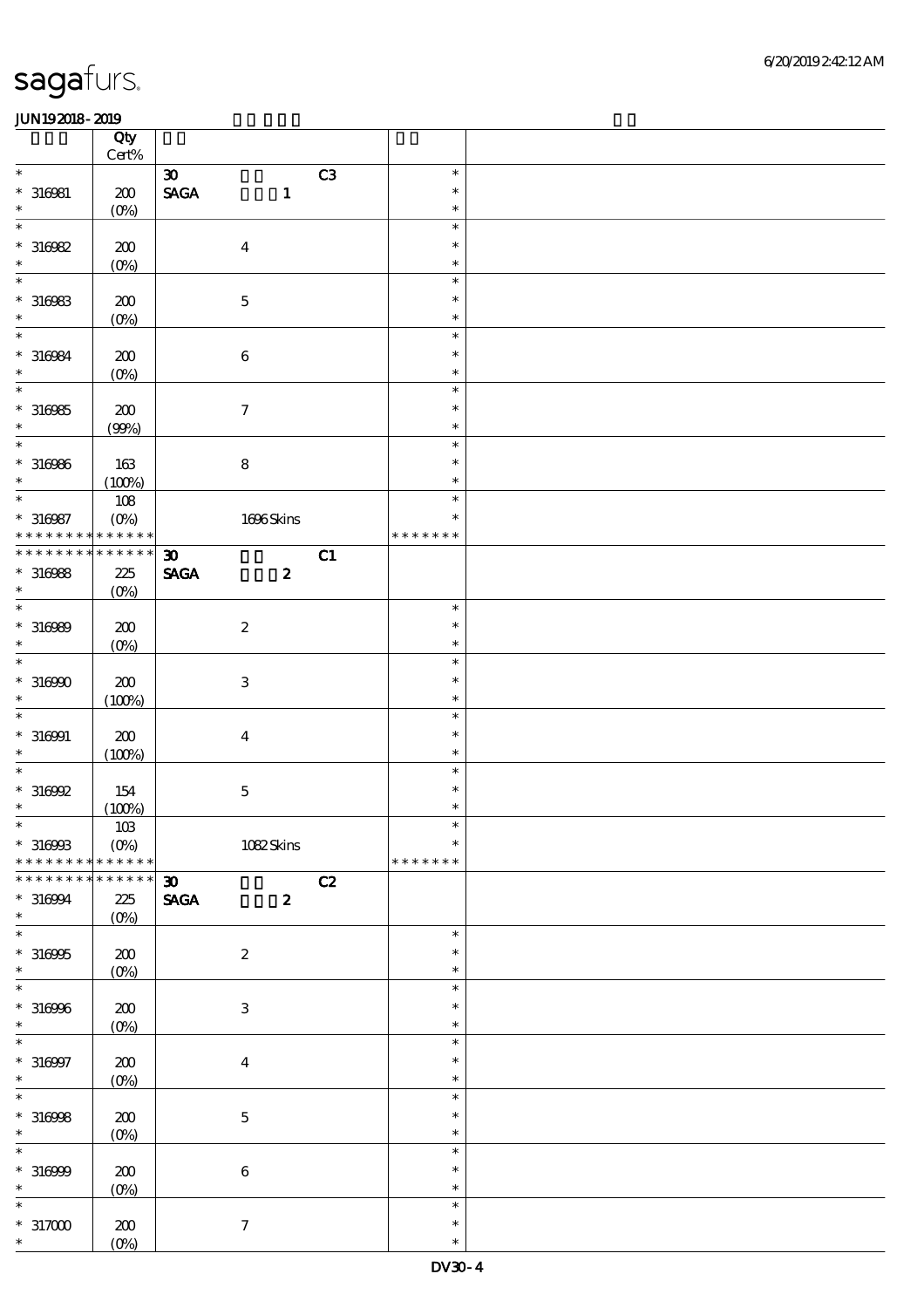**JUN19 2018 - 2019**

| | Qty Cert% | | |
|---|---|---|---|
| * | | 30 C3 | * |
| * 316981 | 200 | SAGA 1 | * |
| * | (0%) | | * |
| * | | | * |
| * 316982 | 200 | 4 | * |
| * | (0%) | | * |
| * | | | * |
| * 316983 | 200 | 5 | * |
| * | (0%) | | * |
| * | | | * |
| * 316984 | 200 | 6 | * |
| * | (0%) | | * |
| * | | | * |
| * 316985 | 200 | 7 | * |
| * | (99%) | | * |
| * | | | * |
| * 316986 | 163 | 8 | * |
| * | (100%) | | * |
| * | 108 | | * |
| * 316987 | (0%) | 1696 Skins | * |
| * * * * * * * * * * * * * * | | | * * * * * * * |
| * * * * * * * * * * * * * * | | 30 C1 | |
| * 316988 | 225 | SAGA 2 | |
| * | (0%) | | |
| * | | | * |
| * 316989 | 200 | 2 | * |
| * | (0%) | | * |
| * | | | * |
| * 316990 | 200 | 3 | * |
| * | (100%) | | * |
| * | | | * |
| * 316991 | 200 | 4 | * |
| * | (100%) | | * |
| * | | | * |
| * 316992 | 154 | 5 | * |
| * | (100%) | | * |
| * | 103 | | * |
| * 316993 | (0%) | 1082 Skins | * |
| * * * * * * * * * * * * * * | | | * * * * * * * |
| * * * * * * * * * * * * * * | | 30 C2 | |
| * 316994 | 225 | SAGA 2 | |
| * | (0%) | | |
| * | | | * |
| * 316995 | 200 | 2 | * |
| * | (0%) | | * |
| * | | | * |
| * 316996 | 200 | 3 | * |
| * | (0%) | | * |
| * | | | * |
| * 316997 | 200 | 4 | * |
| * | (0%) | | * |
| * | | | * |
| * 316998 | 200 | 5 | * |
| * | (0%) | | * |
| * | | | * |
| * 316999 | 200 | 6 | * |
| * | (0%) | | * |
| * | | | * |
| * 317000 | 200 | 7 | * |
| * | (0%) | | * |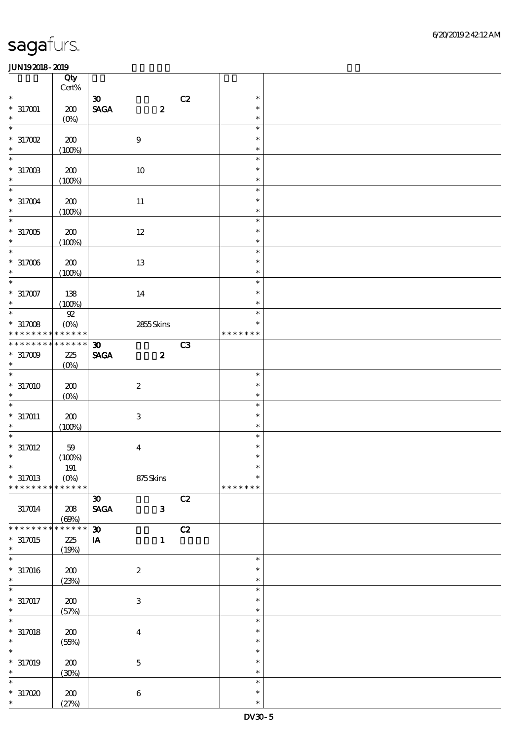| | Qty Cert% | | | | | |
|---|---|---|---|---|---|---|
| * | | 30 | | C2 | * | |
| * 317001 | 200 | SAGA | 2 | | * | |
| * | (0%) | | | | * | |
| * | | | | | * | |
| * 317002 | 200 | | 9 | | * | |
| * | (100%) | | | | * | |
| * | | | | | * | |
| * 317003 | 200 | | 10 | | * | |
| * | (100%) | | | | * | |
| * | | | | | * | |
| * 317004 | 200 | | 11 | | * | |
| * | (100%) | | | | * | |
| * | | | | | * | |
| * 317005 | 200 | | 12 | | * | |
| * | (100%) | | | | * | |
| * | | | | | * | |
| * 317006 | 200 | | 13 | | * | |
| * | (100%) | | | | * | |
| * | | | | | * | |
| * 317007 | 138 | | 14 | | * | |
| * | (100%) | | | | * | |
| * | 92 | | | | * | |
| * 317008 | (0%) | | 2855 Skins | | * | |
| * * * * * * * * * * * * * * | | | | | * * * * * * * | |
| * * * * * * * * * * * * * * | | 30 | | C3 | | |
| * 317009 | 225 | SAGA | 2 | | | |
| * | (0%) | | | | | |
| * | | | | | * | |
| * 317010 | 200 | | 2 | | * | |
| * | (0%) | | | | * | |
| * | | | | | * | |
| * 317011 | 200 | | 3 | | * | |
| * | (100%) | | | | * | |
| * | | | | | * | |
| * 317012 | 59 | | 4 | | * | |
| * | (100%) | | | | * | |
| * | 191 | | | | * | |
| * 317013 | (0%) | | 875 Skins | | * | |
| * * * * * * * * * * * * * * | | | | | * * * * * * * | |
| | | 30 | | C2 | | |
| 317014 | 208 | SAGA | 3 | | | |
| | (69%) | | | | | |
| * * * * * * * * * * * * * * | | 30 | | C2 | | |
| * 317015 | 225 | IA | 1 | | | |
| * | (19%) | | | | | |
| * | | | | | * | |
| * 317016 | 200 | | 2 | | * | |
| * | (23%) | | | | * | |
| * | | | | | * | |
| * 317017 | 200 | | 3 | | * | |
| * | (57%) | | | | * | |
| * | | | | | * | |
| * 317018 | 200 | | 4 | | * | |
| * | (55%) | | | | * | |
| * | | | | | * | |
| * 317019 | 200 | | 5 | | * | |
| * | (30%) | | | | * | |
| * | | | | | * | |
| * 317020 | 200 | | 6 | | * | |
| * | (27%) | | | | * | |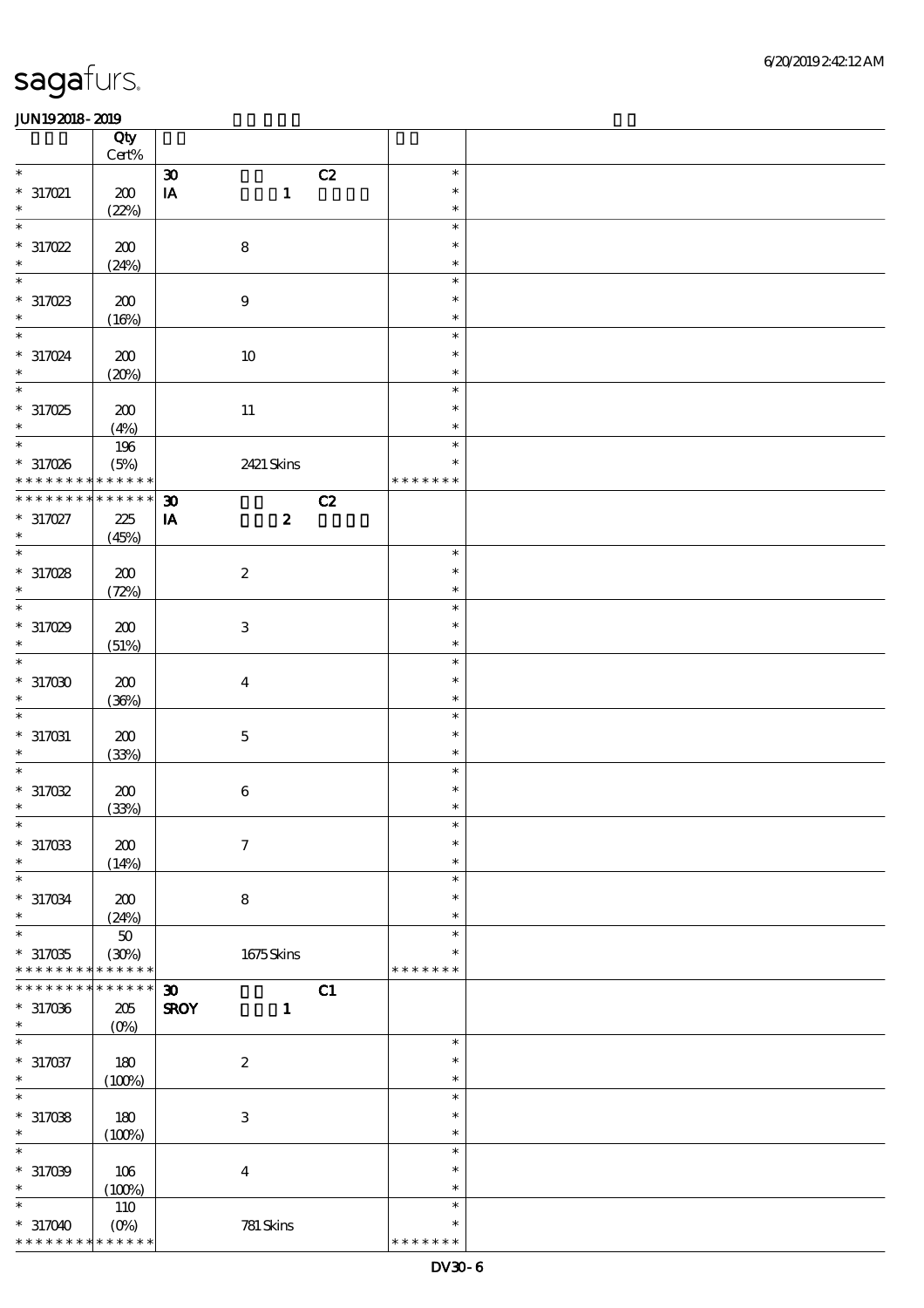# sagafurs.

JUN19 2018 - 2019

| | Qty Cert% | | | | |
|---|---|---|---|---|---|
| * | | 30 | C2 | * | |
| * 317021 | 200 | IA | 1 | * | |
| * | (22%) | | | * | |
| * | | | | * | |
| * 317022 | 200 | | 8 | * | |
| * | (24%) | | | * | |
| * | | | | * | |
| * 317023 | 200 | | 9 | * | |
| * | (16%) | | | * | |
| * | | | | * | |
| * 317024 | 200 | | 10 | * | |
| * | (20%) | | | * | |
| * | | | | * | |
| * 317025 | 200 | | 11 | * | |
| * | (4%) | | | * | |
| * | 196 | | | * | |
| * 317026 | (5%) | | 2421 Skins | * | |
| * * * * * * * * * * * * * * | | | | * * * * * * * | |
| * * * * * * * * * * * * * * | | 30 | C2 | | |
| * 317027 | 225 | IA | 2 | | |
| * | (45%) | | | | |
| * | | | | * | |
| * 317028 | 200 | | 2 | * | |
| * | (72%) | | | * | |
| * | | | | * | |
| * 317029 | 200 | | 3 | * | |
| * | (51%) | | | * | |
| * | | | | * | |
| * 317030 | 200 | | 4 | * | |
| * | (36%) | | | * | |
| * | | | | * | |
| * 317031 | 200 | | 5 | * | |
| * | (33%) | | | * | |
| * | | | | * | |
| * 317032 | 200 | | 6 | * | |
| * | (33%) | | | * | |
| * | | | | * | |
| * 317033 | 200 | | 7 | * | |
| * | (14%) | | | * | |
| * | | | | * | |
| * 317034 | 200 | | 8 | * | |
| * | (24%) | | | * | |
| * | 50 | | | * | |
| * 317035 | (30%) | | 1675 Skins | * | |
| * * * * * * * * * * * * * * | | | | * * * * * * * | |
| * * * * * * * * * * * * * * | | 30 | C1 | | |
| * 317036 | 205 | SROY | 1 | | |
| * | (0%) | | | | |
| * | | | | * | |
| * 317037 | 180 | | 2 | * | |
| * | (100%) | | | * | |
| * | | | | * | |
| * 317038 | 180 | | 3 | * | |
| * | (100%) | | | * | |
| * | | | | * | |
| * 317039 | 106 | | 4 | * | |
| * | (100%) | | | * | |
| * | 110 | | | * | |
| * 317040 | (0%) | | 781 Skins | * | |
| * * * * * * * * * * * * * * | | | | * * * * * * * | |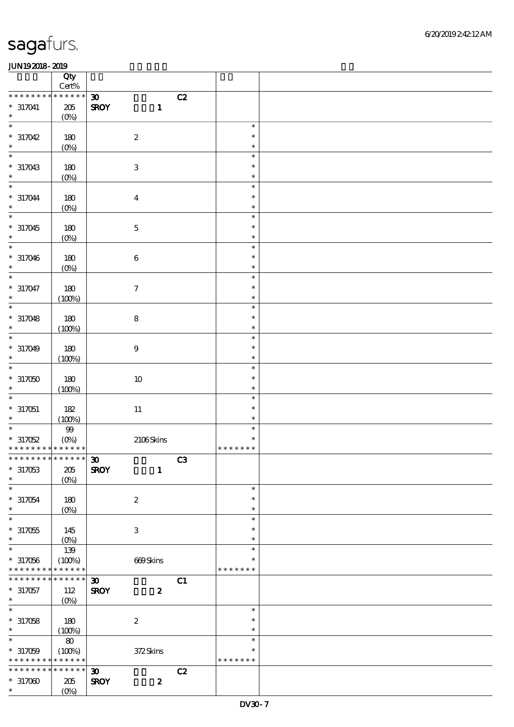# sagafurs.

JUN192018-2019

| | Qty Cert% | | | |
|---|---|---|---|---|
| * * * * * * * * * * * * * * | 30 | C2 | | |
| * 317041 | 205 (0%) | SROY 1 | | |
| * 317042 | 180 (0%) | 2 | * | |
| * 317043 | 180 (0%) | 3 | * | |
| * 317044 | 180 (0%) | 4 | * | |
| * 317045 | 180 (0%) | 5 | * | |
| * 317046 | 180 (0%) | 6 | * | |
| * 317047 | 180 (100%) | 7 | * | |
| * 317048 | 180 (100%) | 8 | * | |
| * 317049 | 180 (100%) | 9 | * | |
| * 317050 | 180 (100%) | 10 | * | |
| * 317051 | 182 (100%) | 11 | * | |
| * 317052 | 99 (0%) | 2106 Skins | * * * * * * * | |
| * * * * * * * * * * * * * * | 30 | C3 | | |
| * 317053 | 205 (0%) | SROY 1 | | |
| * 317054 | 180 (0%) | 2 | * | |
| * 317055 | 145 (0%) | 3 | * | |
| * 317056 | 139 (100%) | 669 Skins | * * * * * * * | |
| * * * * * * * * * * * * * * | 30 | C1 | | |
| * 317057 | 112 (0%) | SROY 2 | | |
| * 317058 | 180 (100%) | 2 | * | |
| * 317059 | 80 (100%) | 372 Skins | * * * * * * * | |
| * * * * * * * * * * * * * * | 30 | C2 | | |
| * 317060 | 205 (0%) | SROY 2 | | |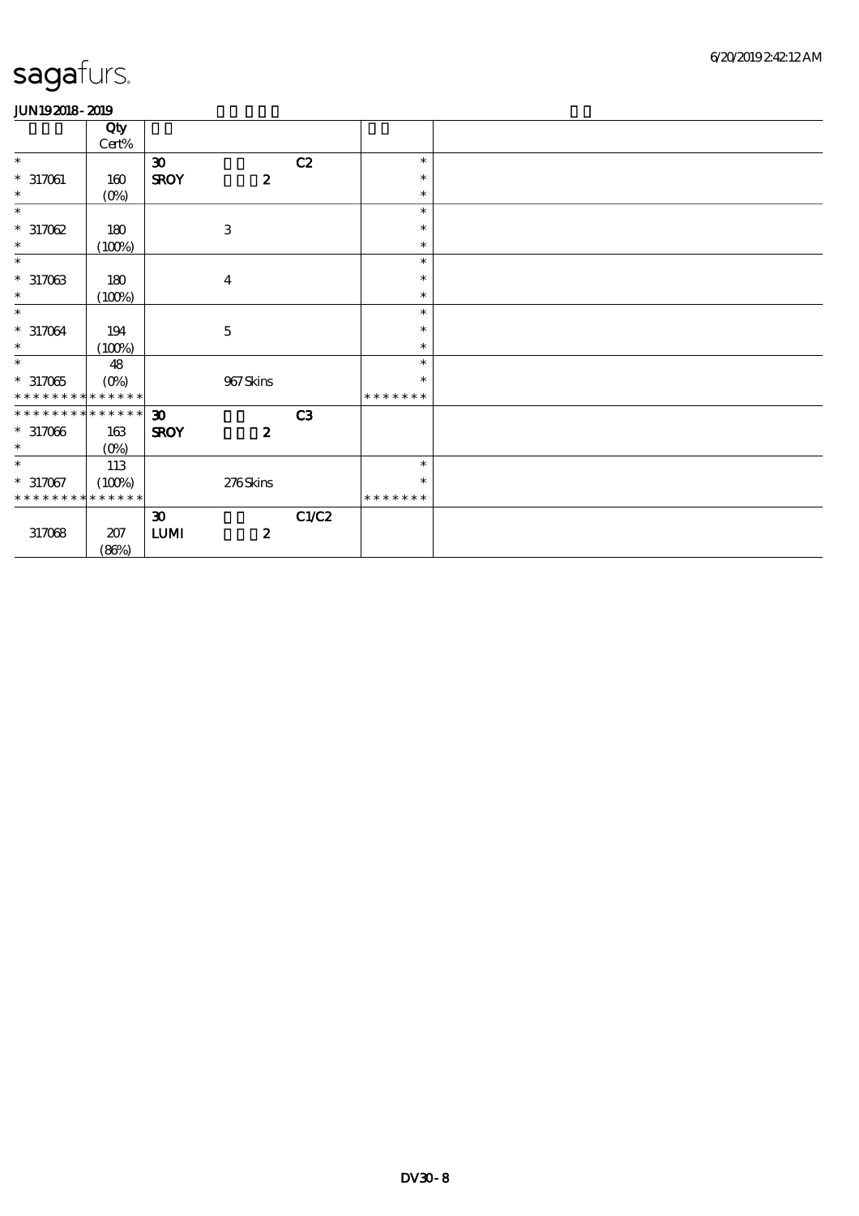sagafurs.

JUN19 2018 - 2019

| | Qty Cert% | | | | | |
|---|---|---|---|---|---|---|
| * | | 30 | | C2 | * | |
| * 317061 | 160 | SROY | 2 | | * | |
| * | (0%) | | | | * | |
| * | | | | | * | |
| * 317062 | 180 | | 3 | | * | |
| * | (100%) | | | | * | |
| * | | | | | * | |
| * 317063 | 180 | | 4 | | * | |
| * | (100%) | | | | * | |
| * | | | | | * | |
| * 317064 | 194 | | 5 | | * | |
| * | (100%) | | | | * | |
| * | 48 | | | | * | |
| * 317065 | (0%) | | 967 Skins | | * | |
| * * * * * * * * * * * * * * | | | | | * * * * * * * | |
| * * * * * * * * * * * * * * | | 30 | | C3 | | |
| * 317066 | 163 | SROY | 2 | | | |
| * | (0%) | | | | | |
| * | 113 | | | | * | |
| * 317067 | (100%) | | 276 Skins | | * | |
| * * * * * * * * * * * * * * | | | | | * * * * * * * | |
| | | 30 | | C1/C2 | | |
| 317068 | 207 | LUMI | 2 | | | |
| | (86%) | | | | | |

DV30 - 8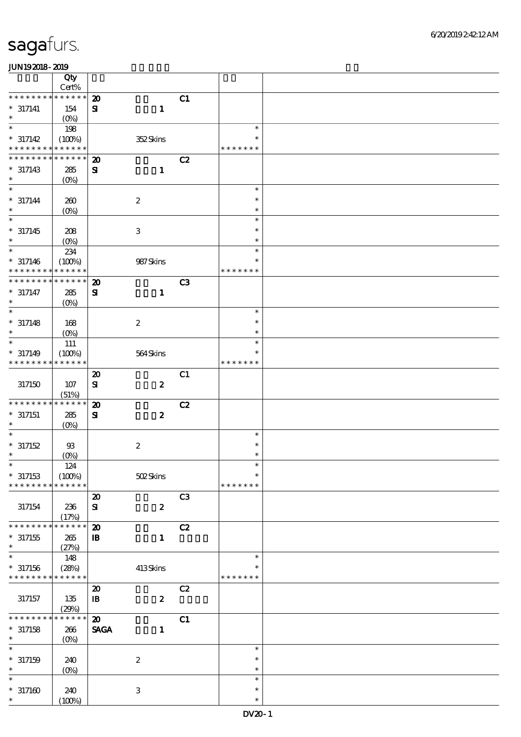sagafurs.

JUN19 2018 - 2019

| | Qty Cert% | | | |
|---|---|---|---|---|
| * * * * * * * * * * * * * * | **20** | C1 | | |
| * 317141 | 154 | **SI** **1** | | |
| * | (0%) | | | |
| * | 198 | | * | |
| * 317142 | (100%) | 352 Skins | * | |
| * * * * * * * * * * * * * * | | | * * * * * * * | |
| * * * * * * * * * * * * * * | **20** | C2 | | |
| * 317143 | 285 | **SI** **1** | | |
| * | (0%) | | | |
| * | | | * | |
| * 317144 | 260 | 2 | * | |
| * | (0%) | | * | |
| * | | | * | |
| * 317145 | 208 | 3 | * | |
| * | (0%) | | * | |
| * | 234 | | * | |
| * 317146 | (100%) | 987 Skins | * | |
| * * * * * * * * * * * * * * | | | * * * * * * * | |
| * * * * * * * * * * * * * * | **20** | C3 | | |
| * 317147 | 285 | **SI** **1** | | |
| * | (0%) | | | |
| * | | | * | |
| * 317148 | 168 | 2 | * | |
| * | (0%) | | * | |
| * | 111 | | * | |
| * 317149 | (100%) | 564 Skins | * | |
| * * * * * * * * * * * * * * | | | * * * * * * * | |
| | | **20** C1 | | |
| 317150 | 107 | **SI** **2** | | |
| | (51%) | | | |
| * * * * * * * * * * * * * * | **20** | C2 | | |
| * 317151 | 285 | **SI** **2** | | |
| * | (0%) | | | |
| * | | | * | |
| * 317152 | 93 | 2 | * | |
| * | (0%) | | * | |
| * | 124 | | * | |
| * 317153 | (100%) | 502 Skins | * | |
| * * * * * * * * * * * * * * | | | * * * * * * * | |
| | | **20** C3 | | |
| 317154 | 236 | **SI** **2** | | |
| | (17%) | | | |
| * * * * * * * * * * * * * * | **20** | C2 | | |
| * 317155 | 265 | **IB** **1** | | |
| * | (27%) | | | |
| * | 148 | | * | |
| * 317156 | (28%) | 413 Skins | * | |
| * * * * * * * * * * * * * * | | | * * * * * * * | |
| | | **20** C2 | | |
| 317157 | 135 | **IB** **2** | | |
| | (29%) | | | |
| * * * * * * * * * * * * * * | **20** | C1 | | |
| * 317158 | 266 | **SAGA** **1** | | |
| * | (0%) | | | |
| * | | | * | |
| * 317159 | 240 | 2 | * | |
| * | (0%) | | * | |
| * | | | * | |
| * 317160 | 240 | 3 | * | |
| * | (100%) | | * | |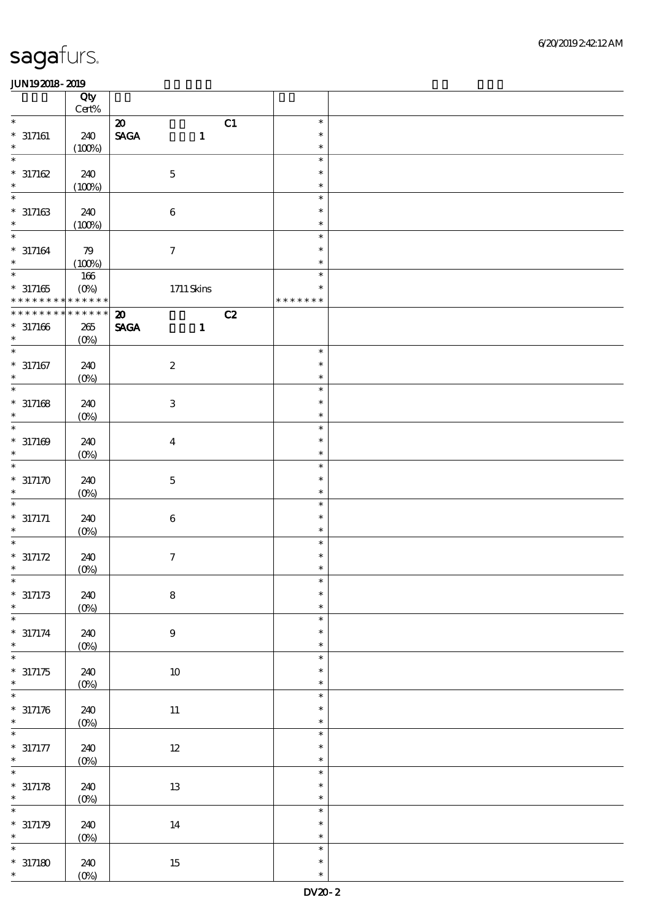# sagafurs.

JUN19 2018 - 2019

| | Qty Cert% | | |
|---|---|---|---|
| * | | 20 C1 | * |
| * 317161 | 240 | SAGA 1 | * |
| * | (100%) | | * |
| * | | | * |
| * 317162 | 240 | 5 | * |
| * | (100%) | | * |
| * | | | * |
| * 317163 | 240 | 6 | * |
| * | (100%) | | * |
| * | | | * |
| * 317164 | 79 | 7 | * |
| * | (100%) | | * |
| * | 166 | | * |
| * 317165 | (0%) | 1711 Skins | * |
| * * * * * * * * * * * * * | | | * * * * * * * |
| * * * * * * * * * * * * * | | 20 C2 | |
| * 317166 | 265 | SAGA 1 | |
| * | (0%) | | |
| * | | | * |
| * 317167 | 240 | 2 | * |
| * | (0%) | | * |
| * | | | * |
| * 317168 | 240 | 3 | * |
| * | (0%) | | * |
| * | | | * |
| * 317169 | 240 | 4 | * |
| * | (0%) | | * |
| * | | | * |
| * 317170 | 240 | 5 | * |
| * | (0%) | | * |
| * | | | * |
| * 317171 | 240 | 6 | * |
| * | (0%) | | * |
| * | | | * |
| * 317172 | 240 | 7 | * |
| * | (0%) | | * |
| * | | | * |
| * 317173 | 240 | 8 | * |
| * | (0%) | | * |
| * | | | * |
| * 317174 | 240 | 9 | * |
| * | (0%) | | * |
| * | | | * |
| * 317175 | 240 | 10 | * |
| * | (0%) | | * |
| * | | | * |
| * 317176 | 240 | 11 | * |
| * | (0%) | | * |
| * | | | * |
| * 317177 | 240 | 12 | * |
| * | (0%) | | * |
| * | | | * |
| * 317178 | 240 | 13 | * |
| * | (0%) | | * |
| * | | | * |
| * 317179 | 240 | 14 | * |
| * | (0%) | | * |
| * | | | * |
| * 317180 | 240 | 15 | * |
| * | (0%) | | * |

DV20 - 2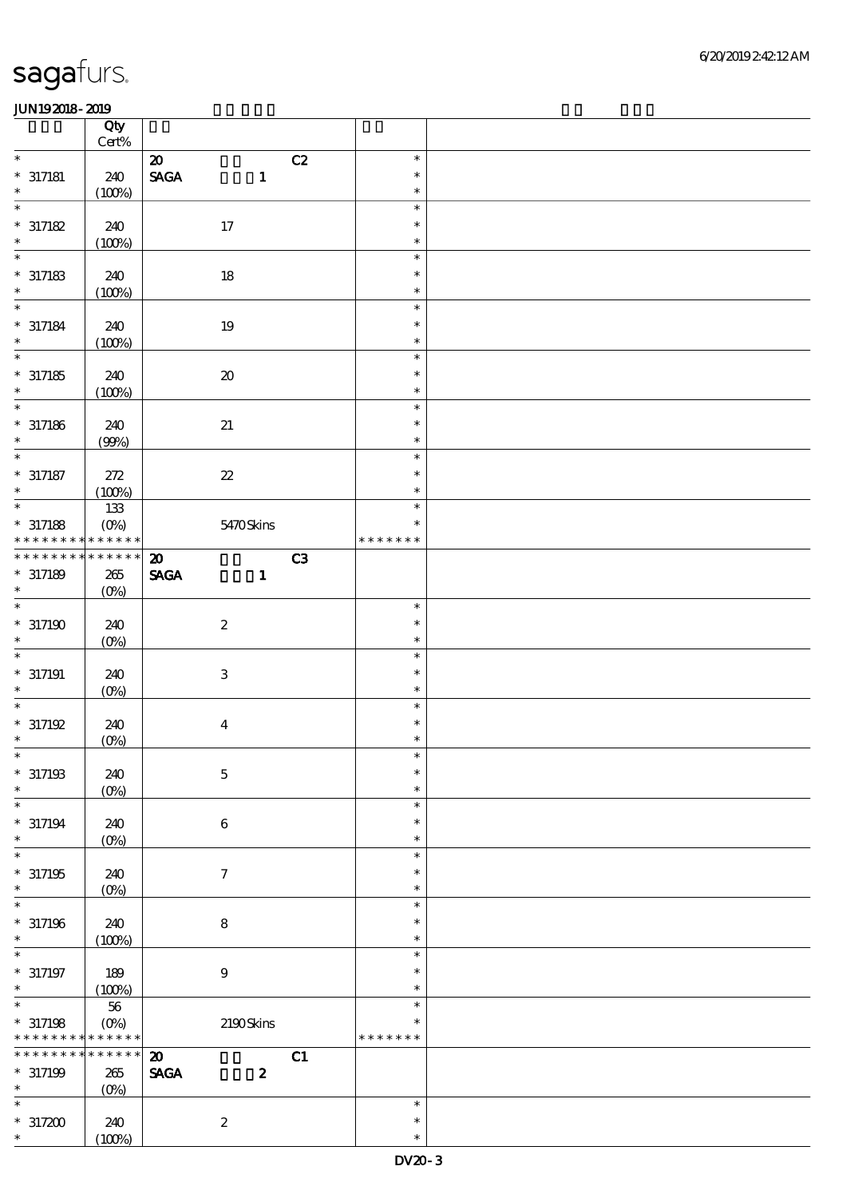sagafurs.

JUN192018-2019

| | Qty Cert% | | |
|---|---|---|---|
| * | | 20 C2 | * |
| * 317181 | 240 | SAGA 1 | * |
| * | (100%) | | * |
| * | | | * |
| * 317182 | 240 | 17 | * |
| * | (100%) | | * |
| * | | | * |
| * 317183 | 240 | 18 | * |
| * | (100%) | | * |
| * | | | * |
| * 317184 | 240 | 19 | * |
| * | (100%) | | * |
| * | | | * |
| * 317185 | 240 | 20 | * |
| * | (100%) | | * |
| * | | | * |
| * 317186 | 240 | 21 | * |
| * | (99%) | | * |
| * | | | * |
| * 317187 | 272 | 22 | * |
| * | (100%) | | * |
| * | 133 | | * |
| * 317188 | (0%) | 5470 Skins | * |
| ************** | | | ******* |
| ************** | | 20 C3 | |
| * 317189 | 265 | SAGA 1 | |
| * | (0%) | | |
| * | | | * |
| * 317190 | 240 | 2 | * |
| * | (0%) | | * |
| * | | | * |
| * 317191 | 240 | 3 | * |
| * | (0%) | | * |
| * | | | * |
| * 317192 | 240 | 4 | * |
| * | (0%) | | * |
| * | | | * |
| * 317193 | 240 | 5 | * |
| * | (0%) | | * |
| * | | | * |
| * 317194 | 240 | 6 | * |
| * | (0%) | | * |
| * | | | * |
| * 317195 | 240 | 7 | * |
| * | (0%) | | * |
| * | | | * |
| * 317196 | 240 | 8 | * |
| * | (100%) | | * |
| * | | | * |
| * 317197 | 189 | 9 | * |
| * | (100%) | | * |
| * | 56 | | * |
| * 317198 | (0%) | 2190 Skins | * |
| ************** | | | ******* |
| ************** | | 20 C1 | |
| * 317199 | 265 | SAGA 2 | |
| * | (0%) | | |
| * | | | * |
| * 317200 | 240 | 2 | * |
| * | (100%) | | * |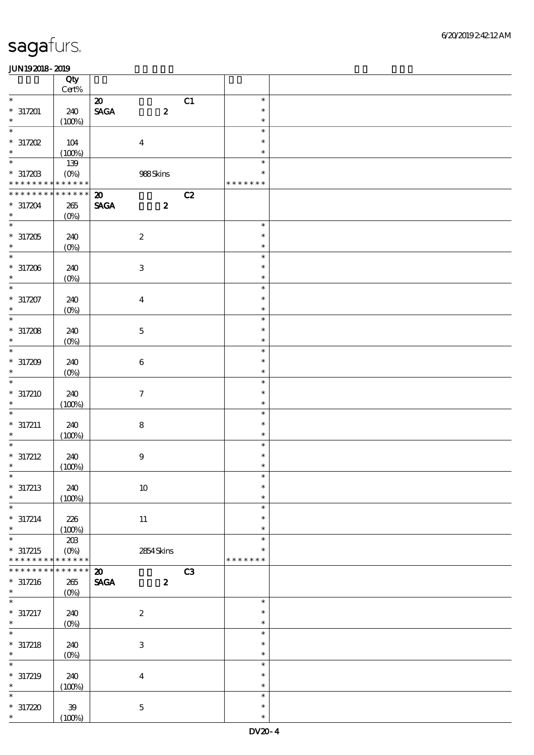# sagafurs.

JUN19 2018 - 2019

| | Qty<br>Cert% | | |
|---|---|---|---|
| *<br>* 317201<br>* | 240<br>(100%) | 20 C1<br>SAGA 2 | *<br>*<br>* |
| *<br>* 317202<br>* | 104<br>(100%) | 4 | *<br>*<br>* |
| *<br>* 317203<br>* * * * * * * * * * * * * * | 139<br>(0%) | 988 Skins | *<br>*<br>* * * * * * * |
| * * * * * * * * * * * * * *<br>* 317204<br>* | 265<br>(0%) | 20 C2<br>SAGA 2 | |
| *<br>* 317205<br>* | 240<br>(0%) | 2 | *<br>*<br>* |
| *<br>* 317206<br>* | 240<br>(0%) | 3 | *<br>*<br>* |
| *<br>* 317207<br>* | 240<br>(0%) | 4 | *<br>*<br>* |
| *<br>* 317208<br>* | 240<br>(0%) | 5 | *<br>*<br>* |
| *<br>* 317209<br>* | 240<br>(0%) | 6 | *<br>*<br>* |
| *<br>* 317210<br>* | 240<br>(100%) | 7 | *<br>*<br>* |
| *<br>* 317211<br>* | 240<br>(100%) | 8 | *<br>*<br>* |
| *<br>* 317212<br>* | 240<br>(100%) | 9 | *<br>*<br>* |
| *<br>* 317213<br>* | 240<br>(100%) | 10 | *<br>*<br>* |
| *<br>* 317214<br>* | 226<br>(100%) | 11 | *<br>*<br>* |
| *<br>* 317215<br>* * * * * * * * * * * * * * | 203<br>(0%) | 2854 Skins | *<br>*<br>* * * * * * * |
| * * * * * * * * * * * * * *<br>* 317216<br>* | 265<br>(0%) | 20 C3<br>SAGA 2 | |
| *<br>* 317217<br>* | 240<br>(0%) | 2 | *<br>*<br>* |
| *<br>* 317218<br>* | 240<br>(0%) | 3 | *<br>*<br>* |
| *<br>* 317219<br>* | 240<br>(100%) | 4 | *<br>*<br>* |
| *<br>* 317220<br>* | 39<br>(100%) | 5 | *<br>*<br>* |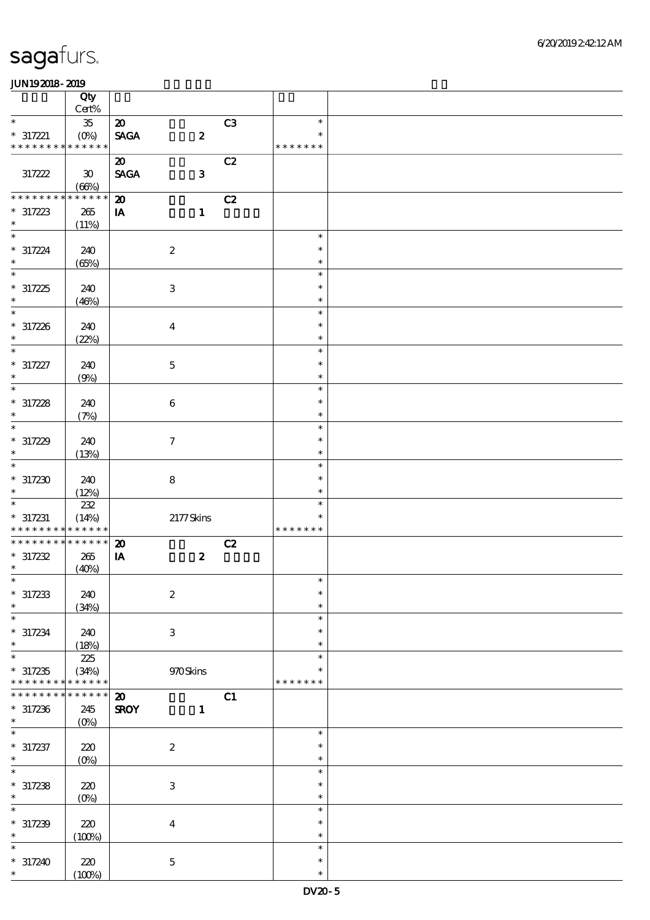sagafurs.

JUN192018-2019

| | Qty Cert% | | | |
|---|---|---|---|---|
| * * 317221 * * * * * * * * * * * * * | 35 (0%) | 20 SAGA 2 C3 | * * * * * * * * * | |
| 317222 | 30 (66%) | 20 SAGA 3 C2 | | |
| * * * * * * * * * * * * * * 317223 * | 265 (11%) | 20 IA 1 C2 | | |
| * * 317224 * | 240 (65%) | 2 | * * * | |
| * * 317225 * | 240 (46%) | 3 | * * * | |
| * * 317226 * | 240 (22%) | 4 | * * * | |
| * * 317227 * | 240 (9%) | 5 | * * * | |
| * * 317228 * | 240 (7%) | 6 | * * * | |
| * * 317229 * | 240 (13%) | 7 | * * * | |
| * * 317230 * | 240 (12%) | 8 | * * * | |
| * * 317231 * * * * * * * * * * * * * | 232 (14%) | 2177 Skins | * * * * * * * * * | |
| * * * * * * * * * * * * * * 317232 * | 265 (40%) | 20 IA 2 C2 | | |
| * * 317233 * | 240 (34%) | 2 | * * * | |
| * * 317234 * | 240 (18%) | 3 | * * * | |
| * * 317235 * * * * * * * * * * * * * | 225 (34%) | 970 Skins | * * * * * * * * * | |
| * * * * * * * * * * * * * * 317236 * | 245 (0%) | 20 SROY 1 C1 | | |
| * * 317237 * | 220 (0%) | 2 | * * * | |
| * * 317238 * | 220 (0%) | 3 | * * * | |
| * * 317239 * | 220 (100%) | 4 | * * * | |
| * * 317240 * | 220 (100%) | 5 | * * * | |

DV20-5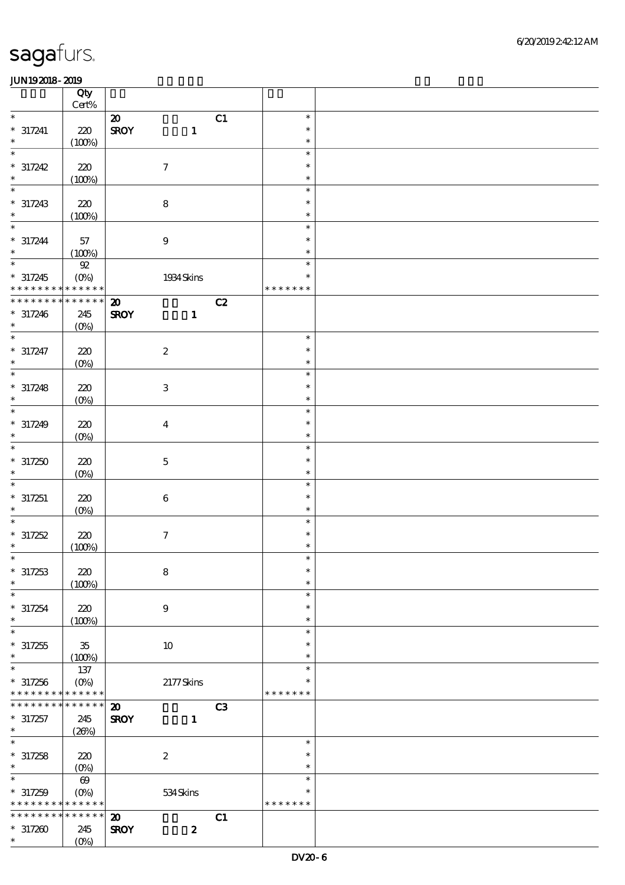# sagafurs

JUN19 2018 - 2019

| | Qty Cert% | | |
|---|---|---|---|
| * | | 20 C1 | * |
| * 317241 | 220 | SROY 1 | * |
| * | (100%) | | * |
| * | | | * |
| * 317242 | 220 | 7 | * |
| * | (100%) | | * |
| * | | | * |
| * 317243 | 220 | 8 | * |
| * | (100%) | | * |
| * | | | * |
| * 317244 | 57 | 9 | * |
| * | (100%) | | * |
| * | 92 | | * |
| * 317245 | (0%) | 1934 Skins | * |
| * * * * * * * * * * * * * * | | | * * * * * * * |
| * * * * * * * * * * * * * * | | 20 C2 | |
| * 317246 | 245 | SROY 1 | |
| * | (0%) | | |
| * | | | * |
| * 317247 | 220 | 2 | * |
| * | (0%) | | * |
| * | | | * |
| * 317248 | 220 | 3 | * |
| * | (0%) | | * |
| * | | | * |
| * 317249 | 220 | 4 | * |
| * | (0%) | | * |
| * | | | * |
| * 317250 | 220 | 5 | * |
| * | (0%) | | * |
| * | | | * |
| * 317251 | 220 | 6 | * |
| * | (0%) | | * |
| * | | | * |
| * 317252 | 220 | 7 | * |
| * | (100%) | | * |
| * | | | * |
| * 317253 | 220 | 8 | * |
| * | (100%) | | * |
| * | | | * |
| * 317254 | 220 | 9 | * |
| * | (100%) | | * |
| * | | | * |
| * 317255 | 35 | 10 | * |
| * | (100%) | | * |
| * | 137 | | * |
| * 317256 | (0%) | 2177 Skins | * |
| * * * * * * * * * * * * * * | | | * * * * * * * |
| * * * * * * * * * * * * * * | | 20 C3 | |
| * 317257 | 245 | SROY 1 | |
| * | (26%) | | |
| * | | | * |
| * 317258 | 220 | 2 | * |
| * | (0%) | | * |
| * | 69 | | * |
| * 317259 | (0%) | 534 Skins | * |
| * * * * * * * * * * * * * * | | | * * * * * * * |
| * * * * * * * * * * * * * * | | 20 C1 | |
| * 317260 | 245 | SROY 2 | |
| * | (0%) | | |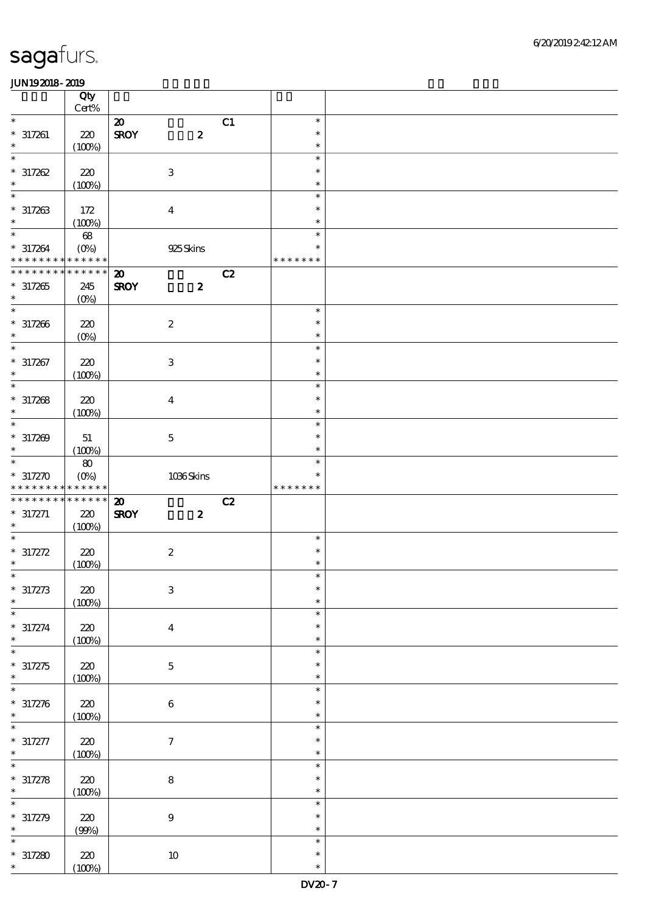# sagafurs.

JUN192018-2019

| | Qty Cert% | | |
|---|---|---|---|
| * | | 20 C1 | * |
| * 317261 | 220 | SROY 2 | * |
| * | (100%) | | * |
| * | | | * |
| * 317262 | 220 | 3 | * |
| * | (100%) | | * |
| * | | | * |
| * 317263 | 172 | 4 | * |
| * | (100%) | | * |
| * | 68 | | * |
| * 317264 | (0%) | 925 Skins | * |
| * * * * * * * * * * * * * | | | * * * * * * * |
| * * * * * * * * * * * * * | | 20 C2 | |
| * 317265 | 245 | SROY 2 | |
| * | (0%) | | |
| * | | | * |
| * 317266 | 220 | 2 | * |
| * | (0%) | | * |
| * | | | * |
| * 317267 | 220 | 3 | * |
| * | (100%) | | * |
| * | | | * |
| * 317268 | 220 | 4 | * |
| * | (100%) | | * |
| * | | | * |
| * 317269 | 51 | 5 | * |
| * | (100%) | | * |
| * | 80 | | * |
| * 317270 | (0%) | 1036 Skins | * |
| * * * * * * * * * * * * * | | | * * * * * * * |
| * * * * * * * * * * * * * | | 20 C2 | |
| * 317271 | 220 | SROY 2 | |
| * | (100%) | | |
| * | | | * |
| * 317272 | 220 | 2 | * |
| * | (100%) | | * |
| * | | | * |
| * 317273 | 220 | 3 | * |
| * | (100%) | | * |
| * | | | * |
| * 317274 | 220 | 4 | * |
| * | (100%) | | * |
| * | | | * |
| * 317275 | 220 | 5 | * |
| * | (100%) | | * |
| * | | | * |
| * 317276 | 220 | 6 | * |
| * | (100%) | | * |
| * | | | * |
| * 317277 | 220 | 7 | * |
| * | (100%) | | * |
| * | | | * |
| * 317278 | 220 | 8 | * |
| * | (100%) | | * |
| * | | | * |
| * 317279 | 220 | 9 | * |
| * | (99%) | | * |
| * | | | * |
| * 317280 | 220 | 10 | * |
| * | (100%) | | * |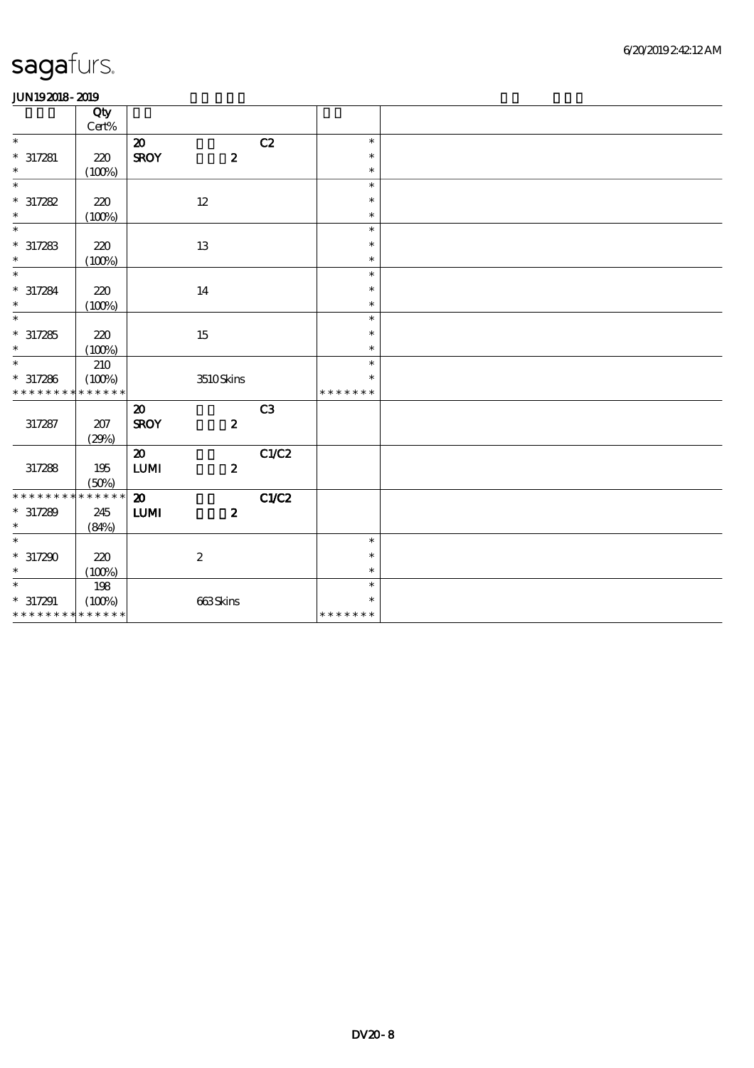# sagafurs.

JUN192018 - 2019

| | Qty Cert% | | | | | |
|---|---|---|---|---|---|---|
| * | | 20 | | C2 | * | |
| * 317281 | 220 | SROY | 2 | | * | |
| * | (100%) | | | | * | |
| * | | | | | * | |
| * 317282 | 220 | | 12 | | * | |
| * | (100%) | | | | * | |
| * | | | | | * | |
| * 317283 | 220 | | 13 | | * | |
| * | (100%) | | | | * | |
| * | | | | | * | |
| * 317284 | 220 | | 14 | | * | |
| * | (100%) | | | | * | |
| * | | | | | * | |
| * 317285 | 220 | | 15 | | * | |
| * | (100%) | | | | * | |
| * | 210 | | | | * | |
| * 317286 | (100%) | | 3510 Skins | | * | |
| * * * * * * * * * * * * * * | | | | | * * * * * * * | |
| | | 20 | | C3 | | |
| 317287 | 207 | SROY | 2 | | | |
| | (29%) | | | | | |
| | | 20 | | C1/C2 | | |
| 317288 | 195 | LUMI | 2 | | | |
| | (50%) | | | | | |
| * * * * * * * * * * * * * * | | 20 | | C1/C2 | | |
| * 317289 | 245 | LUMI | 2 | | | |
| * | (84%) | | | | | |
| * | | | | | * | |
| * 317290 | 220 | | 2 | | * | |
| * | (100%) | | | | * | |
| * | 198 | | | | * | |
| * 317291 | (100%) | | 663 Skins | | * | |
| * * * * * * * * * * * * * * | | | | | * * * * * * * | |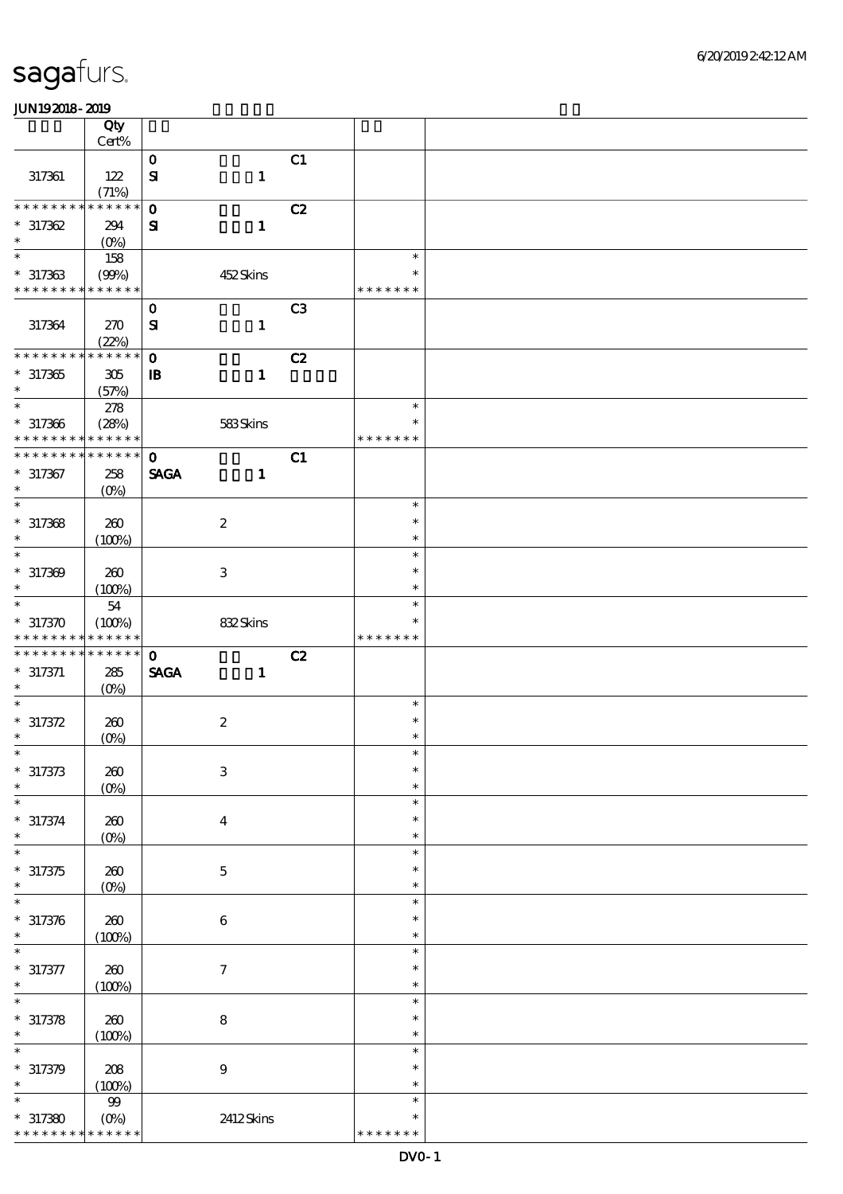| | Qty<br>Cert% | | | | | |
|---|---|---|---|---|---|---|
| | | 0 | | C1 | | |
| 317361 | 122<br>(71%) | SI | 1 | | | |
| * * * * * * * * * * * * * * | | 0 | | C2 | | |
| * 317362 | 294<br>(0%) | SI | 1 | | | |
| * 317363 | 158<br>(99%) | | 452 Skins | | * * * * * * * | |
| | | 0 | | C3 | | |
| 317364 | 270<br>(22%) | SI | 1 | | | |
| * * * * * * * * * * * * * * | | 0 | | C2 | | |
| * 317365 | 305<br>(57%) | IB | 1 | | | |
| * 317366 | 278<br>(28%) | | 583 Skins | | * * * * * * * | |
| * * * * * * * * * * * * * * | | 0 | | C1 | | |
| * 317367 | 258<br>(0%) | SAGA | 1 | | | |
| * 317368 | 260<br>(100%) | | 2 | | * | |
| * 317369 | 260<br>(100%) | | 3 | | * | |
| * 317370 | 54<br>(100%) | | 832 Skins | | * * * * * * * | |
| * * * * * * * * * * * * * * | | 0 | | C2 | | |
| * 317371 | 285<br>(0%) | SAGA | 1 | | | |
| * 317372 | 260<br>(0%) | | 2 | | * | |
| * 317373 | 260<br>(0%) | | 3 | | * | |
| * 317374 | 260<br>(0%) | | 4 | | * | |
| * 317375 | 260<br>(0%) | | 5 | | * | |
| * 317376 | 260<br>(100%) | | 6 | | * | |
| * 317377 | 260<br>(100%) | | 7 | | * | |
| * 317378 | 260<br>(100%) | | 8 | | * | |
| * 317379 | 208<br>(100%) | | 9 | | * | |
| * 317380 | 99<br>(0%) | | 2412 Skins | | * * * * * * * | |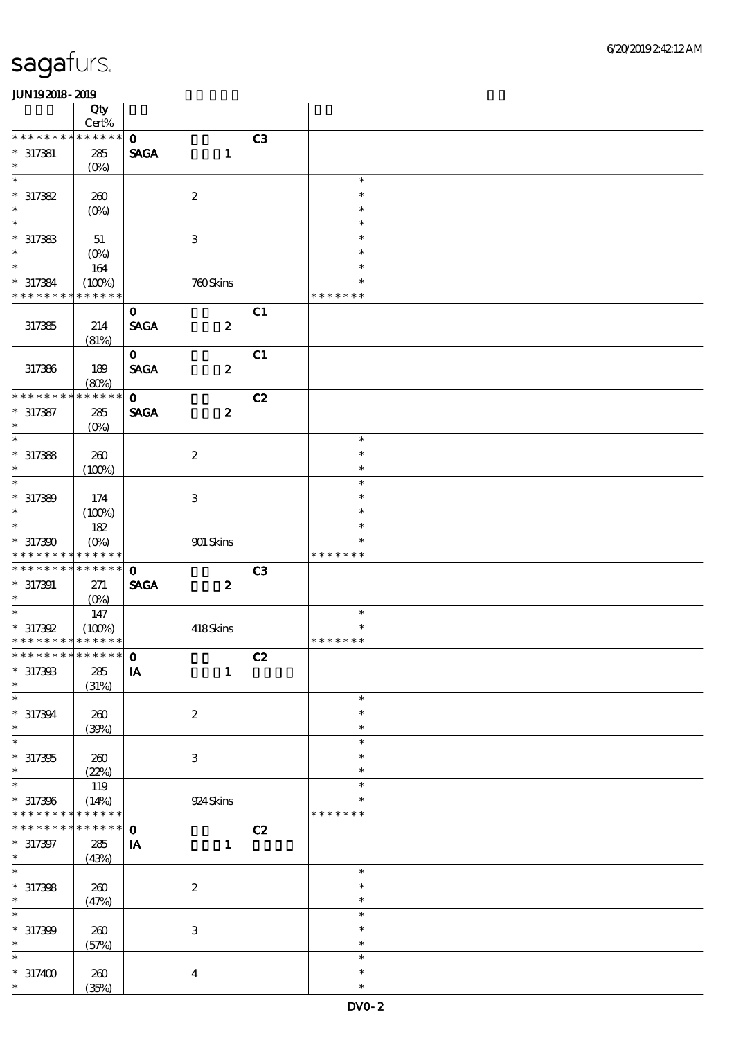| | Qty Cert% | | | | | |
|---|---|---|---|---|---|---|
| * * * * * * * * * * * * * * | | 0 | | C3 | | |
| * 317381 | 285 | SAGA | 1 | | | |
| * | (0%) | | | | | |
| * | | | | | * | |
| * 317382 | 260 | | 2 | | * | |
| * | (0%) | | | | * | |
| * | | | | | * | |
| * 317383 | 51 | | 3 | | * | |
| * | (0%) | | | | * | |
| * | 164 | | | | * | |
| * 317384 | (100%) | | 760 Skins | | * | |
| * * * * * * * * * * * * * * | | | | | * * * * * * * | |
| | | 0 | | C1 | | |
| 317385 | 214 | SAGA | 2 | | | |
| | (81%) | | | | | |
| | | 0 | | C1 | | |
| 317386 | 189 | SAGA | 2 | | | |
| | (80%) | | | | | |
| * * * * * * * * * * * * * * | | 0 | | C2 | | |
| * 317387 | 285 | SAGA | 2 | | | |
| * | (0%) | | | | | |
| * | | | | | * | |
| * 317388 | 260 | | 2 | | * | |
| * | (100%) | | | | * | |
| * | | | | | * | |
| * 317389 | 174 | | 3 | | * | |
| * | (100%) | | | | * | |
| * | 182 | | | | * | |
| * 317390 | (0%) | | 901 Skins | | * | |
| * * * * * * * * * * * * * * | | | | | * * * * * * * | |
| * * * * * * * * * * * * * * | | 0 | | C3 | | |
| * 317391 | 271 | SAGA | 2 | | | |
| * | (0%) | | | | | |
| * | 147 | | | | * | |
| * 317392 | (100%) | | 418 Skins | | * | |
| * * * * * * * * * * * * * * | | | | | * * * * * * * | |
| * * * * * * * * * * * * * * | | 0 | | C2 | | |
| * 317393 | 285 | IA | 1 | | | |
| * | (31%) | | | | | |
| * | | | | | * | |
| * 317394 | 260 | | 2 | | * | |
| * | (39%) | | | | * | |
| * | | | | | * | |
| * 317395 | 260 | | 3 | | * | |
| * | (22%) | | | | * | |
| * | 119 | | | | * | |
| * 317396 | (14%) | | 924 Skins | | * | |
| * * * * * * * * * * * * * * | | | | | * * * * * * * | |
| * * * * * * * * * * * * * * | | 0 | | C2 | | |
| * 317397 | 285 | IA | 1 | | | |
| * | (43%) | | | | | |
| * | | | | | * | |
| * 317398 | 260 | | 2 | | * | |
| * | (47%) | | | | * | |
| * | | | | | * | |
| * 317399 | 260 | | 3 | | * | |
| * | (57%) | | | | * | |
| * | | | | | * | |
| * 317400 | 260 | | 4 | | * | |
| * | (35%) | | | | * | |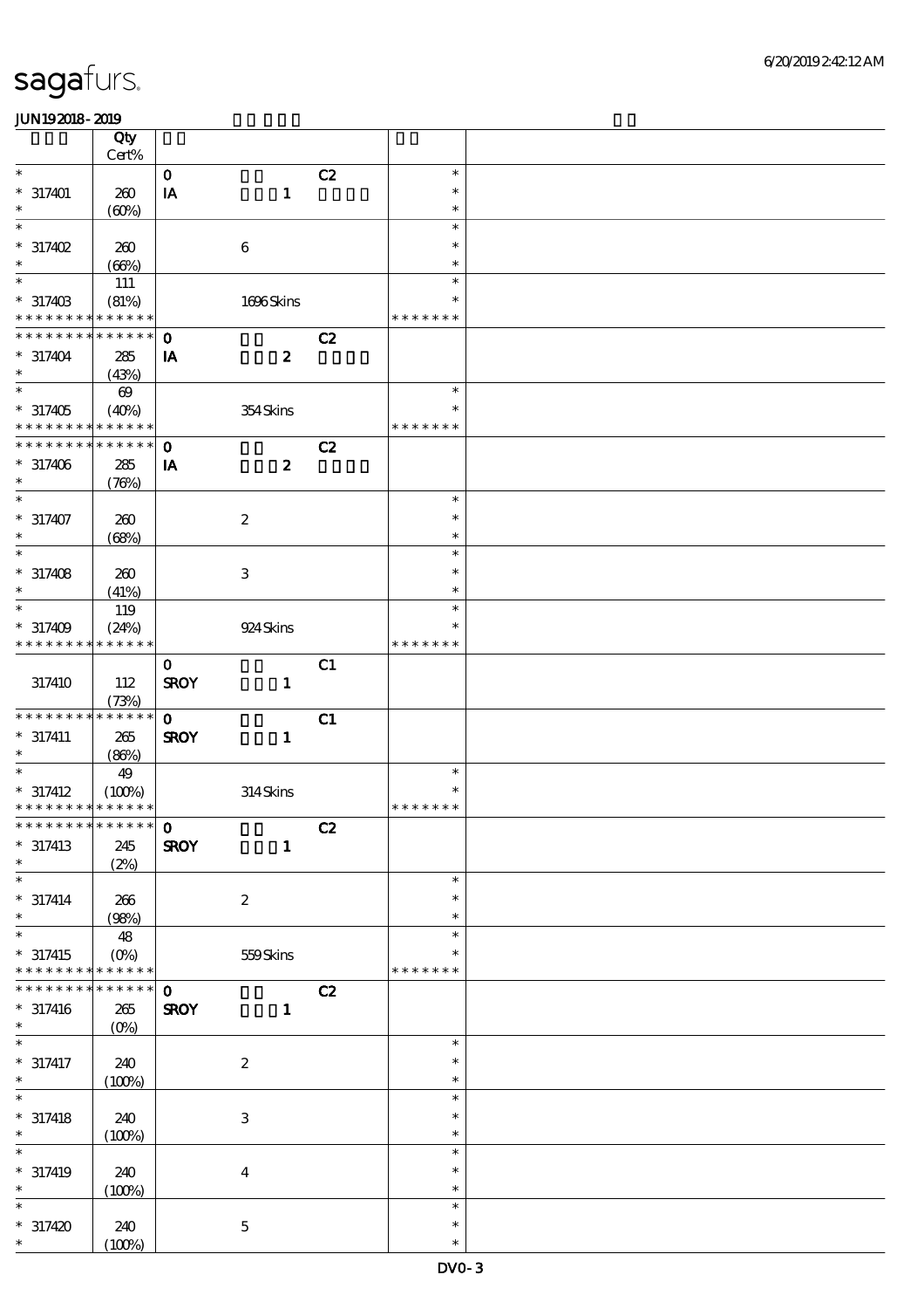sagafurs.

JUN19 2018 - 2019

| | Qty Cert% | | | | | |
|---|---|---|---|---|---|---|
| * | | 0 | | C2 | * | |
| * 317401 | 260 | IA | 1 | | * | |
| * | (60%) | | | | * | |
| * | | | | | * | |
| * 317402 | 260 | | 6 | | * | |
| * | (66%) | | | | * | |
| * | 111 | | | | * | |
| * 317403 | (81%) | | 1696 Skins | | * | |
| * * * * * * * * * * * * * * | | | | | * * * * * * * | |
| * * * * * * * * * * * * * * | | 0 | | C2 | | |
| * 317404 | 285 | IA | 2 | | | |
| * | (43%) | | | | | |
| * | 69 | | | | * | |
| * 317405 | (40%) | | 354 Skins | | * | |
| * * * * * * * * * * * * * * | | | | | * * * * * * * | |
| * * * * * * * * * * * * * * | | 0 | | C2 | | |
| * 317406 | 285 | IA | 2 | | | |
| * | (76%) | | | | | |
| * | | | | | * | |
| * 317407 | 260 | | 2 | | * | |
| * | (68%) | | | | * | |
| * | | | | | * | |
| * 317408 | 260 | | 3 | | * | |
| * | (41%) | | | | * | |
| * | 119 | | | | * | |
| * 317409 | (24%) | | 924 Skins | | * | |
| * * * * * * * * * * * * * * | | | | | * * * * * * * | |
| | | 0 | | C1 | | |
| 317410 | 112 | SROY | 1 | | | |
| | (73%) | | | | | |
| * * * * * * * * * * * * * * | | 0 | | C1 | | |
| * 317411 | 265 | SROY | 1 | | | |
| * | (86%) | | | | | |
| * | 49 | | | | * | |
| * 317412 | (100%) | | 314 Skins | | * | |
| * * * * * * * * * * * * * * | | | | | * * * * * * * | |
| * * * * * * * * * * * * * * | | 0 | | C2 | | |
| * 317413 | 245 | SROY | 1 | | | |
| * | (2%) | | | | | |
| * | | | | | * | |
| * 317414 | 266 | | 2 | | * | |
| * | (98%) | | | | * | |
| * | 48 | | | | * | |
| * 317415 | (0%) | | 559 Skins | | * | |
| * * * * * * * * * * * * * * | | | | | * * * * * * * | |
| * * * * * * * * * * * * * * | | 0 | | C2 | | |
| * 317416 | 265 | SROY | 1 | | | |
| * | (0%) | | | | | |
| * | | | | | * | |
| * 317417 | 240 | | 2 | | * | |
| * | (100%) | | | | * | |
| * | | | | | * | |
| * 317418 | 240 | | 3 | | * | |
| * | (100%) | | | | * | |
| * | | | | | * | |
| * 317419 | 240 | | 4 | | * | |
| * | (100%) | | | | * | |
| * | | | | | * | |
| * 317420 | 240 | | 5 | | * | |
| * | (100%) | | | | * | |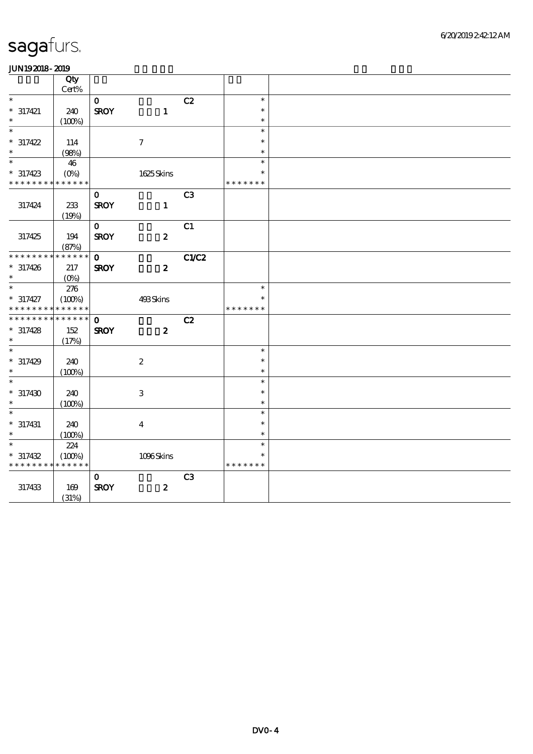sagafurs.

JUN19 2018 - 2019

| | Qty Cert% | | | |
|---|---|---|---|---|
| * | | 0 C2 | * | |
| * 317421 | 240 | SROY 1 | * | |
| * | (100%) | | * | |
| * | | | * | |
| * 317422 | 114 | 7 | * | |
| * | (98%) | | * | |
| * | 46 | | * | |
| * 317423 | (0%) | 1625 Skins | * | |
| * * * * * * * * * * * * * * | | | * * * * * * * | |
| | | 0 C3 | | |
| 317424 | 233 | SROY 1 | | |
| | (19%) | | | |
| | | 0 C1 | | |
| 317425 | 194 | SROY 2 | | |
| | (87%) | | | |
| * * * * * * * * * * * * * * | | 0 C1/C2 | | |
| * 317426 | 217 | SROY 2 | | |
| * | (0%) | | | |
| * | 276 | | * | |
| * 317427 | (100%) | 493 Skins | * | |
| * * * * * * * * * * * * * * | | | * * * * * * * | |
| * * * * * * * * * * * * * * | | 0 C2 | | |
| * 317428 | 152 | SROY 2 | | |
| * | (17%) | | | |
| * | | | * | |
| * 317429 | 240 | 2 | * | |
| * | (100%) | | * | |
| * | | | * | |
| * 317430 | 240 | 3 | * | |
| * | (100%) | | * | |
| * | | | * | |
| * 317431 | 240 | 4 | * | |
| * | (100%) | | * | |
| * | 224 | | * | |
| * 317432 | (100%) | 1096 Skins | * | |
| * * * * * * * * * * * * * * | | | * * * * * * * | |
| | | 0 C3 | | |
| 317433 | 169 | SROY 2 | | |
| | (31%) | | | |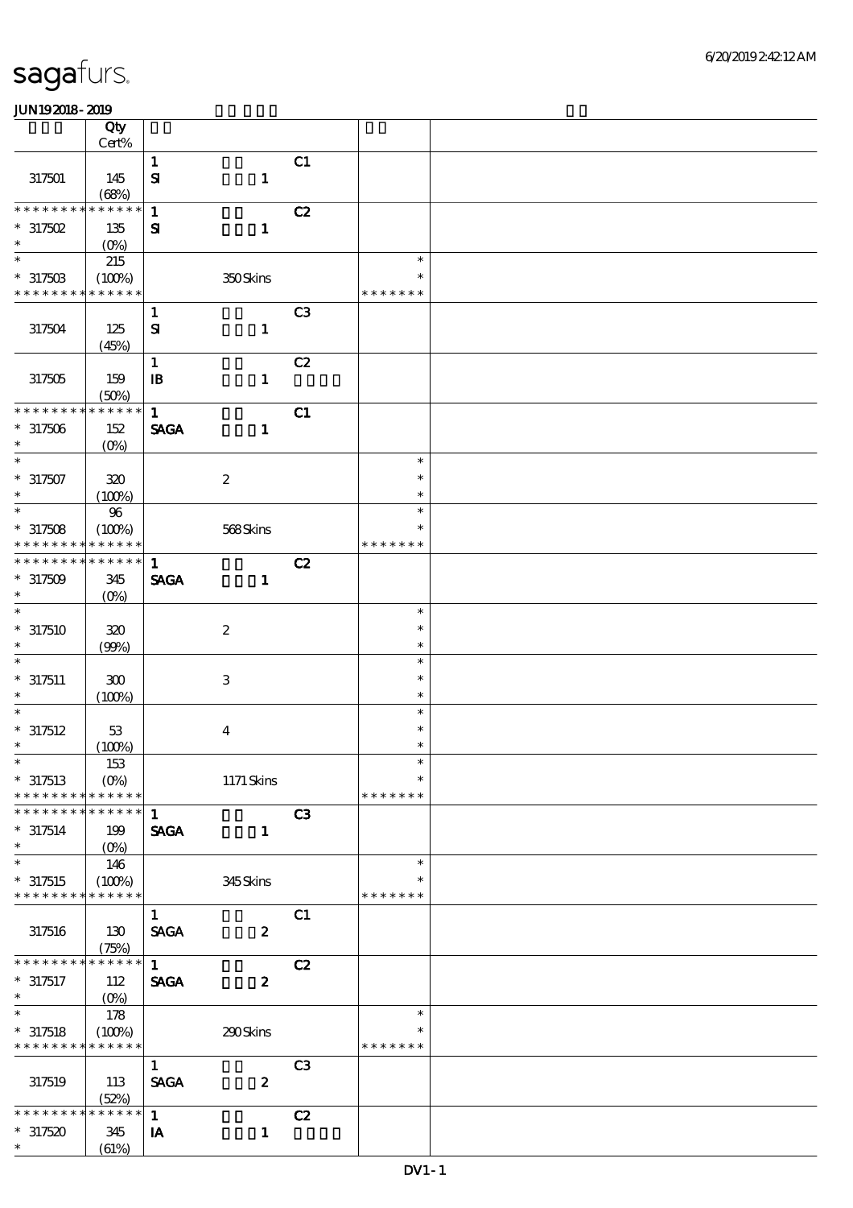**JUN192018-2019**

| | Qty Cert% | | | | | |
|---|---|---|---|---|---|---|
| 317501 | 145 (68%) | 1 SI | 1 | C1 | | |
| * * * * * * * * * * * * * * 317502 * | 135 (0%) | 1 SI | 1 | C2 | | |
| * * 317503 * * * * * * * * * * * * * * | 215 (100%) | | 350 Skins | | * * * * * * * * * | |
| 317504 | 125 (45%) | 1 SI | 1 | C3 | | |
| 317505 | 159 (50%) | 1 IB | 1 | C2 | | |
| * * * * * * * * * * * * * * 317506 * | 152 (0%) | 1 SAGA | 1 | C1 | | |
| * * 317507 * | 320 (100%) | | 2 | | * * * | |
| * * 317508 * * * * * * * * * * * * * * | 96 (100%) | | 568 Skins | | * * * * * * * * * | |
| * * * * * * * * * * * * * * 317509 * | 345 (0%) | 1 SAGA | 1 | C2 | | |
| * * 317510 * | 320 (99%) | | 2 | | * * * | |
| * * 317511 * | 300 (100%) | | 3 | | * * * | |
| * * 317512 * | 53 (100%) | | 4 | | * * * | |
| * * 317513 * * * * * * * * * * * * * * | 153 (0%) | | 1171 Skins | | * * * * * * * * * | |
| * * * * * * * * * * * * * * 317514 * | 199 (0%) | 1 SAGA | 1 | C3 | | |
| * * 317515 * * * * * * * * * * * * * * | 146 (100%) | | 345 Skins | | * * * * * * * * * | |
| 317516 | 130 (75%) | 1 SAGA | 2 | C1 | | |
| * * * * * * * * * * * * * * 317517 * | 112 (0%) | 1 SAGA | 2 | C2 | | |
| * * 317518 * * * * * * * * * * * * * * | 178 (100%) | | 290 Skins | | * * * * * * * * * | |
| 317519 | 113 (52%) | 1 SAGA | 2 | C3 | | |
| * * * * * * * * * * * * * * 317520 * | 345 (61%) | 1 IA | 1 | C2 | | |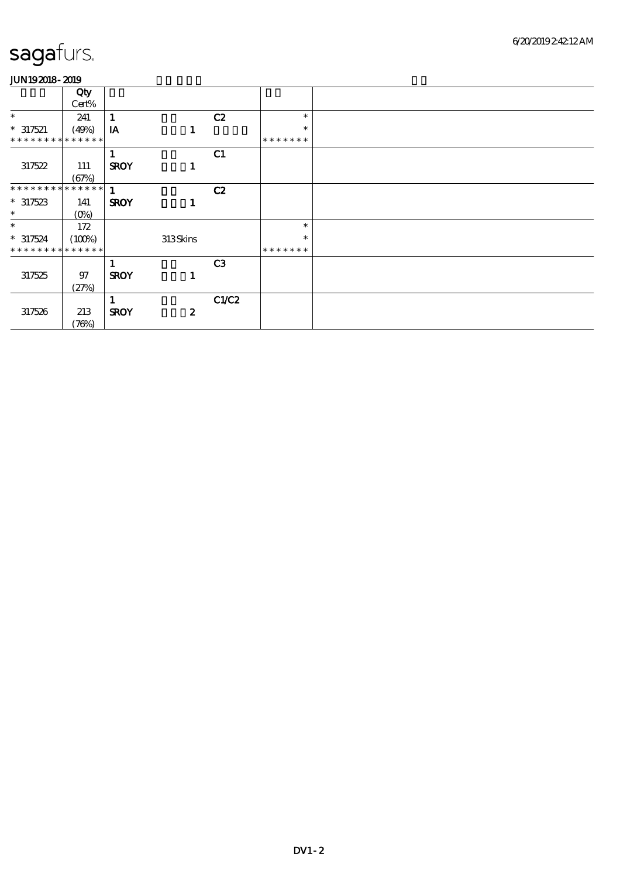# sagafurs.

JUN19 2018 - 2019

| | Qty<br>Cert% | | | | | |
|---|---|---|---|---|---|---|
| * | 241 | 1 | | C2 | * | |
| * 317521 | (49%) | IA | 1 | | * | |
| * * * * * * * * * * * * * * | | | | | * * * * * * * | |
| | | 1 | | C1 | | |
| 317522 | 111 | SROY | 1 | | | |
| | (67%) | | | | | |
| * * * * * * * * * * * * * * | | 1 | | C2 | | |
| * 317523 | 141 | SROY | 1 | | | |
| * | (0%) | | | | | |
| * | 172 | | | | * | |
| * 317524 | (100%) | | 313 Skins | | * | |
| * * * * * * * * * * * * * * | | | | | * * * * * * * | |
| | | 1 | | C3 | | |
| 317525 | 97 | SROY | 1 | | | |
| | (27%) | | | | | |
| | | 1 | | C1/C2 | | |
| 317526 | 213 | SROY | 2 | | | |
| | (76%) | | | | | |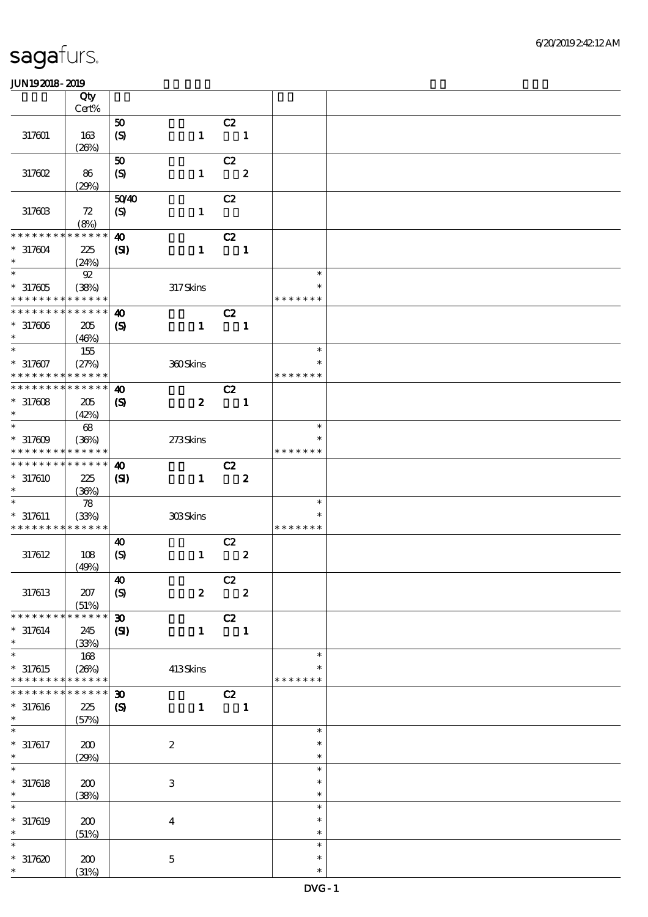# sagafurs.

JUN19 2018 - 2019

| | Qty Cert% | | |
|---|---|---|---|
| 317601 | 163 (26%) | 50 C2 (S) 1 1 | |
| 317602 | 86 (29%) | 50 C2 (S) 1 2 | |
| 317603 | 72 (8%) | 50/40 C2 (S) 1 | |
| * * * * * * * * * * * * * * | | | |
| * 317604 * | 225 (24%) | 40 C2 (SI) 1 1 | |
| * 317605 * * * * * * * * * * * * * * | 92 (38%) | 317 Skins | * * * * * * * * * |
| * * * * * * * * * * * * * * | | | |
| * 317606 * | 205 (46%) | 40 C2 (S) 1 1 | |
| * 317607 * * * * * * * * * * * * * * | 155 (27%) | 360 Skins | * * * * * * * * * |
| * * * * * * * * * * * * * * | | | |
| * 317608 * | 205 (42%) | 40 C2 (S) 2 1 | |
| * 317609 * * * * * * * * * * * * * * | 68 (36%) | 273 Skins | * * * * * * * * * |
| * * * * * * * * * * * * * * | | | |
| * 317610 * | 225 (36%) | 40 C2 (SI) 1 2 | |
| * 317611 * * * * * * * * * * * * * * | 78 (33%) | 303 Skins | * * * * * * * * * |
| 317612 | 108 (49%) | 40 C2 (S) 1 2 | |
| 317613 | 207 (51%) | 40 C2 (S) 2 2 | |
| * * * * * * * * * * * * * * | | | |
| * 317614 * | 245 (33%) | 30 C2 (SI) 1 1 | |
| * 317615 * * * * * * * * * * * * * * | 168 (26%) | 413 Skins | * * * * * * * * * |
| * * * * * * * * * * * * * * | | | |
| * 317616 * | 225 (57%) | 30 C2 (S) 1 1 | |
| * 317617 * | 200 (29%) | 2 | * * * |
| * 317618 * | 200 (38%) | 3 | * * * |
| * 317619 * | 200 (51%) | 4 | * * * |
| * 317620 * | 200 (31%) | 5 | * * * |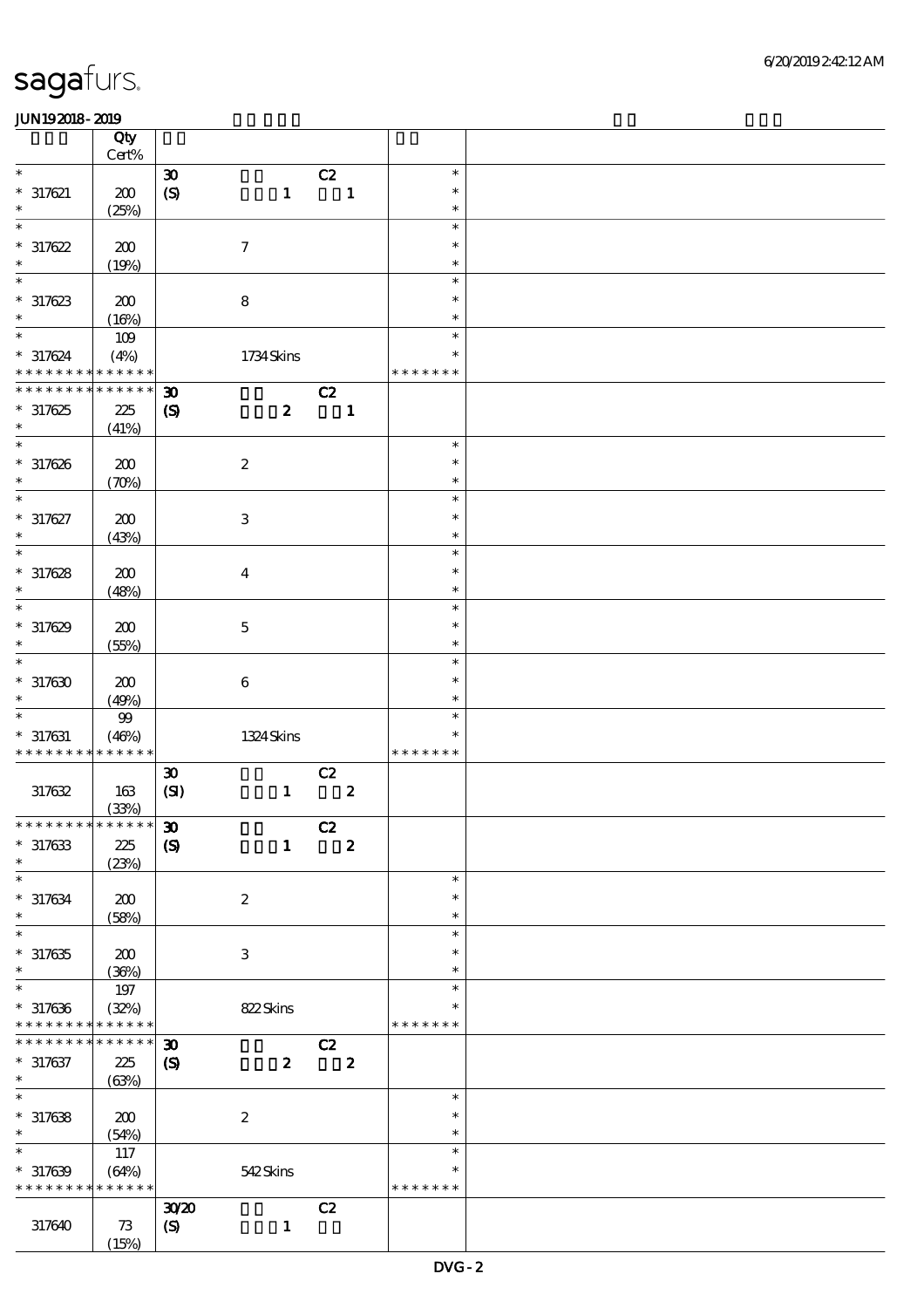# sagafurs.

JUN192018-2019

| | Qty Cert% | | | | |
|---|---|---|---|---|---|
| * | | 30 | C2 | * | |
| * 317621 | 200 | (S) 1 | 1 | * | |
| * | (25%) | | | * | |
| * | | | | * | |
| * 317622 | 200 | 7 | | * | |
| * | (19%) | | | * | |
| * | | | | * | |
| * 317623 | 200 | 8 | | * | |
| * | (16%) | | | * | |
| * | 109 | | | * | |
| * 317624 | (4%) | 1734 Skins | | * | |
| * * * * * * * * * * * * * * | | | | * * * * * * * | |
| * * * * * * * * * * * * * * | | 30 | C2 | | |
| * 317625 | 225 | (S) 2 | 1 | | |
| * | (41%) | | | | |
| * | | | | * | |
| * 317626 | 200 | 2 | | * | |
| * | (70%) | | | * | |
| * | | | | * | |
| * 317627 | 200 | 3 | | * | |
| * | (43%) | | | * | |
| * | | | | * | |
| * 317628 | 200 | 4 | | * | |
| * | (48%) | | | * | |
| * | | | | * | |
| * 317629 | 200 | 5 | | * | |
| * | (55%) | | | * | |
| * | | | | * | |
| * 317630 | 200 | 6 | | * | |
| * | (49%) | | | * | |
| * | 99 | | | * | |
| * 317631 | (46%) | 1324 Skins | | * | |
| * * * * * * * * * * * * * * | | | | * * * * * * * | |
| | | 30 | C2 | | |
| 317632 | 163 | (SI) 1 | 2 | | |
| | (33%) | | | | |
| * * * * * * * * * * * * * * | | 30 | C2 | | |
| * 317633 | 225 | (S) 1 | 2 | | |
| * | (23%) | | | | |
| * | | | | * | |
| * 317634 | 200 | 2 | | * | |
| * | (58%) | | | * | |
| * | | | | * | |
| * 317635 | 200 | 3 | | * | |
| * | (36%) | | | * | |
| * | 197 | | | * | |
| * 317636 | (32%) | 822 Skins | | * | |
| * * * * * * * * * * * * * * | | | | * * * * * * * | |
| * * * * * * * * * * * * * * | | 30 | C2 | | |
| * 317637 | 225 | (S) 2 | 2 | | |
| * | (63%) | | | | |
| * | | | | * | |
| * 317638 | 200 | 2 | | * | |
| * | (54%) | | | * | |
| * | 117 | | | * | |
| * 317639 | (64%) | 542 Skins | | * | |
| * * * * * * * * * * * * * * | | | | * * * * * * * | |
| | | 30/20 | C2 | | |
| 317640 | 73 | (S) 1 | | | |
| | (15%) | | | | |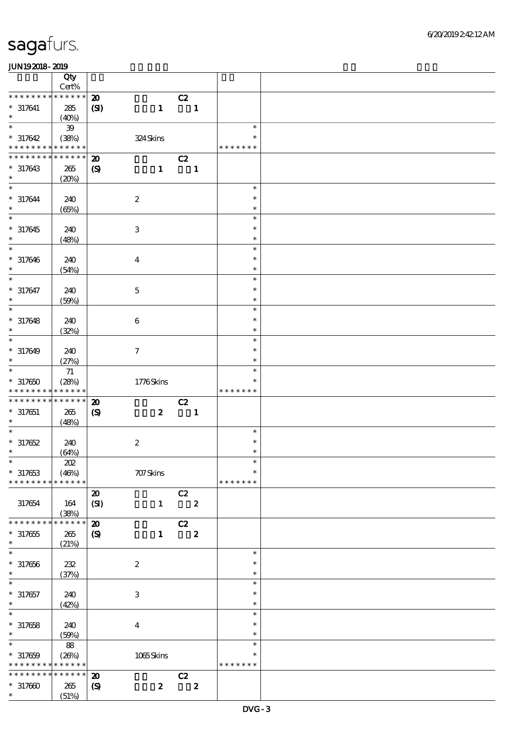| | Qty Cert% | | | | |
|---|---|---|---|---|---|
| * * * * * * * * * * * * * * | | 20 | | C2 | |
| * 317641 | 285 | (SI) | 1 | 1 | |
| * | (40%) | | | | |
| * | 39 | | | | * |
| * 317642 | (38%) | | 324 Skins | | * |
| * * * * * * * * * * * * * * | | | | | * * * * * * * |
| * * * * * * * * * * * * * * | | 20 | | C2 | |
| * 317643 | 265 | (S) | 1 | 1 | |
| * | (20%) | | | | |
| * | | | | | * |
| * 317644 | 240 | | 2 | | * |
| * | (65%) | | | | * |
| * | | | | | * |
| * 317645 | 240 | | 3 | | * |
| * | (48%) | | | | * |
| * | | | | | * |
| * 317646 | 240 | | 4 | | * |
| * | (54%) | | | | * |
| * | | | | | * |
| * 317647 | 240 | | 5 | | * |
| * | (59%) | | | | * |
| * | | | | | * |
| * 317648 | 240 | | 6 | | * |
| * | (32%) | | | | * |
| * | | | | | * |
| * 317649 | 240 | | 7 | | * |
| * | (27%) | | | | * |
| * | 71 | | | | * |
| * 317650 | (28%) | | 1776 Skins | | * |
| * * * * * * * * * * * * * * | | | | | * * * * * * * |
| * * * * * * * * * * * * * * | | 20 | | C2 | |
| * 317651 | 265 | (S) | 2 | 1 | |
| * | (48%) | | | | |
| * | | | | | * |
| * 317652 | 240 | | 2 | | * |
| * | (64%) | | | | * |
| * | 202 | | | | * |
| * 317653 | (46%) | | 707 Skins | | * |
| * * * * * * * * * * * * * * | | | | | * * * * * * * |
| | | 20 | | C2 | |
| 317654 | 164 | (SI) | 1 | 2 | |
| | (38%) | | | | |
| * * * * * * * * * * * * * * | | 20 | | C2 | |
| * 317655 | 265 | (S) | 1 | 2 | |
| * | (21%) | | | | |
| * | | | | | * |
| * 317656 | 232 | | 2 | | * |
| * | (37%) | | | | * |
| * | | | | | * |
| * 317657 | 240 | | 3 | | * |
| * | (42%) | | | | * |
| * | | | | | * |
| * 317658 | 240 | | 4 | | * |
| * | (59%) | | | | * |
| * | 88 | | | | * |
| * 317659 | (26%) | | 1065 Skins | | * |
| * * * * * * * * * * * * * * | | | | | * * * * * * * |
| * * * * * * * * * * * * * * | | 20 | | C2 | |
| * 317660 | 265 | (S) | 2 | 2 | |
| * | (51%) | | | | |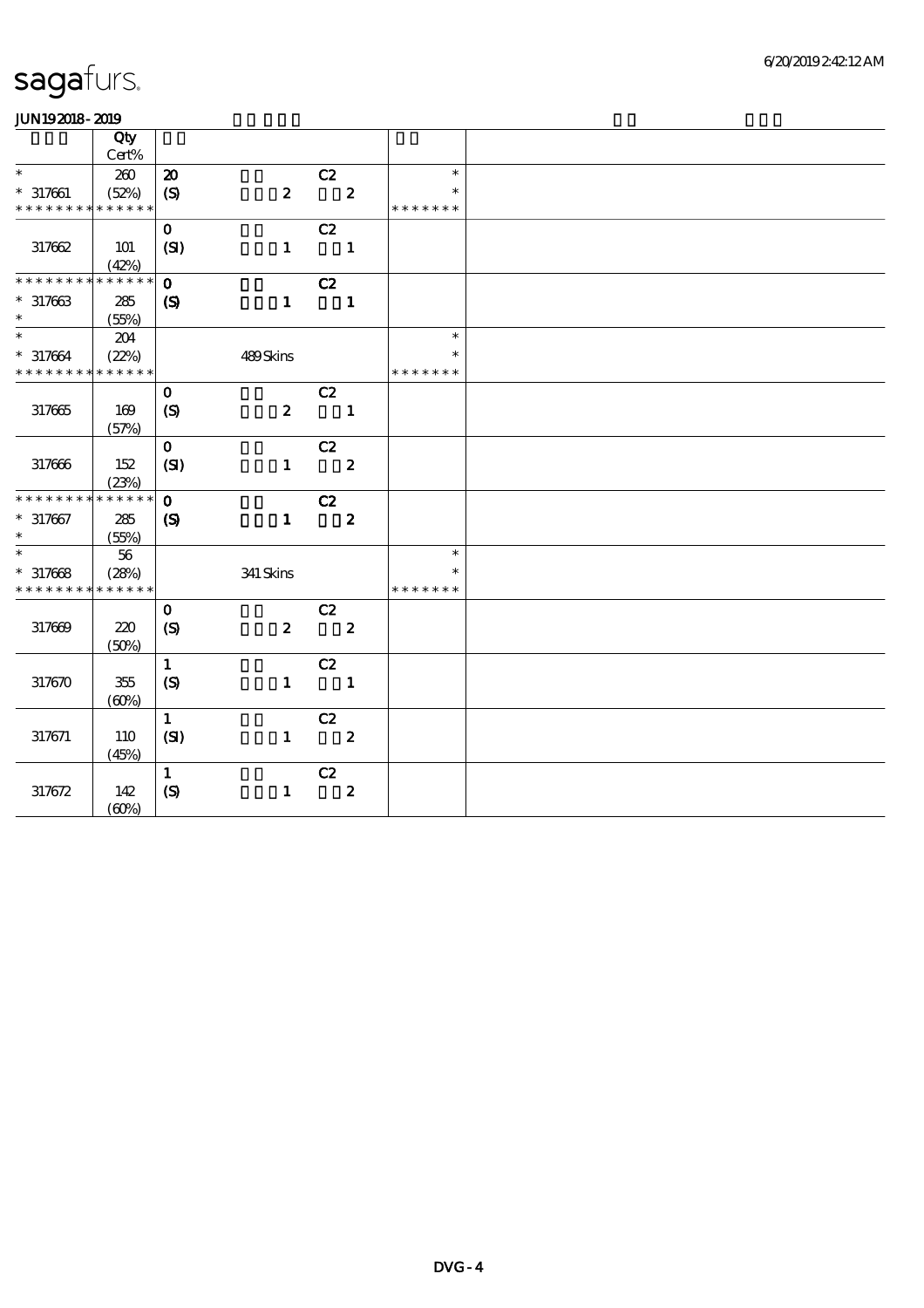sagafurs.

6/20/2019 2:42:12 AM

JUN19 2018 - 2019

| | Qty Cert% | | | |
|---|---|---|---|---|
| * <br> * 317661 <br> * * * * * * * * * * * * * | 260 <br> (52%) | 20 C2 <br> (S) 2 2 | * <br> * <br> * * * * * * * | |
| 317662 | 101 <br> (42%) | 0 C2 <br> (SI) 1 1 | | |
| * * * * * * * * * * * * * <br> * 317663 <br> * | 285 <br> (55%) | 0 C2 <br> (S) 1 1 | | |
| * <br> * 317664 <br> * * * * * * * * * * * * * | 204 <br> (22%) | 489 Skins | * <br> * <br> * * * * * * * | |
| 317665 | 169 <br> (57%) | 0 C2 <br> (S) 2 1 | | |
| 317666 | 152 <br> (23%) | 0 C2 <br> (SI) 1 2 | | |
| * * * * * * * * * * * * * <br> * 317667 <br> * | 285 <br> (55%) | 0 C2 <br> (S) 1 2 | | |
| * <br> * 317668 <br> * * * * * * * * * * * * * | 56 <br> (28%) | 341 Skins | * <br> * <br> * * * * * * * | |
| 317669 | 220 <br> (50%) | 0 C2 <br> (S) 2 2 | | |
| 317670 | 355 <br> (60%) | 1 C2 <br> (S) 1 1 | | |
| 317671 | 110 <br> (45%) | 1 C2 <br> (SI) 1 2 | | |
| 317672 | 142 <br> (60%) | 1 C2 <br> (S) 1 2 | | |

DVG - 4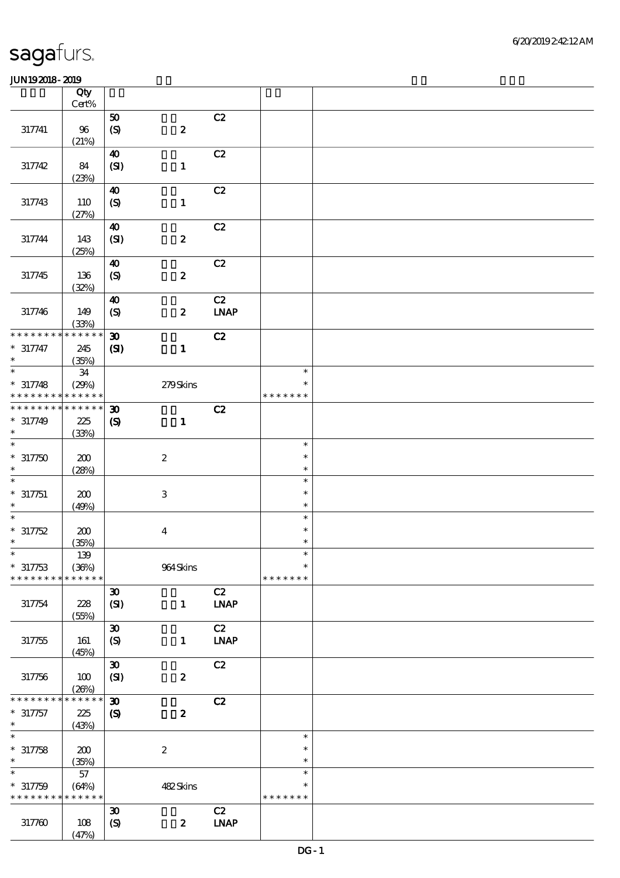**JUN19 2018 - 2019**

| | Qty Cert% | | | | | |
|---|---|---|---|---|---|---|
| 317741 | 96 (21%) | 50 (S) | 2 | C2 | | |
| 317742 | 84 (23%) | 40 (SI) | 1 | C2 | | |
| 317743 | 110 (27%) | 40 (S) | 1 | C2 | | |
| 317744 | 143 (25%) | 40 (SI) | 2 | C2 | | |
| 317745 | 136 (32%) | 40 (S) | 2 | C2 | | |
| 317746 | 149 (33%) | 40 (S) | 2 | C2 LNAP | | |
| * * * * * * * * * * * * * * | | | | | | |
| * 317747 * | 245 (35%) | 30 (SI) | 1 | C2 | | |
| * 317748 * * * * * * * * * * * * * * | 34 (29%) | | 279 Skins | | * * * * * * * * * | |
| * * * * * * * * * * * * * * | | | | | | |
| * 317749 * | 225 (33%) | 30 (S) | 1 | C2 | | |
| * 317750 * | 200 (28%) | | 2 | | * * * | |
| * 317751 * | 200 (49%) | | 3 | | * * * | |
| * 317752 * | 200 (35%) | | 4 | | * * * | |
| * 317753 * * * * * * * * * * * * * * | 139 (36%) | | 964 Skins | | * * * * * * * * * | |
| 317754 | 228 (55%) | 30 (SI) | 1 | C2 LNAP | | |
| 317755 | 161 (45%) | 30 (S) | 1 | C2 LNAP | | |
| 317756 | 100 (26%) | 30 (SI) | 2 | C2 | | |
| * * * * * * * * * * * * * * | | | | | | |
| * 317757 * | 225 (43%) | 30 (S) | 2 | C2 | | |
| * 317758 * | 200 (35%) | | 2 | | * * * | |
| * 317759 * * * * * * * * * * * * * * | 57 (64%) | | 482 Skins | | * * * * * * * * * | |
| 317760 | 108 (47%) | 30 (S) | 2 | C2 LNAP | | |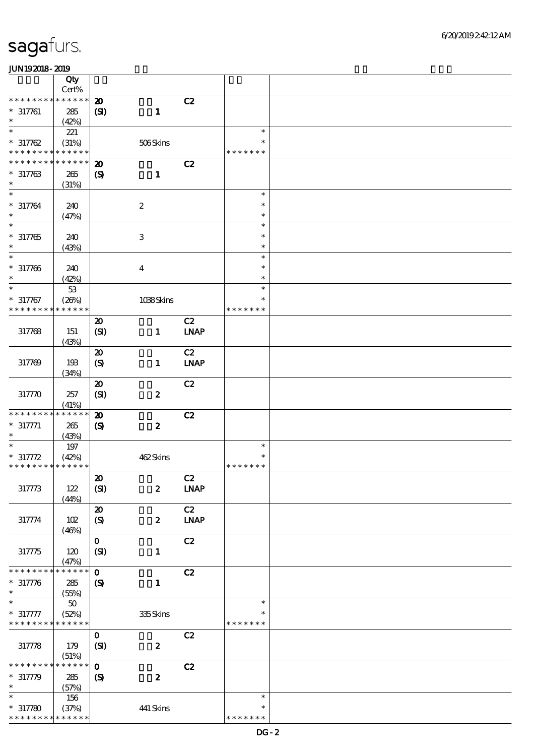# sagafurs.

JUN192018-2019

| | Qty Cert% | | |
|---|---|---|---|
| * * * * * * * * * * * * * * | 20 | C2 | |
| * 317761 | 285 | (SI) 1 | |
| * | (42%) | | |
| * | 221 | | * |
| * 317762 | (31%) | 506 Skins | * |
| * * * * * * * * * * * * * * | | | * * * * * * * |
| * * * * * * * * * * * * * * | 20 | C2 | |
| * 317763 | 265 | (S) 1 | |
| * | (31%) | | |
| * | | | * |
| * 317764 | 240 | 2 | * |
| * | (47%) | | * |
| * | | | * |
| * 317765 | 240 | 3 | * |
| * | (43%) | | * |
| * | | | * |
| * 317766 | 240 | 4 | * |
| * | (42%) | | * |
| * | 53 | | * |
| * 317767 | (26%) | 1038 Skins | * |
| * * * * * * * * * * * * * * | | | * * * * * * * |
| 317768 | 151 (43%) | 20 (SI) 1 C2 LNAP | |
| 317769 | 193 (34%) | 20 (S) 1 C2 LNAP | |
| 317770 | 257 (41%) | 20 (SI) 2 C2 | |
| * * * * * * * * * * * * * * | 20 | C2 | |
| * 317771 | 265 | (S) 2 | |
| * | (43%) | | |
| * | 197 | | * |
| * 317772 | (42%) | 462 Skins | * |
| * * * * * * * * * * * * * * | | | * * * * * * * |
| 317773 | 122 (44%) | 20 (SI) 2 C2 LNAP | |
| 317774 | 102 (46%) | 20 (S) 2 C2 LNAP | |
| 317775 | 120 (47%) | 0 (SI) 1 C2 | |
| * * * * * * * * * * * * * * | 0 | C2 | |
| * 317776 | 285 | (S) 1 | |
| * | (55%) | | |
| * | 50 | | * |
| * 317777 | (52%) | 335 Skins | * |
| * * * * * * * * * * * * * * | | | * * * * * * * |
| 317778 | 179 (51%) | 0 (SI) 2 C2 | |
| * * * * * * * * * * * * * * | 0 | C2 | |
| * 317779 | 285 | (S) 2 | |
| * | (57%) | | |
| * | 156 | | * |
| * 317780 | (37%) | 441 Skins | * |
| * * * * * * * * * * * * * * | | | * * * * * * * |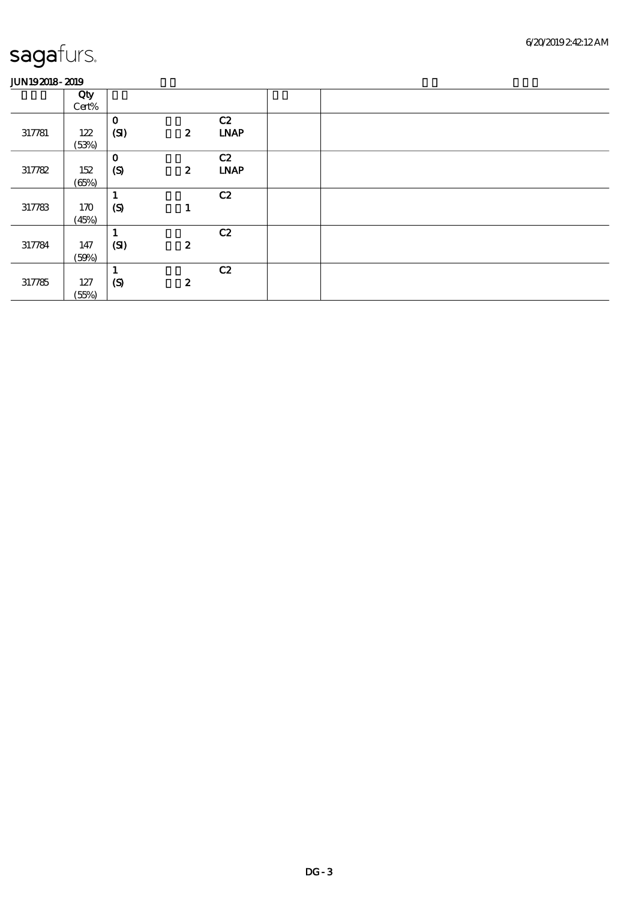sagafurs.

JUN19 2018 - 2019

| | Qty Cert% | | | | | |
|---|---|---|---|---|---|---|
| 317781 | 122 (53%) | 0 (SI) | 2 | C2 LNAP | | |
| 317782 | 152 (65%) | 0 (S) | 2 | C2 LNAP | | |
| 317783 | 170 (45%) | 1 (S) | 1 | C2 | | |
| 317784 | 147 (59%) | 1 (SI) | 2 | C2 | | |
| 317785 | 127 (55%) | 1 (S) | 2 | C2 | | |

DG - 3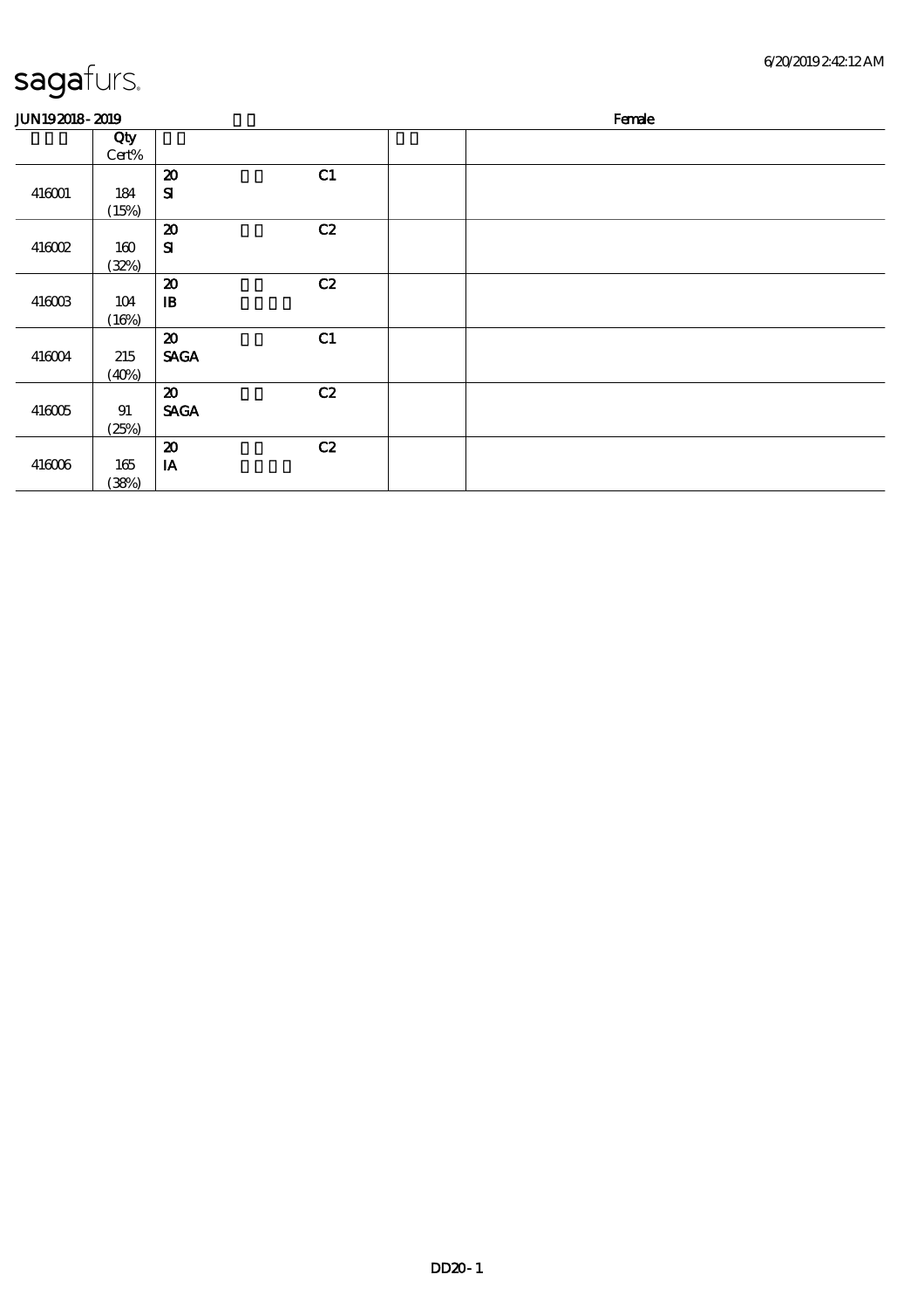sagafurs.

JUN19 2018 - 2019 Female

| | Qty Cert% | | | | | |
|---|---|---|---|---|---|---|
| 416001 | 184 (15%) | 20 SI | | C1 | | |
| 416002 | 160 (32%) | 20 SI | | C2 | | |
| 416003 | 104 (16%) | 20 IB | | C2 | | |
| 416004 | 215 (40%) | 20 SAGA | | C1 | | |
| 416005 | 91 (25%) | 20 SAGA | | C2 | | |
| 416006 | 165 (38%) | 20 IA | | C2 | | |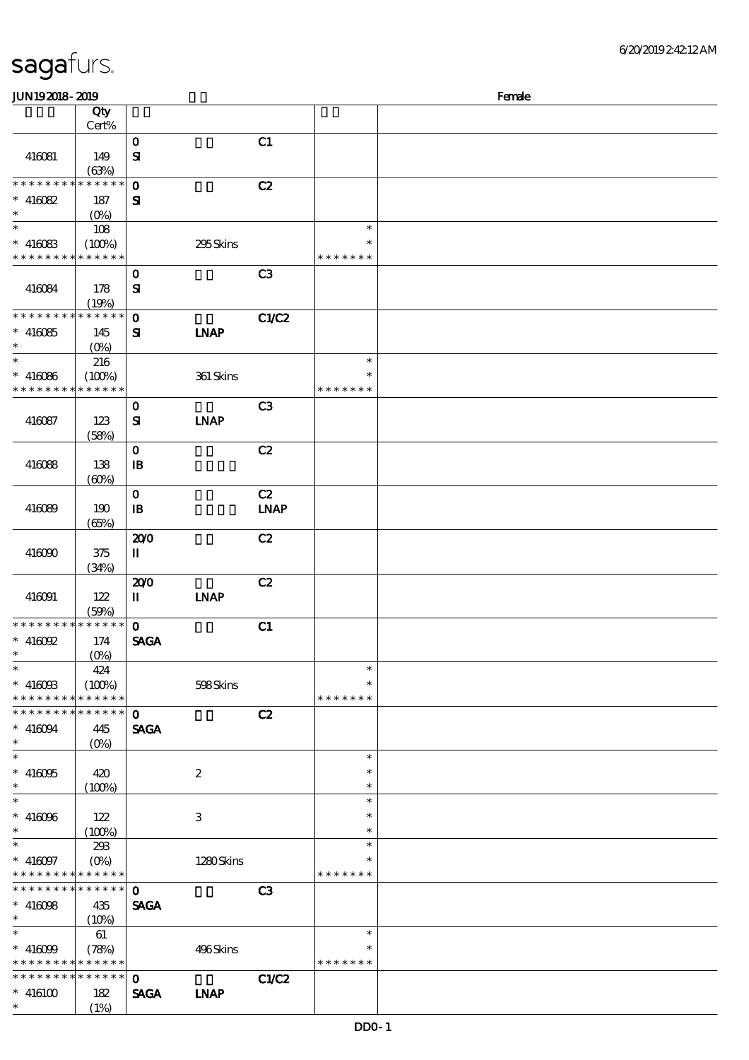sagafurs.

JUN19 2018 - 2019 Female

| | Qty Cert% | | | | | |
|---|---|---|---|---|---|---|
| 416081 | 149 (63%) | 0 SI | | C1 | | |
| * * * * * * * * * * * * * * * 416082 * | 187 (0%) | 0 SI | | C2 | | |
| * * 416083 * * * * * * * * * * * * * * | 108 (100%) | | 295 Skins | | * * * * * * * * * | |
| 416084 | 178 (19%) | 0 SI | | C3 | | |
| * * * * * * * * * * * * * * * 416085 * | 145 (0%) | 0 SI | LNAP | C1/C2 | | |
| * * 416086 * * * * * * * * * * * * * * | 216 (100%) | | 361 Skins | | * * * * * * * * * | |
| 416087 | 123 (58%) | 0 SI | LNAP | C3 | | |
| 416088 | 138 (60%) | 0 IB | | C2 | | |
| 416089 | 190 (65%) | 0 IB | | C2 LNAP | | |
| 416090 | 375 (34%) | 20/0 II | | C2 | | |
| 416091 | 122 (59%) | 20/0 II | LNAP | C2 | | |
| * * * * * * * * * * * * * * * 416092 * | 174 (0%) | 0 SAGA | | C1 | | |
| * * 416093 * * * * * * * * * * * * * * | 424 (100%) | | 598 Skins | | * * * * * * * * * | |
| * * * * * * * * * * * * * * * 416094 * | 445 (0%) | 0 SAGA | | C2 | | |
| * * 416095 * | 420 (100%) | | 2 | | * * * | |
| * * 416096 * | 122 (100%) | | 3 | | * * * | |
| * * 416097 * * * * * * * * * * * * * * | 293 (0%) | | 1280 Skins | | * * * * * * * * * | |
| * * * * * * * * * * * * * * * 416098 * | 435 (10%) | 0 SAGA | | C3 | | |
| * * 416099 * * * * * * * * * * * * * * | 61 (78%) | | 496 Skins | | * * * * * * * * * | |
| * * * * * * * * * * * * * * * 416100 * | 182 (1%) | 0 SAGA | LNAP | C1/C2 | | |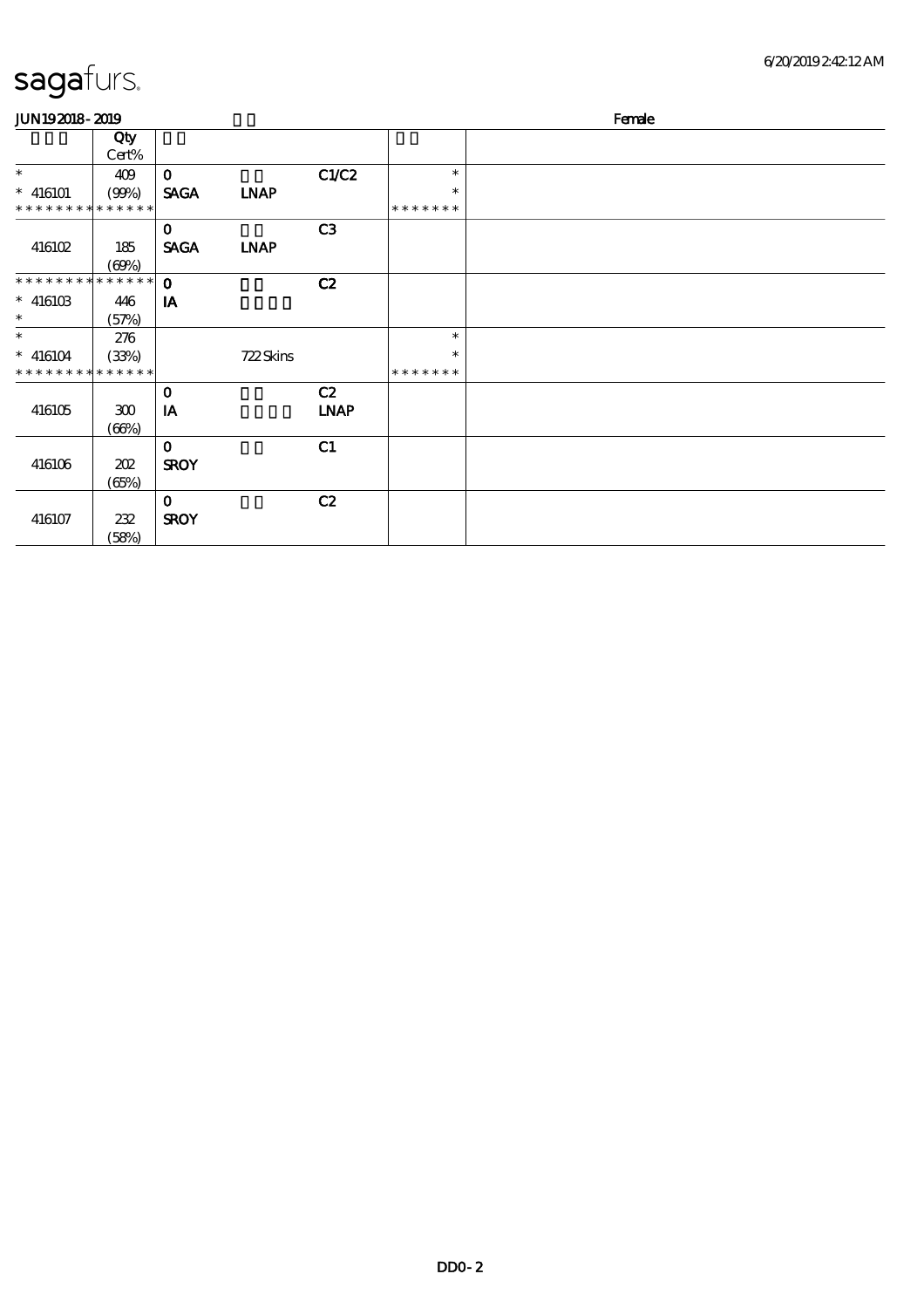# sagafurs.

JUN19 2018 - 2019 Female

| | Qty Cert% | | | | | |
|---|---|---|---|---|---|---|
| * | 409 | 0 | | C1/C2 | * | |
| * 416101 | (99%) | SAGA | LNAP | | * | |
| * * * * * * * * * * * * * * | | | | | * * * * * * * | |
| | | 0 | | C3 | | |
| 416102 | 185 | SAGA | LNAP | | | |
| | (69%) | | | | | |
| * * * * * * * * * * * * * * | | 0 | | C2 | | |
| * 416103 | 446 | IA | | | | |
| * | (57%) | | | | | |
| * | 276 | | | | * | |
| * 416104 | (33%) | | 722 Skins | | * | |
| * * * * * * * * * * * * * * | | | | | * * * * * * * | |
| | | 0 | | C2 | | |
| 416105 | 300 | IA | | LNAP | | |
| | (66%) | | | | | |
| | | 0 | | C1 | | |
| 416106 | 202 | SROY | | | | |
| | (65%) | | | | | |
| | | 0 | | C2 | | |
| 416107 | 232 | SROY | | | | |
| | (58%) | | | | | |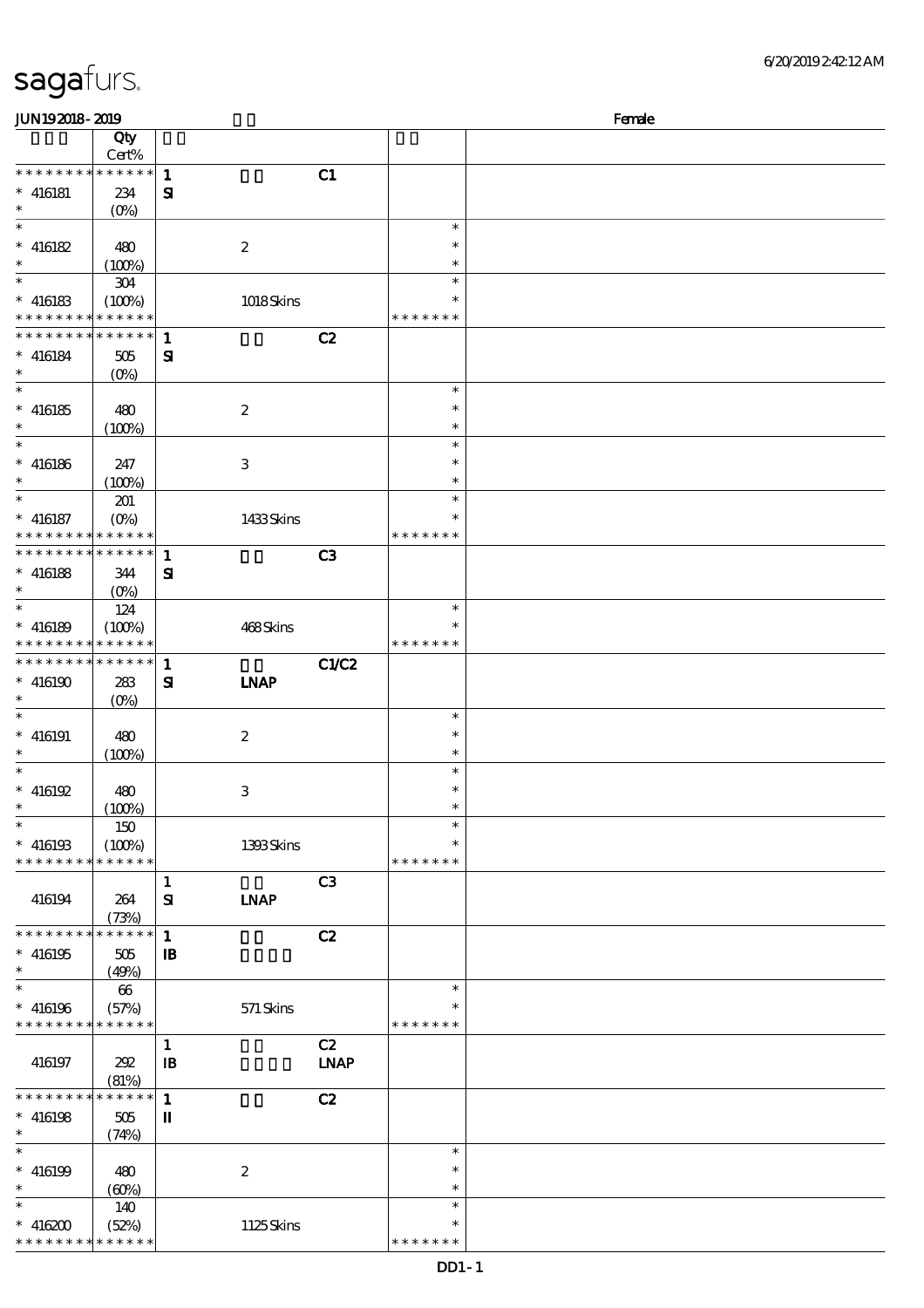sagafurs.

6/20/2019 2:42:12 AM

JUN19 2018 - 2019 Female

| | Qty Cert% | | | | | |
|---|---|---|---|---|---|---|
| * * * * * * * * * * * * * * | | 1 | | C1 | | |
| * 416181 | 234 | SI | | | | |
| * | (0%) | | | | | |
| * | | | | | * | |
| * 416182 | 480 | | 2 | | * | |
| * | (100%) | | | | * | |
| * | 304 | | | | * | |
| * 416183 | (100%) | | 1018 Skins | | * | |
| * * * * * * * * * * * * * * | | | | | * * * * * * * | |
| * * * * * * * * * * * * * * | | 1 | | C2 | | |
| * 416184 | 505 | SI | | | | |
| * | (0%) | | | | | |
| * | | | | | * | |
| * 416185 | 480 | | 2 | | * | |
| * | (100%) | | | | * | |
| * | | | | | * | |
| * 416186 | 247 | | 3 | | * | |
| * | (100%) | | | | * | |
| * | 201 | | | | * | |
| * 416187 | (0%) | | 1433 Skins | | * | |
| * * * * * * * * * * * * * * | | | | | * * * * * * * | |
| * * * * * * * * * * * * * * | | 1 | | C3 | | |
| * 416188 | 344 | SI | | | | |
| * | (0%) | | | | | |
| * | 124 | | | | * | |
| * 416189 | (100%) | | 468 Skins | | * | |
| * * * * * * * * * * * * * * | | | | | * * * * * * * | |
| * * * * * * * * * * * * * * | | 1 | | C1/C2 | | |
| * 416190 | 283 | SI | LNAP | | | |
| * | (0%) | | | | | |
| * | | | | | * | |
| * 416191 | 480 | | 2 | | * | |
| * | (100%) | | | | * | |
| * | | | | | * | |
| * 416192 | 480 | | 3 | | * | |
| * | (100%) | | | | * | |
| * | 150 | | | | * | |
| * 416193 | (100%) | | 1393 Skins | | * | |
| * * * * * * * * * * * * * * | | | | | * * * * * * * | |
| | | 1 | | C3 | | |
| 416194 | 264 | SI | LNAP | | | |
| | (73%) | | | | | |
| * * * * * * * * * * * * * * | | 1 | | C2 | | |
| * 416195 | 505 | IB | | | | |
| * | (49%) | | | | | |
| * | 66 | | | | * | |
| * 416196 | (57%) | | 571 Skins | | * | |
| * * * * * * * * * * * * * * | | | | | * * * * * * * | |
| | | 1 | | C2 | | |
| 416197 | 292 | IB | | LNAP | | |
| | (81%) | | | | | |
| * * * * * * * * * * * * * * | | 1 | | C2 | | |
| * 416198 | 505 | II | | | | |
| * | (74%) | | | | | |
| * | | | | | * | |
| * 416199 | 480 | | 2 | | * | |
| * | (60%) | | | | * | |
| * | 140 | | | | * | |
| * 416200 | (52%) | | 1125 Skins | | * | |
| * * * * * * * * * * * * * * | | | | | * * * * * * * | |

DD1 - 1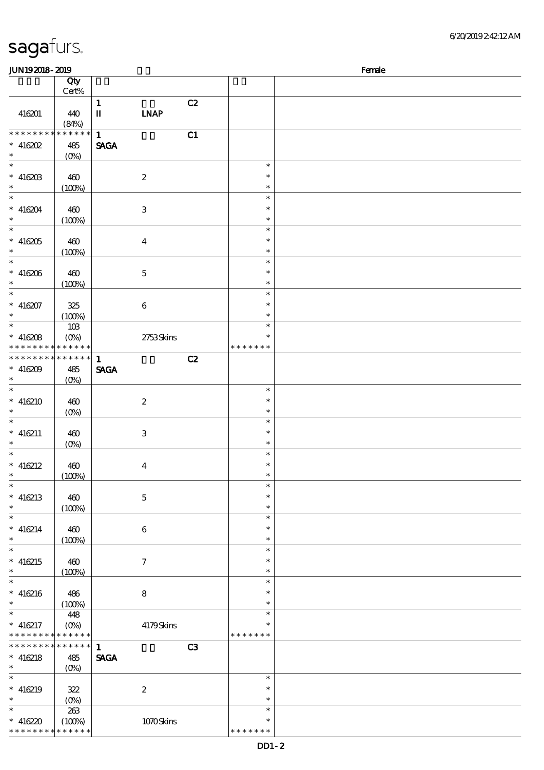# sagafurs.

6/20/2019 2:42:12 AM

JUN19 2018 - 2019 Female

| | Qty Cert% | | | | | |
|---|---|---|---|---|---|---|
| 416201 | 440 (84%) | 1 II | LNAP | C2 | | |
| * * * * * * * * * * * * * * 416202 * | 485 (0%) | 1 SAGA | | C1 | | |
| * * 416203 * | 460 (100%) | | 2 | | * * * | |
| * * 416204 * | 460 (100%) | | 3 | | * * * | |
| * * 416205 * | 460 (100%) | | 4 | | * * * | |
| * * 416206 * | 460 (100%) | | 5 | | * * * | |
| * * 416207 * | 325 (100%) | | 6 | | * * * | |
| * * 416208 * * * * * * * * * * * * * | 103 (0%) | | 2753 Skins | | * * * * * * * * * | |
| * * * * * * * * * * * * * * 416209 * | 485 (0%) | 1 SAGA | | C2 | | |
| * * 416210 * | 460 (0%) | | 2 | | * * * | |
| * * 416211 * | 460 (0%) | | 3 | | * * * | |
| * * 416212 * | 460 (100%) | | 4 | | * * * | |
| * * 416213 * | 460 (100%) | | 5 | | * * * | |
| * * 416214 * | 460 (100%) | | 6 | | * * * | |
| * * 416215 * | 460 (100%) | | 7 | | * * * | |
| * * 416216 * | 486 (100%) | | 8 | | * * * | |
| * * 416217 * * * * * * * * * * * * * | 448 (0%) | | 4179 Skins | | * * * * * * * * * | |
| * * * * * * * * * * * * * * 416218 * | 485 (0%) | 1 SAGA | | C3 | | |
| * * 416219 * | 322 (0%) | | 2 | | * * * | |
| * * 416220 * * * * * * * * * * * * * | 263 (100%) | | 1070 Skins | | * * * * * * * * * | |

DD1 - 2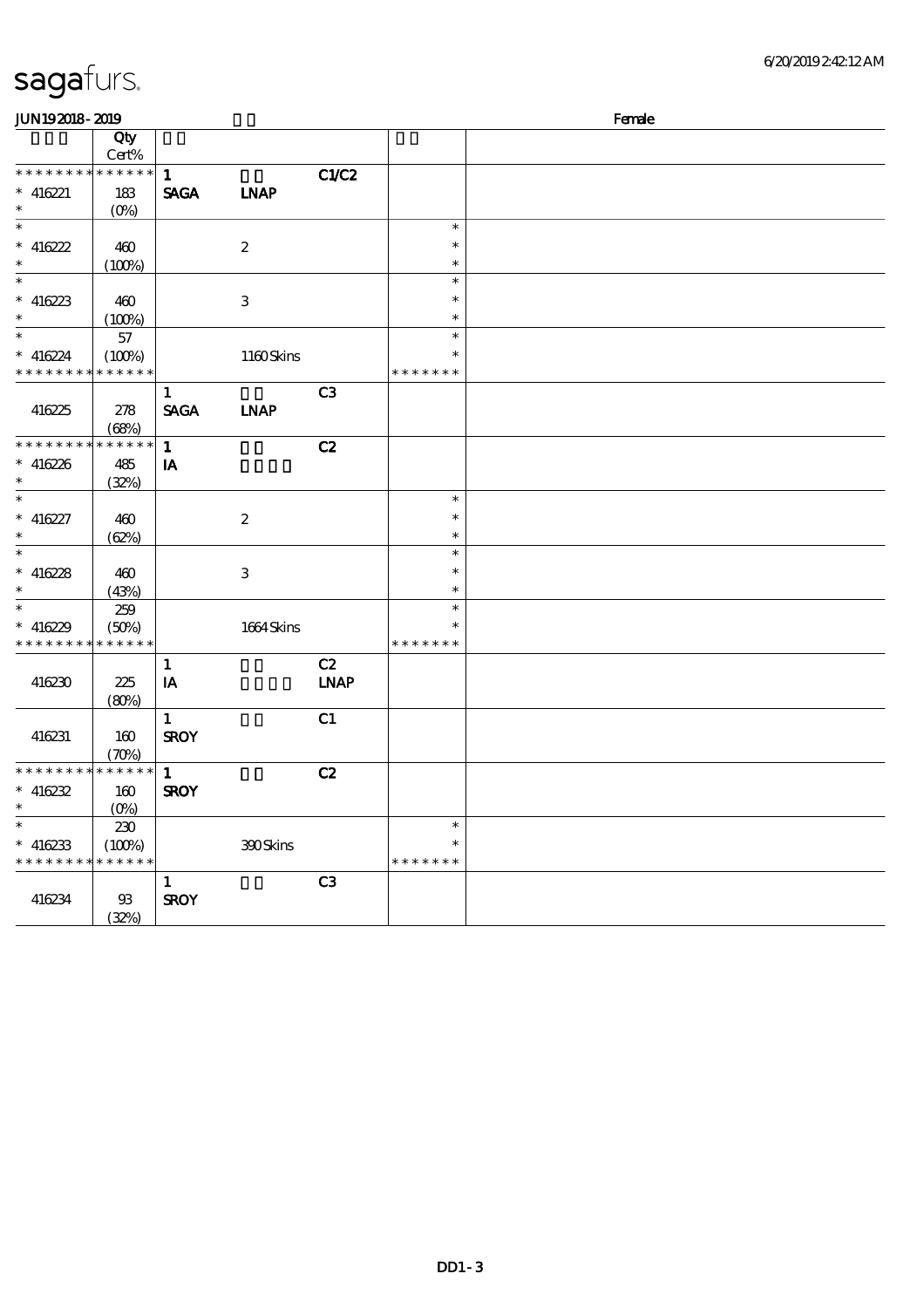sagafurs.

JUN19 2018 - 2019 Female

| | Qty Cert% | | | | | |
|---|---|---|---|---|---|---|
| * * * * * * * * * * * * * * | | 1 | | C1/C2 | | |
| * 416221 | 183 | SAGA | LNAP | | | |
| * | (0%) | | | | | |
| * | | | | | * | |
| * 416222 | 460 | | 2 | | * | |
| * | (100%) | | | | * | |
| * | | | | | * | |
| * 416223 | 460 | | 3 | | * | |
| * | (100%) | | | | * | |
| * | 57 | | | | * | |
| * 416224 | (100%) | | 1160 Skins | | * | |
| * * * * * * * * * * * * * * | | | | | * * * * * * * | |
| | | 1 | | C3 | | |
| 416225 | 278 | SAGA | LNAP | | | |
| | (68%) | | | | | |
| * * * * * * * * * * * * * * | | 1 | | C2 | | |
| * 416226 | 485 | IA | | | | |
| * | (32%) | | | | | |
| * | | | | | * | |
| * 416227 | 460 | | 2 | | * | |
| * | (62%) | | | | * | |
| * | | | | | * | |
| * 416228 | 460 | | 3 | | * | |
| * | (43%) | | | | * | |
| * | 259 | | | | * | |
| * 416229 | (50%) | | 1664 Skins | | * | |
| * * * * * * * * * * * * * * | | | | | * * * * * * * | |
| | | 1 | | C2 | | |
| 416230 | 225 | IA | | LNAP | | |
| | (80%) | | | | | |
| | | 1 | | C1 | | |
| 416231 | 160 | SROY | | | | |
| | (70%) | | | | | |
| * * * * * * * * * * * * * * | | 1 | | C2 | | |
| * 416232 | 160 | SROY | | | | |
| * | (0%) | | | | | |
| * | 230 | | | | * | |
| * 416233 | (100%) | | 390 Skins | | * | |
| * * * * * * * * * * * * * * | | | | | * * * * * * * | |
| | | 1 | | C3 | | |
| 416234 | 93 | SROY | | | | |
| | (32%) | | | | | |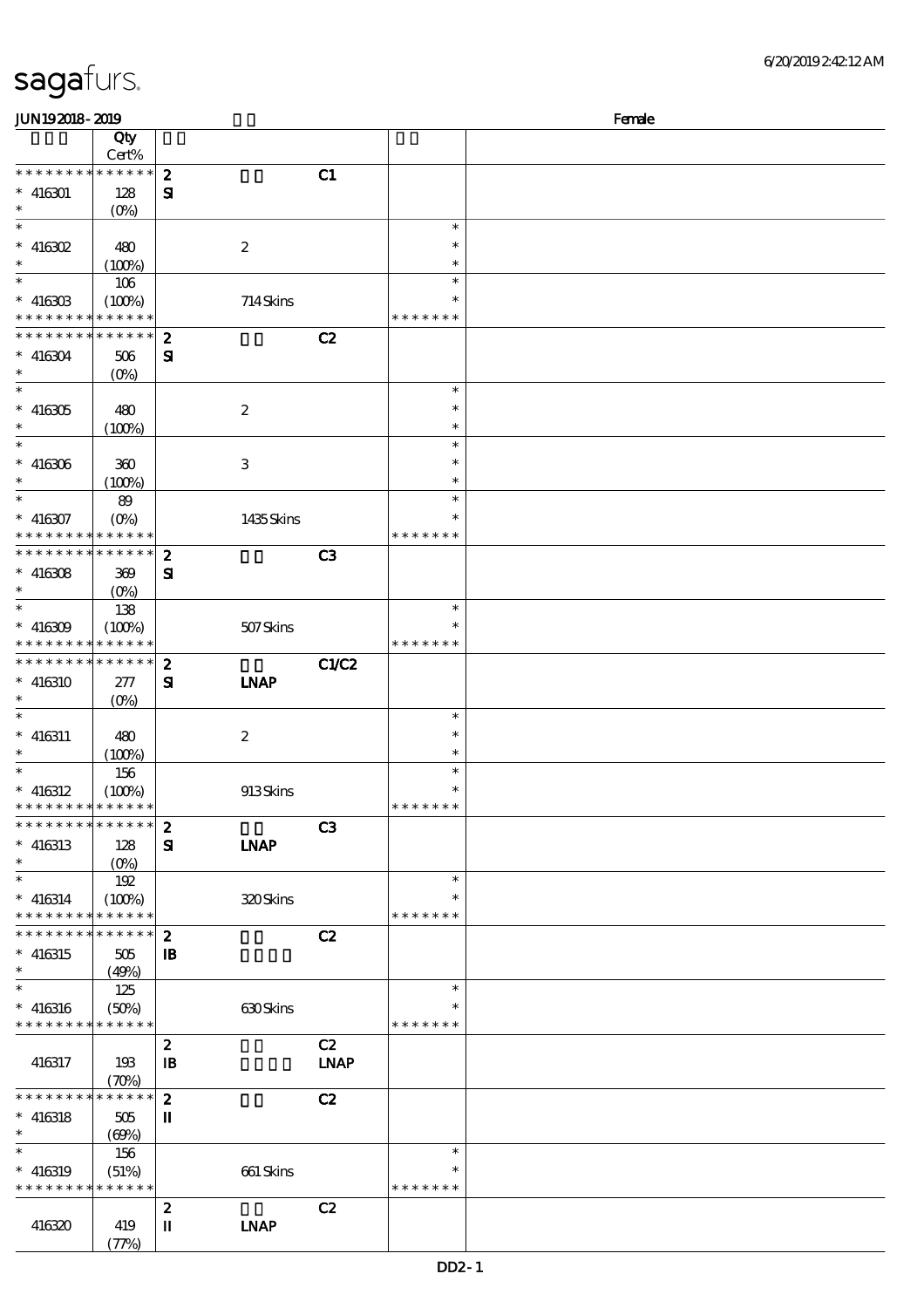# sagafurs.

JUN19 2018 - 2019 Female

| | Qty Cert% | | | | |
|---|---|---|---|---|---|
| * * * * * * * * * * * * * * | 2 | | C1 | | |
| * 416301 | 128 (0%) | SI | | | |
| * 416302 | 480 (100%) | | 2 | | * * * |
| * 416303 | 106 (100%) | | 714 Skins | | * * * * * * * * |
| * * * * * * * * * * * * * * | 2 | | C2 | | |
| * 416304 | 506 (0%) | SI | | | |
| * 416305 | 480 (100%) | | 2 | | * * * |
| * 416306 | 360 (100%) | | 3 | | * * * |
| * 416307 | 89 (0%) | | 1435 Skins | | * * * * * * * * |
| * * * * * * * * * * * * * * | 2 | | C3 | | |
| * 416308 | 369 (0%) | SI | | | |
| * 416309 | 138 (100%) | | 507 Skins | | * * * * * * * * |
| * * * * * * * * * * * * * * | 2 | | C1/C2 | | |
| * 416310 | 277 (0%) | SI | LNAP | | |
| * 416311 | 480 (100%) | | 2 | | * * * |
| * 416312 | 156 (100%) | | 913 Skins | | * * * * * * * * |
| * * * * * * * * * * * * * * | 2 | | C3 | | |
| * 416313 | 128 (0%) | SI | LNAP | | |
| * 416314 | 192 (100%) | | 320 Skins | | * * * * * * * * |
| * * * * * * * * * * * * * * | 2 | | C2 | | |
| * 416315 | 505 (49%) | IB | | | |
| * 416316 | 125 (50%) | | 630 Skins | | * * * * * * * * |
| | | 2 | | C2 | |
| 416317 | 193 (70%) | IB | | LNAP | |
| * * * * * * * * * * * * * * | 2 | | C2 | | |
| * 416318 | 505 (69%) | II | | | |
| * 416319 | 156 (51%) | | 661 Skins | | * * * * * * * * |
| | | 2 | | C2 | |
| 416320 | 419 (77%) | II | LNAP | | |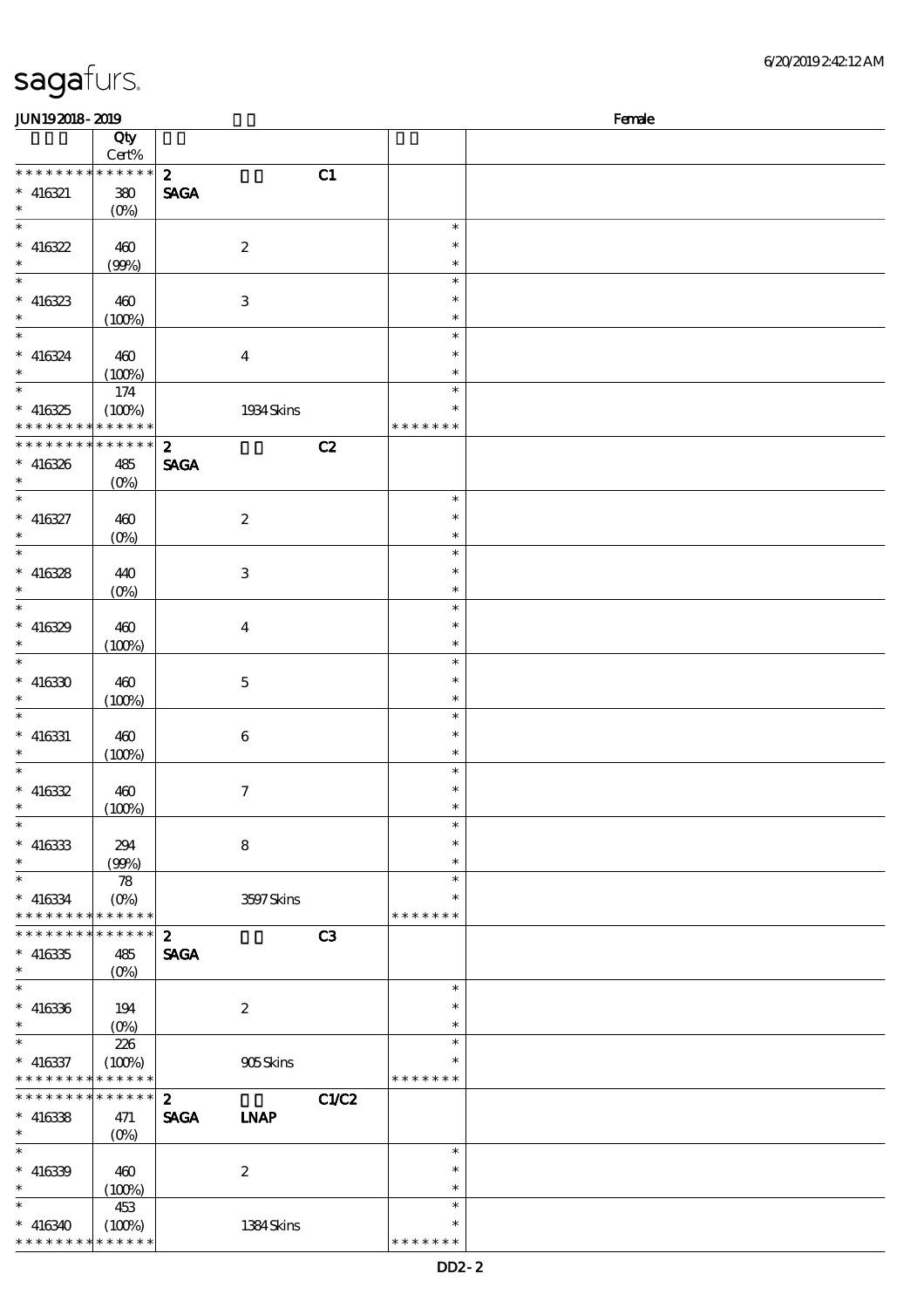sagafurs.

JUN19 2018 - 2019 Female

| | Qty Cert% | | | | | |
|---|---|---|---|---|---|---|
| * * * * * * * * * * * * * * | | 2 SAGA | | C1 | | |
| * 416321 * | 380 (0%) | | | | | |
| * 416322 * | 460 (99%) | | 2 | | * * * | |
| * 416323 * | 460 (100%) | | 3 | | * * * | |
| * 416324 * | 460 (100%) | | 4 | | * * * | |
| * 416325 * * * * * * * * * * * * * | 174 (100%) | | 1934 Skins | | * * * * * * * * * | |
| * * * * * * * * * * * * * * | | 2 SAGA | | C2 | | |
| * 416326 * | 485 (0%) | | | | | |
| * 416327 * | 460 (0%) | | 2 | | * * * | |
| * 416328 * | 440 (0%) | | 3 | | * * * | |
| * 416329 * | 460 (100%) | | 4 | | * * * | |
| * 416330 * | 460 (100%) | | 5 | | * * * | |
| * 416331 * | 460 (100%) | | 6 | | * * * | |
| * 416332 * | 460 (100%) | | 7 | | * * * | |
| * 416333 * | 294 (99%) | | 8 | | * * * | |
| * 416334 * * * * * * * * * * * * * | 78 (0%) | | 3597 Skins | | * * * * * * * * * | |
| * * * * * * * * * * * * * * | | 2 SAGA | | C3 | | |
| * 416335 * | 485 (0%) | | | | | |
| * 416336 * | 194 (0%) | | 2 | | * * * | |
| * 416337 * * * * * * * * * * * * * | 226 (100%) | | 905 Skins | | * * * * * * * * * | |
| * * * * * * * * * * * * * * | | 2 SAGA | LNAP | C1/C2 | | |
| * 416338 * | 471 (0%) | | | | | |
| * 416339 * | 460 (100%) | | 2 | | * * * | |
| * 416340 * * * * * * * * * * * * * | 453 (100%) | | 1384 Skins | | * * * * * * * * * | |

DD2 - 2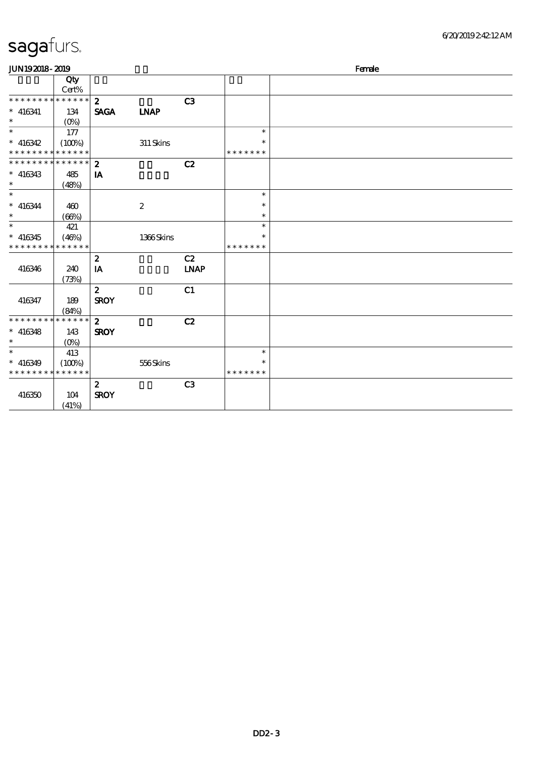# sagafurs.

JUN192018-2019 Female

| | Qty Cert% | | | | | |
|---|---|---|---|---|---|---|
| * * * * * * * * * * * * * * | | 2 | | C3 | | |
| * 416341 | 134 | SAGA | LNAP | | | |
| * | (0%) | | | | | |
| * | 177 | | | | * | |
| * 416342 | (100%) | | 311 Skins | | * | |
| * * * * * * * * * * * * * * | | | | | * * * * * * * | |
| * * * * * * * * * * * * * * | | 2 | | C2 | | |
| * 416343 | 485 | IA | | | | |
| * | (48%) | | | | | |
| * | | | | | * | |
| * 416344 | 460 | | 2 | | * | |
| * | (66%) | | | | * | |
| * | 421 | | | | * | |
| * 416345 | (46%) | | 1366 Skins | | * | |
| * * * * * * * * * * * * * * | | | | | * * * * * * * | |
| | | 2 | | C2 | | |
| 416346 | 240 | IA | | LNAP | | |
| | (73%) | | | | | |
| | | 2 | | C1 | | |
| 416347 | 189 | SROY | | | | |
| | (84%) | | | | | |
| * * * * * * * * * * * * * * | | 2 | | C2 | | |
| * 416348 | 143 | SROY | | | | |
| * | (0%) | | | | | |
| * | 413 | | | | * | |
| * 416349 | (100%) | | 556 Skins | | * | |
| * * * * * * * * * * * * * * | | | | | * * * * * * * | |
| | | 2 | | C3 | | |
| 416350 | 104 | SROY | | | | |
| | (41%) | | | | | |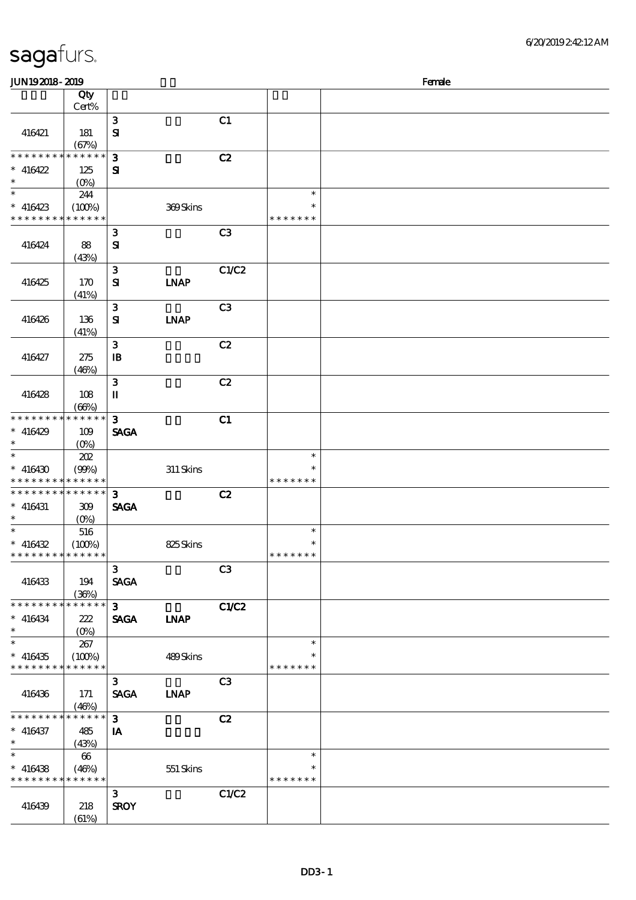# sagafurs.

JUN19 2018 - 2019 Female

| | Qty Cert% | | | | | |
|---|---|---|---|---|---|---|
| 416421 | 181 (67%) | 3 SI | | C1 | | |
| * * * * * * * * * * * * * * 416422 * | 125 (0%) | 3 SI | | C2 | | |
| * * 416423 * * * * * * * * * * * * * | 244 (100%) | | 369 Skins | | * * * * * * * * * | |
| 416424 | 88 (43%) | 3 SI | | C3 | | |
| 416425 | 170 (41%) | 3 SI | LNAP | C1/C2 | | |
| 416426 | 136 (41%) | 3 SI | LNAP | C3 | | |
| 416427 | 275 (46%) | 3 IB | | C2 | | |
| 416428 | 108 (66%) | 3 II | | C2 | | |
| * * * * * * * * * * * * * * 416429 * | 109 (0%) | 3 SAGA | | C1 | | |
| * * 416430 * * * * * * * * * * * * * | 202 (99%) | | 311 Skins | | * * * * * * * * * | |
| * * * * * * * * * * * * * * 416431 * | 309 (0%) | 3 SAGA | | C2 | | |
| * * 416432 * * * * * * * * * * * * * | 516 (100%) | | 825 Skins | | * * * * * * * * * | |
| 416433 | 194 (36%) | 3 SAGA | | C3 | | |
| * * * * * * * * * * * * * * 416434 * | 222 (0%) | 3 SAGA | LNAP | C1/C2 | | |
| * * 416435 * * * * * * * * * * * * * | 267 (100%) | | 489 Skins | | * * * * * * * * * | |
| 416436 | 171 (46%) | 3 SAGA | LNAP | C3 | | |
| * * * * * * * * * * * * * * 416437 * | 485 (43%) | 3 IA | | C2 | | |
| * * 416438 * * * * * * * * * * * * * | 66 (46%) | | 551 Skins | | * * * * * * * * * | |
| 416439 | 218 (61%) | 3 SROY | | C1/C2 | | |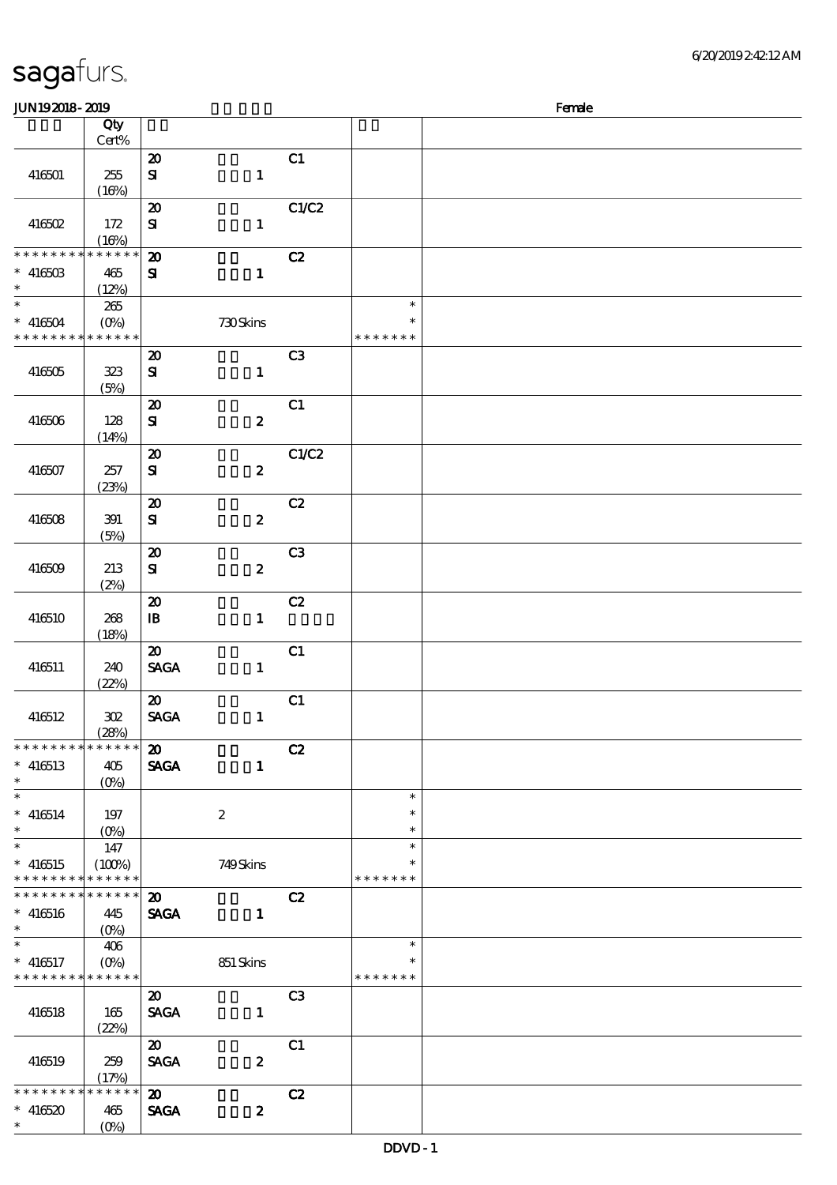# sagafurs.

JUN19 2018 - 2019 Female

| | Qty Cert% | | | | |
|---|---|---|---|---|---|
| 416501 | 255 (16%) | 20 SI 1 | C1 | | |
| 416502 | 172 (16%) | 20 SI 1 | C1/C2 | | |
| * * * * * * * * * * * * * * 416503 * | 465 (12%) | 20 SI 1 | C2 | | |
| * * 416504 * * * * * * * * * * * * * | 265 (0%) | 730 Skins | | * * * * * * * * * | |
| 416505 | 323 (5%) | 20 SI 1 | C3 | | |
| 416506 | 128 (14%) | 20 SI 2 | C1 | | |
| 416507 | 257 (23%) | 20 SI 2 | C1/C2 | | |
| 416508 | 391 (5%) | 20 SI 2 | C2 | | |
| 416509 | 213 (2%) | 20 SI 2 | C3 | | |
| 416510 | 268 (18%) | 20 IB 1 | C2 | | |
| 416511 | 240 (22%) | 20 SAGA 1 | C1 | | |
| 416512 | 302 (28%) | 20 SAGA 1 | C1 | | |
| * * * * * * * * * * * * * * 416513 * | 405 (0%) | 20 SAGA 1 | C2 | | |
| * * 416514 * | 197 (0%) | 2 | | * * * | |
| * * 416515 * * * * * * * * * * * * * | 147 (100%) | 749 Skins | | * * * * * * * * * | |
| * * * * * * * * * * * * * * 416516 * | 445 (0%) | 20 SAGA 1 | C2 | | |
| * * 416517 * * * * * * * * * * * * * | 406 (0%) | 851 Skins | | * * * * * * * * * | |
| 416518 | 165 (22%) | 20 SAGA 1 | C3 | | |
| 416519 | 259 (17%) | 20 SAGA 2 | C1 | | |
| * * * * * * * * * * * * * * 416520 * | 465 (0%) | 20 SAGA 2 | C2 | | |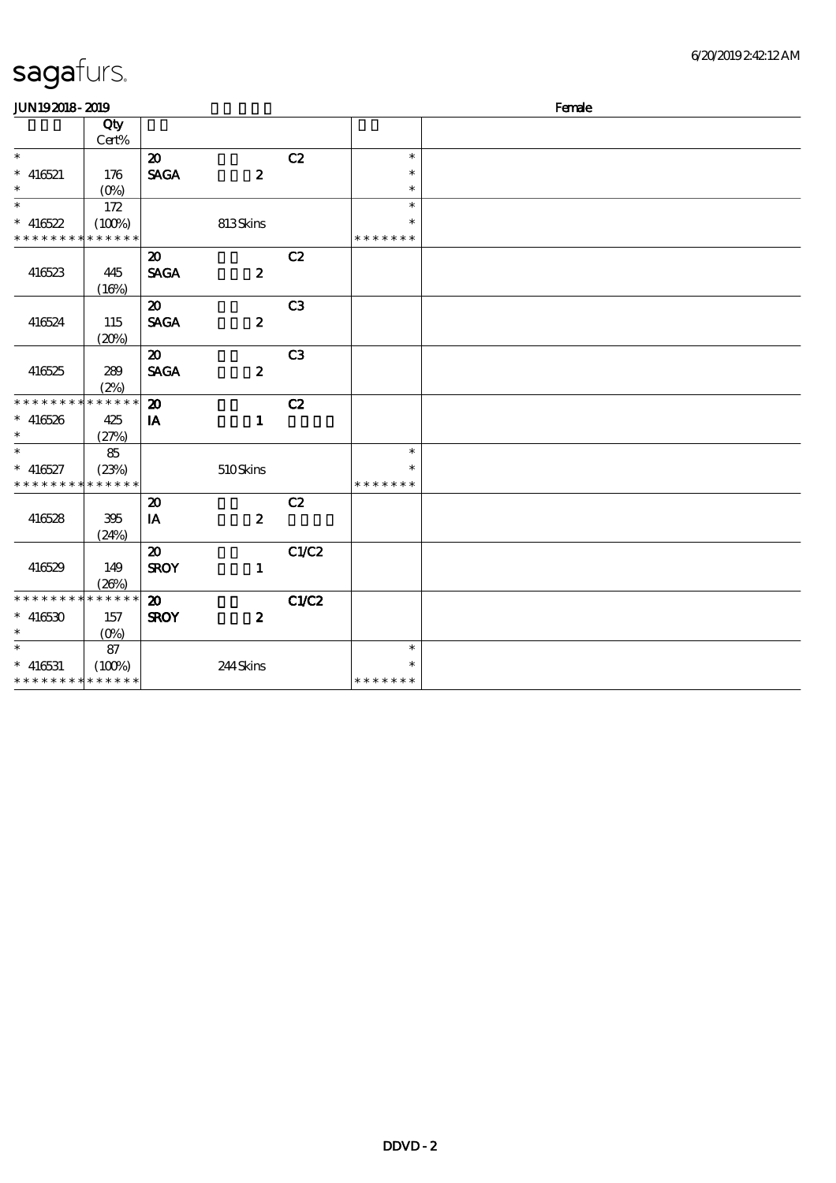# sagafurs.

JUN19 2018 - 2019 Female

| | Qty Cert% | | | | | |
|---|---|---|---|---|---|---|
| * | | 20 | | C2 | * | |
| * 416521 | 176 | SAGA | 2 | | * | |
| * | (0%) | | | | * | |
| * | 172 | | | | * | |
| * 416522 | (100%) | | 813 Skins | | * | |
| * * * * * * * * * * * * * * | | | | | * * * * * * * | |
| | | 20 | | C2 | | |
| 416523 | 445 | SAGA | 2 | | | |
| | (16%) | | | | | |
| | | 20 | | C3 | | |
| 416524 | 115 | SAGA | 2 | | | |
| | (20%) | | | | | |
| | | 20 | | C3 | | |
| 416525 | 289 | SAGA | 2 | | | |
| | (2%) | | | | | |
| * * * * * * * * * * * * * * | | 20 | | C2 | | |
| * 416526 | 425 | IA | 1 | | | |
| * | (27%) | | | | | |
| * | 85 | | | | * | |
| * 416527 | (23%) | | 510 Skins | | * | |
| * * * * * * * * * * * * * * | | | | | * * * * * * * | |
| | | 20 | | C2 | | |
| 416528 | 395 | IA | 2 | | | |
| | (24%) | | | | | |
| | | 20 | | C1/C2 | | |
| 416529 | 149 | SROY | 1 | | | |
| | (26%) | | | | | |
| * * * * * * * * * * * * * * | | 20 | | C1/C2 | | |
| * 416530 | 157 | SROY | 2 | | | |
| * | (0%) | | | | | |
| * | 87 | | | | * | |
| * 416531 | (100%) | | 244 Skins | | * | |
| * * * * * * * * * * * * * * | | | | | * * * * * * * | |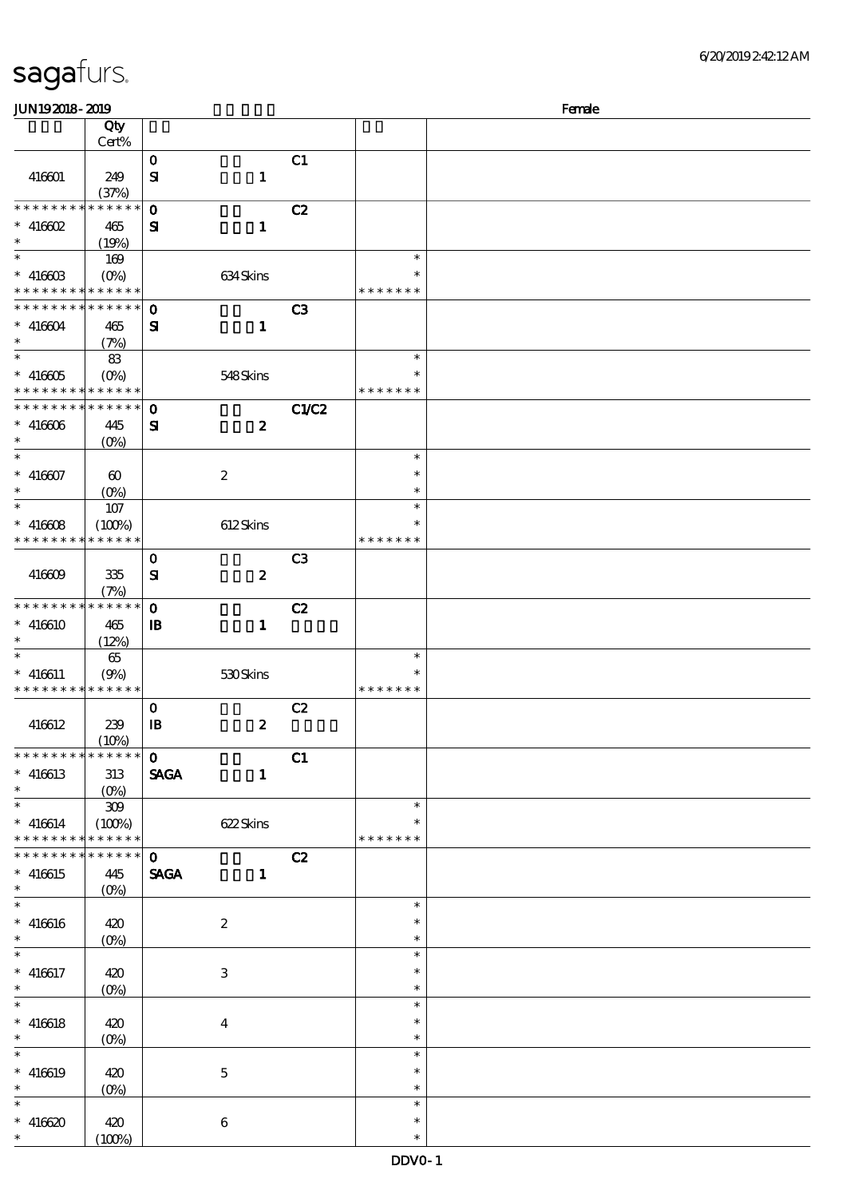# sagafurs.

6/20/2019 2:42:12 AM

JUN19 2018 - 2019 Female

| | Qty Cert% | | | | | |
|---|---|---|---|---|---|---|
| 416601 | 249 (37%) | 0 SI | 1 | C1 | | |
| * * * * * * * * * * * * * * 416602 * | 465 (19%) | 0 SI | 1 | C2 | | |
| * * 416603 * * * * * * * * * * * * * * | 169 (0%) | | 634 Skins | | * * * * * * * * * | |
| * * * * * * * * * * * * * * 416604 * | 465 (7%) | 0 SI | 1 | C3 | | |
| * * 416605 * * * * * * * * * * * * * * | 83 (0%) | | 548 Skins | | * * * * * * * * * | |
| * * * * * * * * * * * * * * 416606 * | 445 (0%) | 0 SI | 2 | C1/C2 | | |
| * * 416607 * | 60 (0%) | | 2 | | * * * | |
| * * 416608 * * * * * * * * * * * * * * | 107 (100%) | | 612 Skins | | * * * * * * * * * | |
| 416609 | 335 (7%) | 0 SI | 2 | C3 | | |
| * * * * * * * * * * * * * * 416610 * | 465 (12%) | 0 IB | 1 | C2 | | |
| * * 416611 * * * * * * * * * * * * * * | 65 (9%) | | 530 Skins | | * * * * * * * * * | |
| 416612 | 239 (10%) | 0 IB | 2 | C2 | | |
| * * * * * * * * * * * * * * 416613 * | 313 (0%) | 0 SAGA | 1 | C1 | | |
| * * 416614 * * * * * * * * * * * * * * | 309 (100%) | | 622 Skins | | * * * * * * * * * | |
| * * * * * * * * * * * * * * 416615 * | 445 (0%) | 0 SAGA | 1 | C2 | | |
| * * 416616 * | 420 (0%) | | 2 | | * * * | |
| * * 416617 * | 420 (0%) | | 3 | | * * * | |
| * * 416618 * | 420 (0%) | | 4 | | * * * | |
| * * 416619 * | 420 (0%) | | 5 | | * * * | |
| * * 416620 * | 420 (100%) | | 6 | | * * * | |

DDV0 - 1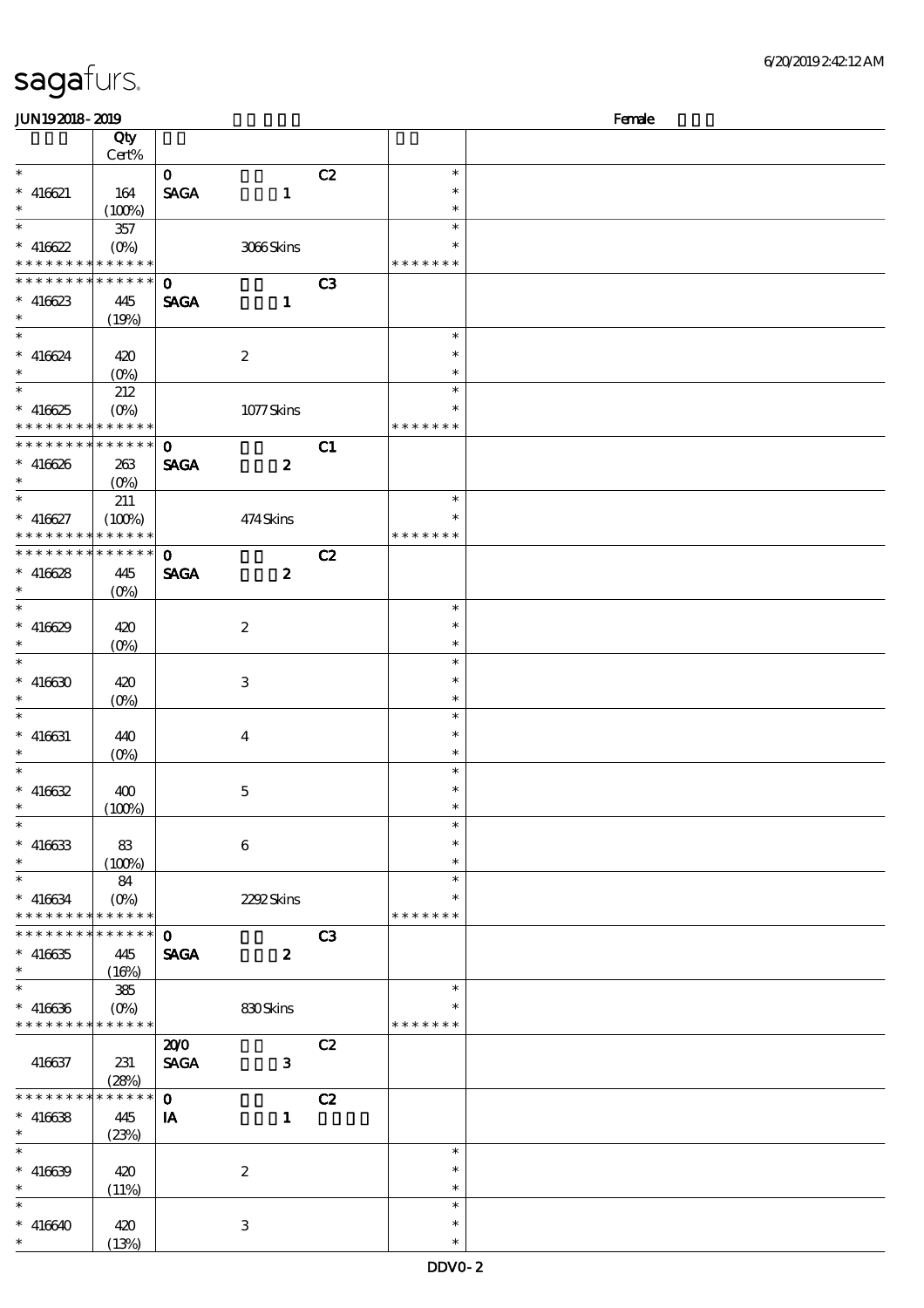sagafurs.

JUN19 2018 - 2019 Female

| | Qty Cert% | | | | |
|---|---|---|---|---|---|
| * | | 0 | | C2 | * |
| * 416621 | 164 | SAGA | 1 | | * |
| * | (100%) | | | | * |
| * | 357 | | | | * |
| * 416622 | (0%) | | 3066 Skins | | * |
| * * * * * * * * * * * * * * | | | | | * * * * * * * |
| * * * * * * * * * * * * * * | | 0 | | C3 | |
| * 416623 | 445 | SAGA | 1 | | |
| * | (19%) | | | | |
| * | | | | | * |
| * 416624 | 420 | | 2 | | * |
| * | (0%) | | | | * |
| * | 212 | | | | * |
| * 416625 | (0%) | | 1077 Skins | | * |
| * * * * * * * * * * * * * * | | | | | * * * * * * * |
| * * * * * * * * * * * * * * | | 0 | | C1 | |
| * 416626 | 263 | SAGA | 2 | | |
| * | (0%) | | | | |
| * | 211 | | | | * |
| * 416627 | (100%) | | 474 Skins | | * |
| * * * * * * * * * * * * * * | | | | | * * * * * * * |
| * * * * * * * * * * * * * * | | 0 | | C2 | |
| * 416628 | 445 | SAGA | 2 | | |
| * | (0%) | | | | |
| * | | | | | * |
| * 416629 | 420 | | 2 | | * |
| * | (0%) | | | | * |
| * | | | | | * |
| * 416630 | 420 | | 3 | | * |
| * | (0%) | | | | * |
| * | | | | | * |
| * 416631 | 440 | | 4 | | * |
| * | (0%) | | | | * |
| * | | | | | * |
| * 416632 | 400 | | 5 | | * |
| * | (100%) | | | | * |
| * | | | | | * |
| * 416633 | 83 | | 6 | | * |
| * | (100%) | | | | * |
| * | 84 | | | | * |
| * 416634 | (0%) | | 2292 Skins | | * |
| * * * * * * * * * * * * * * | | | | | * * * * * * * |
| * * * * * * * * * * * * * * | | 0 | | C3 | |
| * 416635 | 445 | SAGA | 2 | | |
| * | (16%) | | | | |
| * | 385 | | | | * |
| * 416636 | (0%) | | 830 Skins | | * |
| * * * * * * * * * * * * * * | | | | | * * * * * * * |
| | | 20/0 | | C2 | |
| 416637 | 231 | SAGA | 3 | | |
| | (28%) | | | | |
| * * * * * * * * * * * * * * | | 0 | | C2 | |
| * 416638 | 445 | IA | 1 | | |
| * | (23%) | | | | |
| * | | | | | * |
| * 416639 | 420 | | 2 | | * |
| * | (11%) | | | | * |
| * | | | | | * |
| * 416640 | 420 | | 3 | | * |
| * | (13%) | | | | * |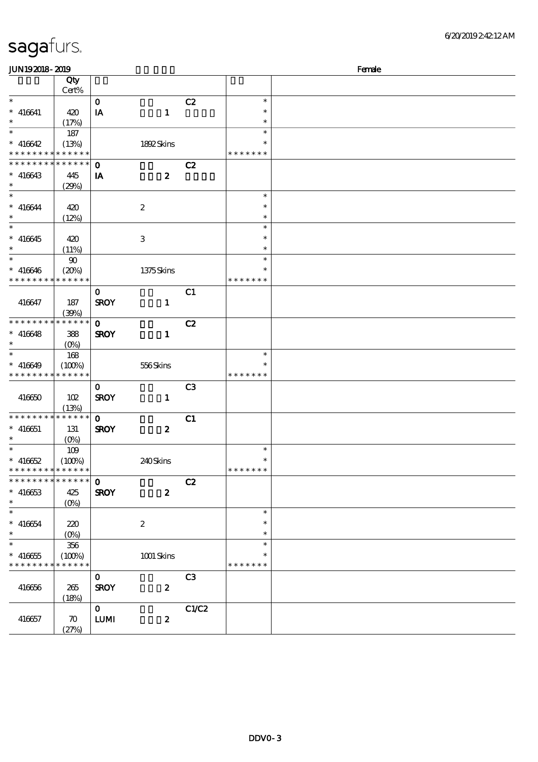sagafurs.

JUN19 2018 - 2019 | Female

| | Qty Cert% | | | | | |
|---|---|---|---|---|---|---|
| * | | 0 | | C2 | * | |
| * 416641 | 420 | IA | 1 | | * | |
| * | (17%) | | | | * | |
| * | 187 | | | | * | |
| * 416642 | (13%) | | 1892 Skins | | * | |
| * * * * * * * * * * * * * * | | | | | * * * * * * * | |
| * * * * * * * * * * * * * * | | 0 | | C2 | | |
| * 416643 | 445 | IA | 2 | | | |
| * | (29%) | | | | | |
| * | | | | | * | |
| * 416644 | 420 | | 2 | | * | |
| * | (12%) | | | | * | |
| * | | | | | * | |
| * 416645 | 420 | | 3 | | * | |
| * | (11%) | | | | * | |
| * | 90 | | | | * | |
| * 416646 | (20%) | | 1375 Skins | | * | |
| * * * * * * * * * * * * * * | | | | | * * * * * * * | |
| | | 0 | | C1 | | |
| 416647 | 187 | SROY | 1 | | | |
| | (39%) | | | | | |
| * * * * * * * * * * * * * * | | 0 | | C2 | | |
| * 416648 | 388 | SROY | 1 | | | |
| * | (0%) | | | | | |
| * | 168 | | | | * | |
| * 416649 | (100%) | | 556 Skins | | * | |
| * * * * * * * * * * * * * * | | | | | * * * * * * * | |
| | | 0 | | C3 | | |
| 416650 | 102 | SROY | 1 | | | |
| | (13%) | | | | | |
| * * * * * * * * * * * * * * | | 0 | | C1 | | |
| * 416651 | 131 | SROY | 2 | | | |
| * | (0%) | | | | | |
| * | 109 | | | | * | |
| * 416652 | (100%) | | 240 Skins | | * | |
| * * * * * * * * * * * * * * | | | | | * * * * * * * | |
| * * * * * * * * * * * * * * | | 0 | | C2 | | |
| * 416653 | 425 | SROY | 2 | | | |
| * | (0%) | | | | | |
| * | | | | | * | |
| * 416654 | 220 | | 2 | | * | |
| * | (0%) | | | | * | |
| * | 356 | | | | * | |
| * 416655 | (100%) | | 1001 Skins | | * | |
| * * * * * * * * * * * * * * | | | | | * * * * * * * | |
| | | 0 | | C3 | | |
| 416656 | 265 | SROY | 2 | | | |
| | (18%) | | | | | |
| | | 0 | | C1/C2 | | |
| 416657 | 70 | LUMI | 2 | | | |
| | (27%) | | | | | |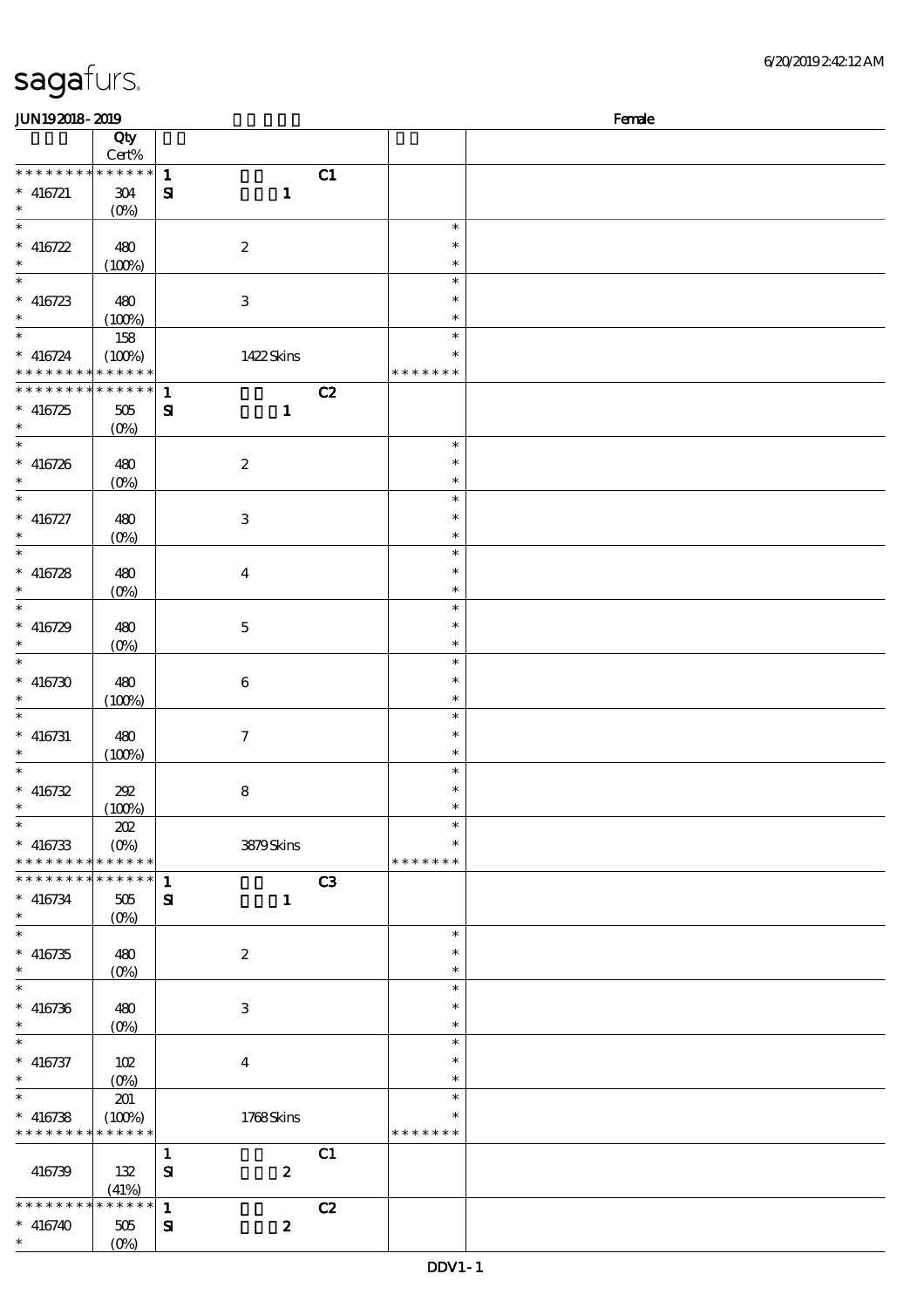JUN19 2018 - 2019 Female

| | Qty Cert% | | | |
|---|---|---|---|---|
| * * * * * * * * * * * * * * | 1 | C1 | | |
| * 416721 | 304 | SI 1 | | |
| * | (0%) | | | |
| * | | | * | |
| * 416722 | 480 | 2 | * | |
| * | (100%) | | * | |
| * | | | * | |
| * 416723 | 480 | 3 | * | |
| * | (100%) | | * | |
| * | 158 | | * | |
| * 416724 | (100%) | 1422 Skins | * | |
| * * * * * * * * * * * * * * | | | * * * * * * * | |
| * * * * * * * * * * * * * * | 1 | C2 | | |
| * 416725 | 505 | SI 1 | | |
| * | (0%) | | | |
| * | | | * | |
| * 416726 | 480 | 2 | * | |
| * | (0%) | | * | |
| * | | | * | |
| * 416727 | 480 | 3 | * | |
| * | (0%) | | * | |
| * | | | * | |
| * 416728 | 480 | 4 | * | |
| * | (0%) | | * | |
| * | | | * | |
| * 416729 | 480 | 5 | * | |
| * | (0%) | | * | |
| * | | | * | |
| * 416730 | 480 | 6 | * | |
| * | (100%) | | * | |
| * | | | * | |
| * 416731 | 480 | 7 | * | |
| * | (100%) | | * | |
| * | | | * | |
| * 416732 | 292 | 8 | * | |
| * | (100%) | | * | |
| * | 202 | | * | |
| * 416733 | (0%) | 3879 Skins | * | |
| * * * * * * * * * * * * * * | | | * * * * * * * | |
| * * * * * * * * * * * * * * | 1 | C3 | | |
| * 416734 | 505 | SI 1 | | |
| * | (0%) | | | |
| * | | | * | |
| * 416735 | 480 | 2 | * | |
| * | (0%) | | * | |
| * | | | * | |
| * 416736 | 480 | 3 | * | |
| * | (0%) | | * | |
| * | | | * | |
| * 416737 | 102 | 4 | * | |
| * | (0%) | | * | |
| * | 201 | | * | |
| * 416738 | (100%) | 1768 Skins | * | |
| * * * * * * * * * * * * * * | | | * * * * * * * | |
| | | 1 C1 | | |
| 416739 | 132 | SI 2 | | |
| | (41%) | | | |
| * * * * * * * * * * * * * * | 1 | C2 | | |
| * 416740 | 505 | SI 2 | | |
| * | (0%) | | | |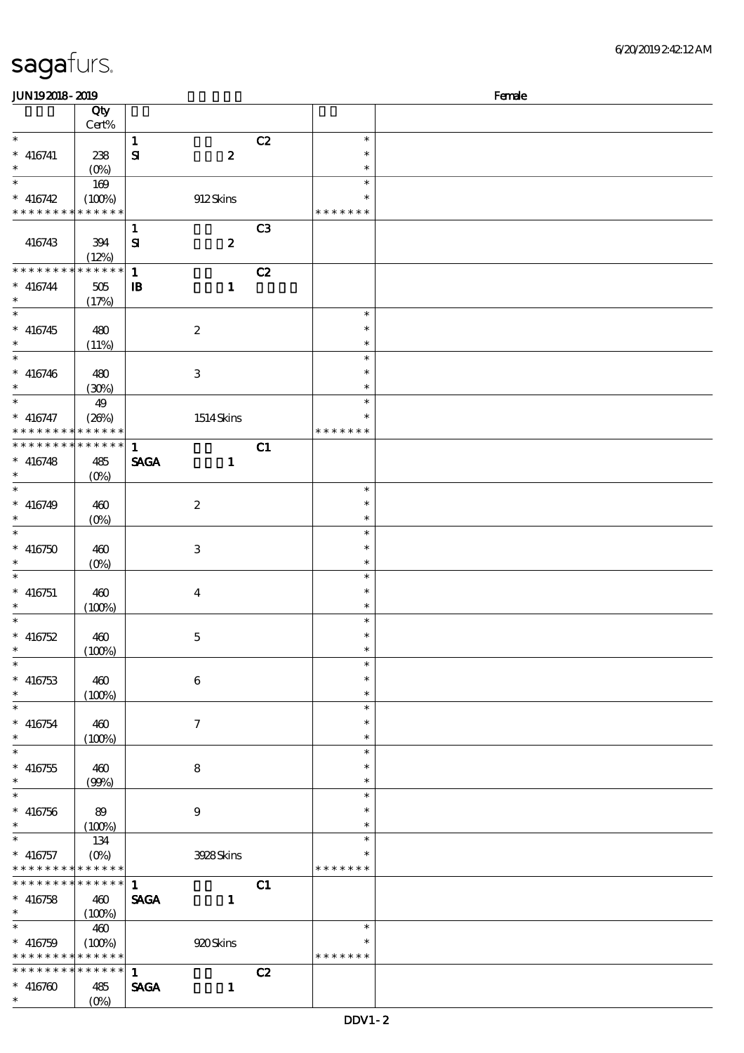# sagafurs.

JUN19 2018 - 2019 Female

| | Qty Cert% | | | | |
|---|---|---|---|---|---|
| * | | 1 | C2 | * | |
| * 416741 | 238 | SI 2 | | * | |
| * | (0%) | | | * | |
| * | 169 | | | * | |
| * 416742 | (100%) | 912 Skins | | * | |
| * * * * * * * * * * * * * * | | | | * * * * * * * | |
| | | 1 | C3 | | |
| 416743 | 394 | SI 2 | | | |
| | (12%) | | | | |
| * * * * * * * * * * * * * * | | 1 | C2 | | |
| * 416744 | 505 | IB 1 | | | |
| * | (17%) | | | | |
| * | | | | * | |
| * 416745 | 480 | 2 | | * | |
| * | (11%) | | | * | |
| * | | | | * | |
| * 416746 | 480 | 3 | | * | |
| * | (30%) | | | * | |
| * | 49 | | | * | |
| * 416747 | (26%) | 1514 Skins | | * | |
| * * * * * * * * * * * * * * | | | | * * * * * * * | |
| * * * * * * * * * * * * * * | | 1 | C1 | | |
| * 416748 | 485 | SAGA 1 | | | |
| * | (0%) | | | | |
| * | | | | * | |
| * 416749 | 460 | 2 | | * | |
| * | (0%) | | | * | |
| * | | | | * | |
| * 416750 | 460 | 3 | | * | |
| * | (0%) | | | * | |
| * | | | | * | |
| * 416751 | 460 | 4 | | * | |
| * | (100%) | | | * | |
| * | | | | * | |
| * 416752 | 460 | 5 | | * | |
| * | (100%) | | | * | |
| * | | | | * | |
| * 416753 | 460 | 6 | | * | |
| * | (100%) | | | * | |
| * | | | | * | |
| * 416754 | 460 | 7 | | * | |
| * | (100%) | | | * | |
| * | | | | * | |
| * 416755 | 460 | 8 | | * | |
| * | (99%) | | | * | |
| * | | | | * | |
| * 416756 | 89 | 9 | | * | |
| * | (100%) | | | * | |
| * | 134 | | | * | |
| * 416757 | (0%) | 3928 Skins | | * | |
| * * * * * * * * * * * * * * | | | | * * * * * * * | |
| * * * * * * * * * * * * * * | | 1 | C1 | | |
| * 416758 | 460 | SAGA 1 | | | |
| * | (100%) | | | | |
| * | 460 | | | * | |
| * 416759 | (100%) | 920 Skins | | * | |
| * * * * * * * * * * * * * * | | | | * * * * * * * | |
| * * * * * * * * * * * * * * | | 1 | C2 | | |
| * 416760 | 485 | SAGA 1 | | | |
| * | (0%) | | | | |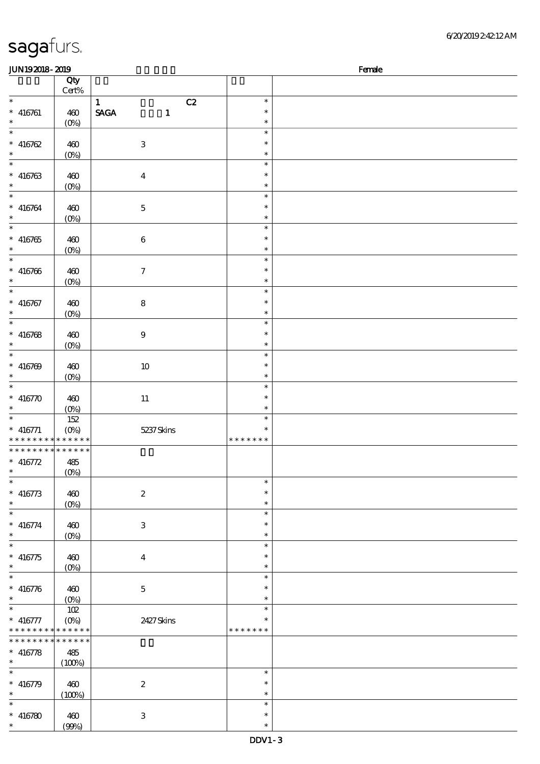sagafurs.

JUN19 2018 - 2019 | Female

| | Qty Cert% | | | |
|---|---|---|---|---|
| * | | 1 C2 | * | |
| * 416761 | 460 | SAGA 1 | * | |
| * | (0%) | | * | |
| * | | | * | |
| * 416762 | 460 | 3 | * | |
| * | (0%) | | * | |
| * | | | * | |
| * 416763 | 460 | 4 | * | |
| * | (0%) | | * | |
| * | | | * | |
| * 416764 | 460 | 5 | * | |
| * | (0%) | | * | |
| * | | | * | |
| * 416765 | 460 | 6 | * | |
| * | (0%) | | * | |
| * | | | * | |
| * 416766 | 460 | 7 | * | |
| * | (0%) | | * | |
| * | | | * | |
| * 416767 | 460 | 8 | * | |
| * | (0%) | | * | |
| * | | | * | |
| * 416768 | 460 | 9 | * | |
| * | (0%) | | * | |
| * | | | * | |
| * 416769 | 460 | 10 | * | |
| * | (0%) | | * | |
| * | | | * | |
| * 416770 | 460 | 11 | * | |
| * | (0%) | | * | |
| * | 152 | | * | |
| * 416771 | (0%) | 5237 Skins | * | |
| * * * * * * * * * * * * * * | | | * * * * * * * | |
| * * * * * * * * * * * * * * | | | | |
| * 416772 | 485 | | | |
| * | (0%) | | | |
| * | | | * | |
| * 416773 | 460 | 2 | * | |
| * | (0%) | | * | |
| * | | | * | |
| * 416774 | 460 | 3 | * | |
| * | (0%) | | * | |
| * | | | * | |
| * 416775 | 460 | 4 | * | |
| * | (0%) | | * | |
| * | | | * | |
| * 416776 | 460 | 5 | * | |
| * | (0%) | | * | |
| * | 102 | | * | |
| * 416777 | (0%) | 2427 Skins | * | |
| * * * * * * * * * * * * * * | | | * * * * * * * | |
| * * * * * * * * * * * * * * | | | | |
| * 416778 | 485 | | | |
| * | (100%) | | | |
| * | | | * | |
| * 416779 | 460 | 2 | * | |
| * | (100%) | | * | |
| * | | | * | |
| * 416780 | 460 | 3 | * | |
| * | (99%) | | * | |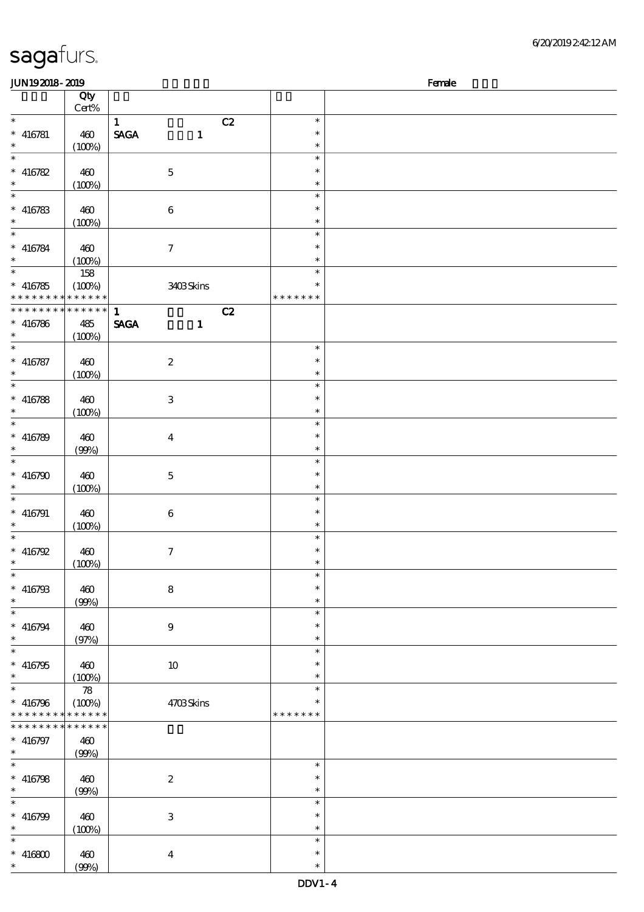# sagafurs.

JUN19 2018 - 2019 Female

| | Qty Cert% | | | |
|---|---|---|---|---|
| * | | 1 C2 | * | |
| * 416781 | 460 | SAGA 1 | * | |
| * | (100%) | | * | |
| * | | | * | |
| * 416782 | 460 | 5 | * | |
| * | (100%) | | * | |
| * | | | * | |
| * 416783 | 460 | 6 | * | |
| * | (100%) | | * | |
| * | | | * | |
| * 416784 | 460 | 7 | * | |
| * | (100%) | | * | |
| * | 158 | | * | |
| * 416785 | (100%) | 3403 Skins | * | |
| * * * * * * * * * * * * * * | | | * * * * * * * | |
| * * * * * * * * * * * * * * | | 1 C2 | | |
| * 416786 | 485 | SAGA 1 | | |
| * | (100%) | | | |
| * | | | * | |
| * 416787 | 460 | 2 | * | |
| * | (100%) | | * | |
| * | | | * | |
| * 416788 | 460 | 3 | * | |
| * | (100%) | | * | |
| * | | | * | |
| * 416789 | 460 | 4 | * | |
| * | (99%) | | * | |
| * | | | * | |
| * 416790 | 460 | 5 | * | |
| * | (100%) | | * | |
| * | | | * | |
| * 416791 | 460 | 6 | * | |
| * | (100%) | | * | |
| * | | | * | |
| * 416792 | 460 | 7 | * | |
| * | (100%) | | * | |
| * | | | * | |
| * 416793 | 460 | 8 | * | |
| * | (99%) | | * | |
| * | | | * | |
| * 416794 | 460 | 9 | * | |
| * | (97%) | | * | |
| * | | | * | |
| * 416795 | 460 | 10 | * | |
| * | (100%) | | * | |
| * | 78 | | * | |
| * 416796 | (100%) | 4703 Skins | * | |
| * * * * * * * * * * * * * * | | | * * * * * * * | |
| * * * * * * * * * * * * * * | | | | |
| * 416797 | 460 | | | |
| * | (99%) | | | |
| * | | | * | |
| * 416798 | 460 | 2 | * | |
| * | (99%) | | * | |
| * | | | * | |
| * 416799 | 460 | 3 | * | |
| * | (100%) | | * | |
| * | | | * | |
| * 416800 | 460 | 4 | * | |
| * | (99%) | | * | |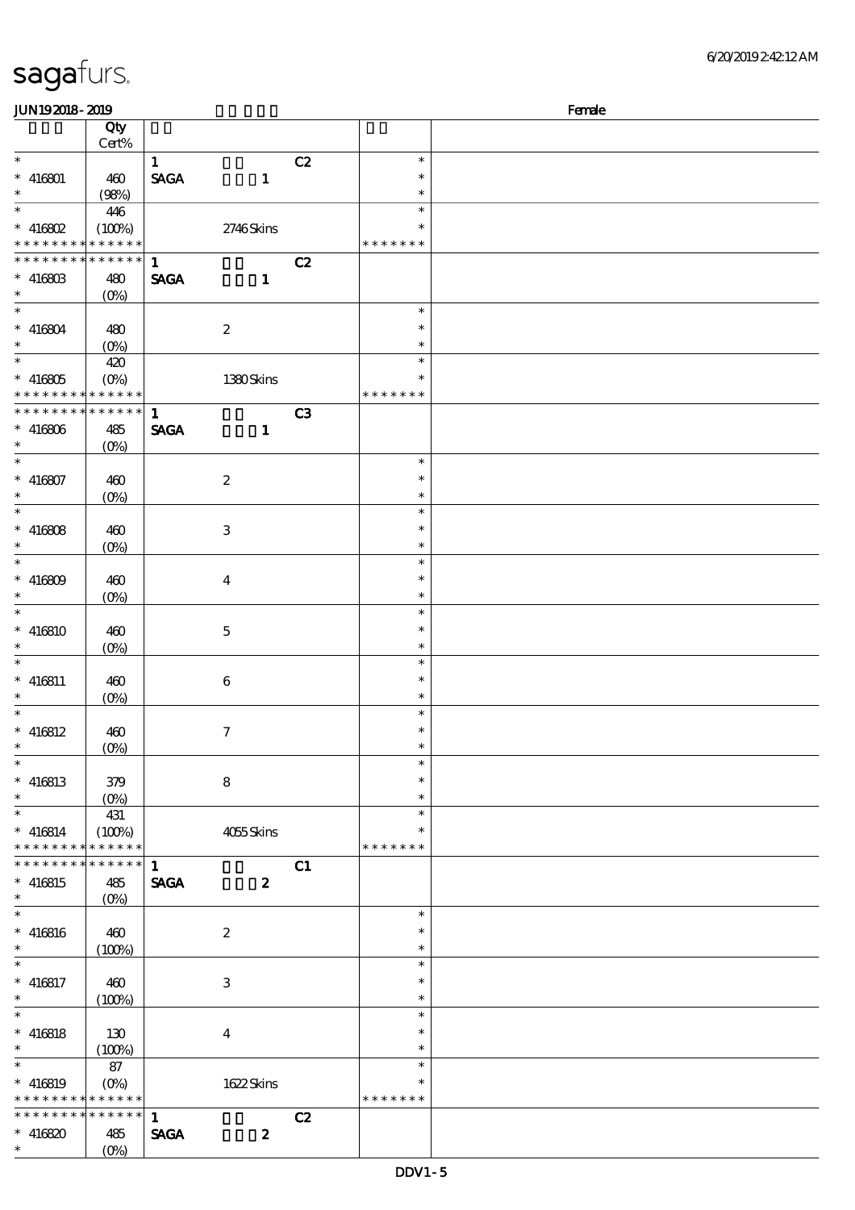sagafurs.

JUN19 2018 - 2019 Female

| | Qty Cert% | | | | |
|---|---|---|---|---|---|
| * | | 1 | C2 | * | |
| * 416801 | 460 | SAGA 1 | | * | |
| * | (98%) | | | * | |
| * | 446 | | | * | |
| * 416802 | (100%) | 2746 Skins | | * | |
| * * * * * * * * * * * * * * | | | | * * * * * * * | |
| * * * * * * * * * * * * * * | | 1 | C2 | | |
| * 416803 | 480 | SAGA 1 | | | |
| * | (0%) | | | | |
| * | | | | * | |
| * 416804 | 480 | 2 | | * | |
| * | (0%) | | | * | |
| * | 420 | | | * | |
| * 416805 | (0%) | 1380 Skins | | * | |
| * * * * * * * * * * * * * * | | | | * * * * * * * | |
| * * * * * * * * * * * * * * | | 1 | C3 | | |
| * 416806 | 485 | SAGA 1 | | | |
| * | (0%) | | | | |
| * | | | | * | |
| * 416807 | 460 | 2 | | * | |
| * | (0%) | | | * | |
| * | | | | * | |
| * 416808 | 460 | 3 | | * | |
| * | (0%) | | | * | |
| * | | | | * | |
| * 416809 | 460 | 4 | | * | |
| * | (0%) | | | * | |
| * | | | | * | |
| * 416810 | 460 | 5 | | * | |
| * | (0%) | | | * | |
| * | | | | * | |
| * 416811 | 460 | 6 | | * | |
| * | (0%) | | | * | |
| * | | | | * | |
| * 416812 | 460 | 7 | | * | |
| * | (0%) | | | * | |
| * | | | | * | |
| * 416813 | 379 | 8 | | * | |
| * | (0%) | | | * | |
| * | 431 | | | * | |
| * 416814 | (100%) | 4055 Skins | | * | |
| * * * * * * * * * * * * * * | | | | * * * * * * * | |
| * * * * * * * * * * * * * * | | 1 | C1 | | |
| * 416815 | 485 | SAGA 2 | | | |
| * | (0%) | | | | |
| * | | | | * | |
| * 416816 | 460 | 2 | | * | |
| * | (100%) | | | * | |
| * | | | | * | |
| * 416817 | 460 | 3 | | * | |
| * | (100%) | | | * | |
| * | | | | * | |
| * 416818 | 130 | 4 | | * | |
| * | (100%) | | | * | |
| * | 87 | | | * | |
| * 416819 | (0%) | 1622 Skins | | * | |
| * * * * * * * * * * * * * * | | | | * * * * * * * | |
| * * * * * * * * * * * * * * | | 1 | C2 | | |
| * 416820 | 485 | SAGA 2 | | | |
| * | (0%) | | | | |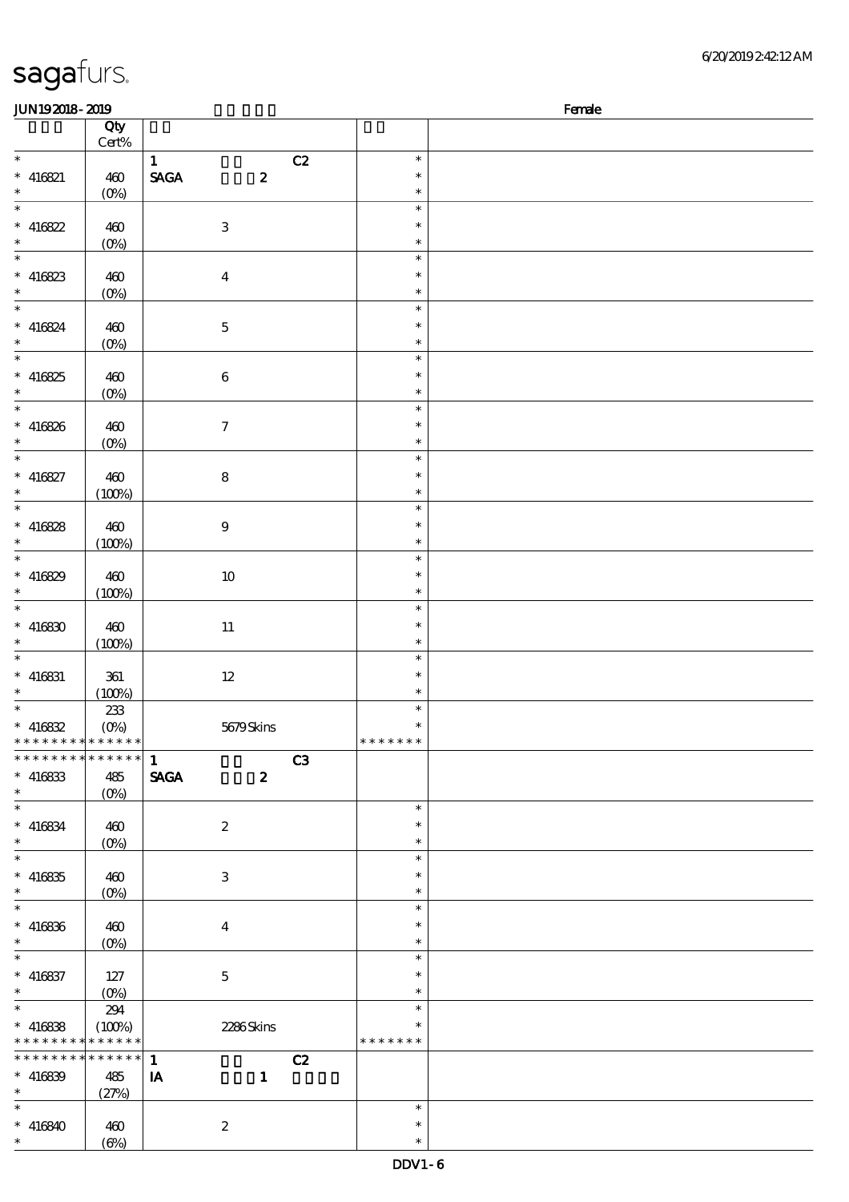| | Qty Cert% | | |
|---|---|---|---|
| * <br> * 416821 <br> * | 460 (0%) | 1 C2 <br> SAGA 2 | * <br> * <br> * |
| * <br> * 416822 <br> * | 460 (0%) | 3 | * <br> * <br> * |
| * <br> * 416823 <br> * | 460 (0%) | 4 | * <br> * <br> * |
| * <br> * 416824 <br> * | 460 (0%) | 5 | * <br> * <br> * |
| * <br> * 416825 <br> * | 460 (0%) | 6 | * <br> * <br> * |
| * <br> * 416826 <br> * | 460 (0%) | 7 | * <br> * <br> * |
| * <br> * 416827 <br> * | 460 (100%) | 8 | * <br> * <br> * |
| * <br> * 416828 <br> * | 460 (100%) | 9 | * <br> * <br> * |
| * <br> * 416829 <br> * | 460 (100%) | 10 | * <br> * <br> * |
| * <br> * 416830 <br> * | 460 (100%) | 11 | * <br> * <br> * |
| * <br> * 416831 <br> * | 361 (100%) | 12 | * <br> * <br> * |
| * <br> * 416832 <br> * * * * * * * * * * * * * | 233 (0%) | 5679 Skins | * <br> * <br> * * * * * * * |
| * * * * * * * * * * * * * * <br> * 416833 <br> * | 485 (0%) | 1 C3 <br> SAGA 2 | |
| * <br> * 416834 <br> * | 460 (0%) | 2 | * <br> * <br> * |
| * <br> * 416835 <br> * | 460 (0%) | 3 | * <br> * <br> * |
| * <br> * 416836 <br> * | 460 (0%) | 4 | * <br> * <br> * |
| * <br> * 416837 <br> * | 127 (0%) | 5 | * <br> * <br> * |
| * <br> * 416838 <br> * * * * * * * * * * * * * | 294 (100%) | 2286 Skins | * <br> * <br> * * * * * * * |
| * * * * * * * * * * * * * * <br> * 416839 <br> * | 485 (27%) | 1 C2 <br> IA 1 | |
| * <br> * 416840 <br> * | 460 (6%) | 2 | * <br> * <br> * |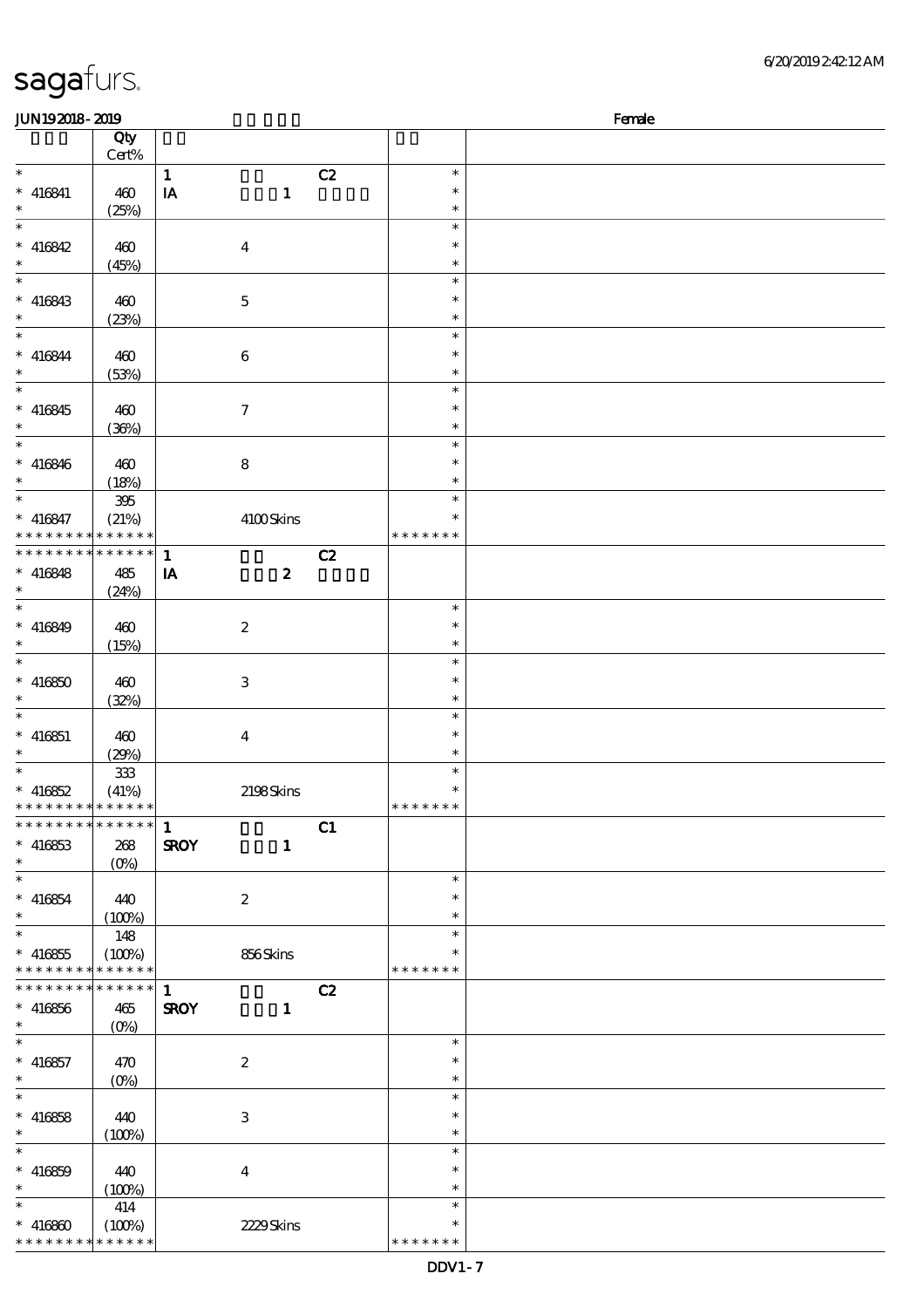JUN19 2018 - 2019 Female

| | Qty Cert% | | | | | |
|---|---|---|---|---|---|---|
| * | | 1 | | C2 | * | |
| * 416841 | 460 | IA | 1 | | * | |
| * | (25%) | | | | * | |
| * | | | | | * | |
| * 416842 | 460 | | 4 | | * | |
| * | (45%) | | | | * | |
| * | | | | | * | |
| * 416843 | 460 | | 5 | | * | |
| * | (23%) | | | | * | |
| * | | | | | * | |
| * 416844 | 460 | | 6 | | * | |
| * | (53%) | | | | * | |
| * | | | | | * | |
| * 416845 | 460 | | 7 | | * | |
| * | (36%) | | | | * | |
| * | | | | | * | |
| * 416846 | 460 | | 8 | | * | |
| * | (18%) | | | | * | |
| * | 395 | | | | * | |
| * 416847 | (21%) | | 4100 Skins | | * | |
| * * * * * * * * * * * * * * | | | | | * * * * * * * | |
| * * * * * * * * * * * * * * | | 1 | | C2 | | |
| * 416848 | 485 | IA | 2 | | | |
| * | (24%) | | | | | |
| * | | | | | * | |
| * 416849 | 460 | | 2 | | * | |
| * | (15%) | | | | * | |
| * | | | | | * | |
| * 416850 | 460 | | 3 | | * | |
| * | (32%) | | | | * | |
| * | | | | | * | |
| * 416851 | 460 | | 4 | | * | |
| * | (29%) | | | | * | |
| * | 333 | | | | * | |
| * 416852 | (41%) | | 2198 Skins | | * | |
| * * * * * * * * * * * * * * | | | | | * * * * * * * | |
| * * * * * * * * * * * * * * | | 1 | | C1 | | |
| * 416853 | 268 | SROY | 1 | | | |
| * | (0%) | | | | | |
| * | | | | | * | |
| * 416854 | 440 | | 2 | | * | |
| * | (100%) | | | | * | |
| * | 148 | | | | * | |
| * 416855 | (100%) | | 856 Skins | | * | |
| * * * * * * * * * * * * * * | | | | | * * * * * * * | |
| * * * * * * * * * * * * * * | | 1 | | C2 | | |
| * 416856 | 465 | SROY | 1 | | | |
| * | (0%) | | | | | |
| * | | | | | * | |
| * 416857 | 470 | | 2 | | * | |
| * | (0%) | | | | * | |
| * | | | | | * | |
| * 416858 | 440 | | 3 | | * | |
| * | (100%) | | | | * | |
| * | | | | | * | |
| * 416859 | 440 | | 4 | | * | |
| * | (100%) | | | | * | |
| * | 414 | | | | * | |
| * 416860 | (100%) | | 2229 Skins | | * | |
| * * * * * * * * * * * * * * | | | | | * * * * * * * | |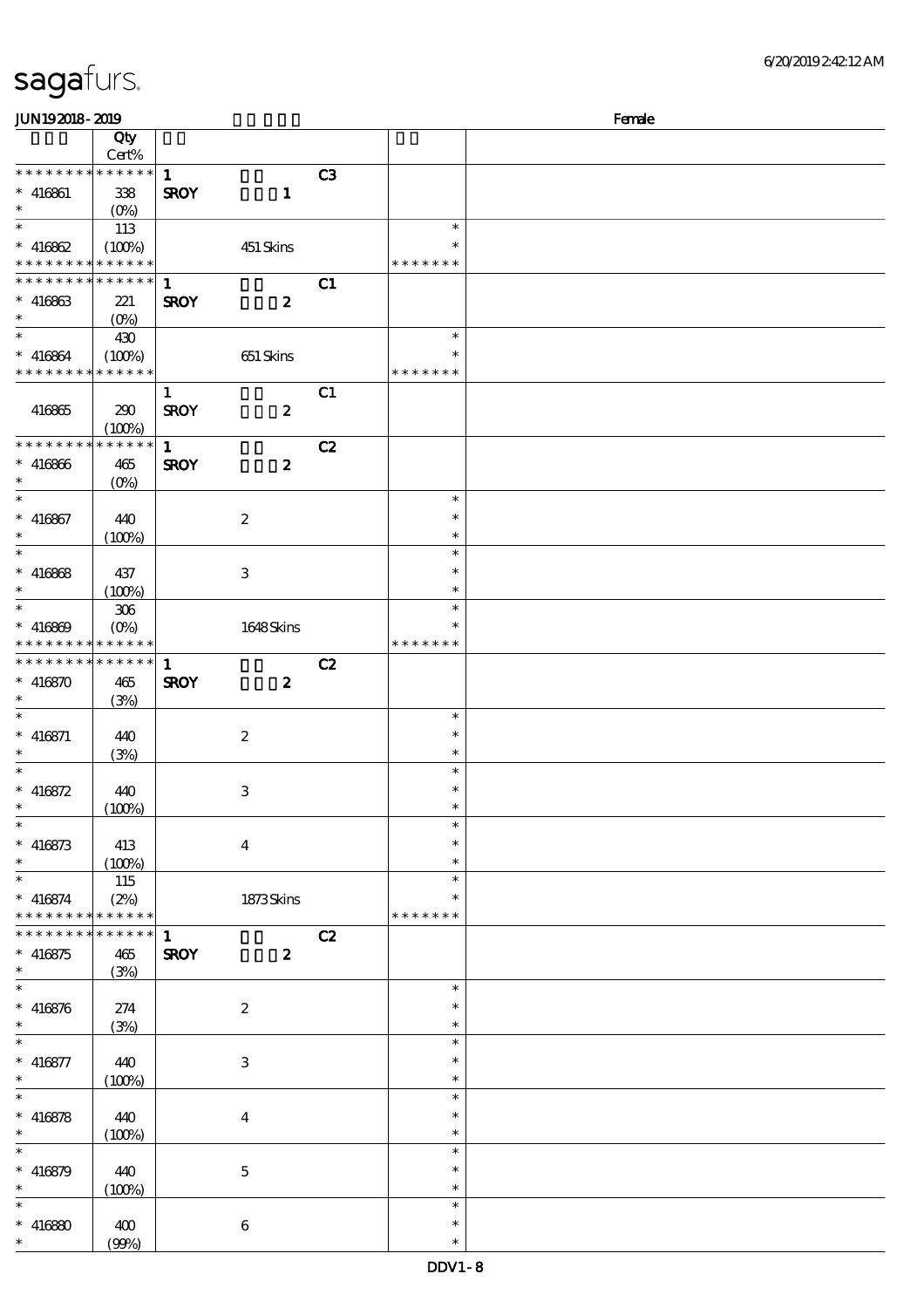# sagafurs.

JUN19 2018 - 2019 Female

| | Qty Cert% | | | |
|---|---|---|---|---|
| * * * * * * * * * * * * * * | | 1 C3 | | |
| * 416861 | 338 | SROY 1 | | |
| * | (0%) | | | |
| * | 113 | | * | |
| * 416862 | (100%) | 451 Skins | * | |
| * * * * * * * * * * * * * * | | | * * * * * * * | |
| * * * * * * * * * * * * * * | | 1 C1 | | |
| * 416863 | 221 | SROY 2 | | |
| * | (0%) | | | |
| * | 430 | | * | |
| * 416864 | (100%) | 651 Skins | * | |
| * * * * * * * * * * * * * * | | | * * * * * * * | |
| | | 1 C1 | | |
| 416865 | 290 | SROY 2 | | |
| | (100%) | | | |
| * * * * * * * * * * * * * * | | 1 C2 | | |
| * 416866 | 465 | SROY 2 | | |
| * | (0%) | | | |
| * | | | * | |
| * 416867 | 440 | 2 | * | |
| * | (100%) | | * | |
| * | | | * | |
| * 416868 | 437 | 3 | * | |
| * | (100%) | | * | |
| * | 306 | | * | |
| * 416869 | (0%) | 1648 Skins | * | |
| * * * * * * * * * * * * * * | | | * * * * * * * | |
| * * * * * * * * * * * * * * | | 1 C2 | | |
| * 416870 | 465 | SROY 2 | | |
| * | (3%) | | | |
| * | | | * | |
| * 416871 | 440 | 2 | * | |
| * | (3%) | | * | |
| * | | | * | |
| * 416872 | 440 | 3 | * | |
| * | (100%) | | * | |
| * | | | * | |
| * 416873 | 413 | 4 | * | |
| * | (100%) | | * | |
| * | 115 | | * | |
| * 416874 | (2%) | 1873 Skins | * | |
| * * * * * * * * * * * * * * | | | * * * * * * * | |
| * * * * * * * * * * * * * * | | 1 C2 | | |
| * 416875 | 465 | SROY 2 | | |
| * | (3%) | | | |
| * | | | * | |
| * 416876 | 274 | 2 | * | |
| * | (3%) | | * | |
| * | | | * | |
| * 416877 | 440 | 3 | * | |
| * | (100%) | | * | |
| * | | | * | |
| * 416878 | 440 | 4 | * | |
| * | (100%) | | * | |
| * | | | * | |
| * 416879 | 440 | 5 | * | |
| * | (100%) | | * | |
| * | | | * | |
| * 416880 | 400 | 6 | * | |
| * | (99%) | | * | |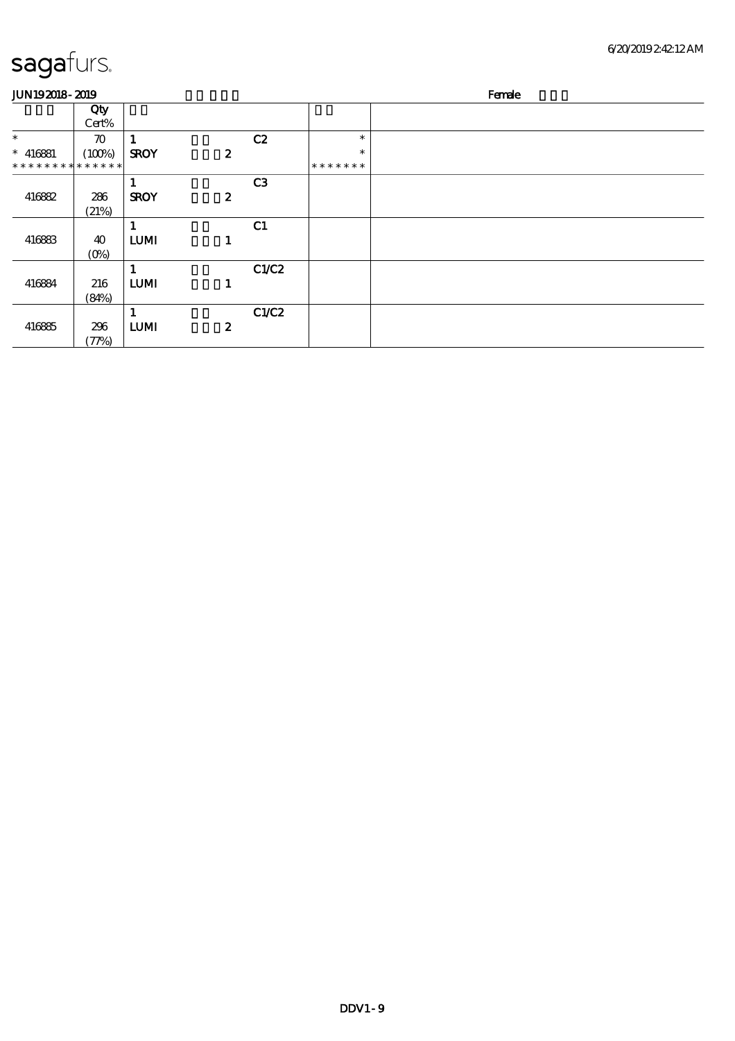sagafurs.

JUN19 2018 - 2019 Female

| | Qty Cert% | | | | | |
|---|---|---|---|---|---|---|
| * | 70 | 1 | | C2 | * | |
| * 416881 | (100%) | SROY | 2 | | * | |
| * * * * * * * * * * * * * | | | | | * * * * * * * | |
| | | 1 | | C3 | | |
| 416882 | 286 (21%) | SROY | 2 | | | |
| | | 1 | | C1 | | |
| 416883 | 40 (0%) | LUMI | 1 | | | |
| | | 1 | | C1/C2 | | |
| 416884 | 216 (84%) | LUMI | 1 | | | |
| | | 1 | | C1/C2 | | |
| 416885 | 296 (77%) | LUMI | 2 | | | |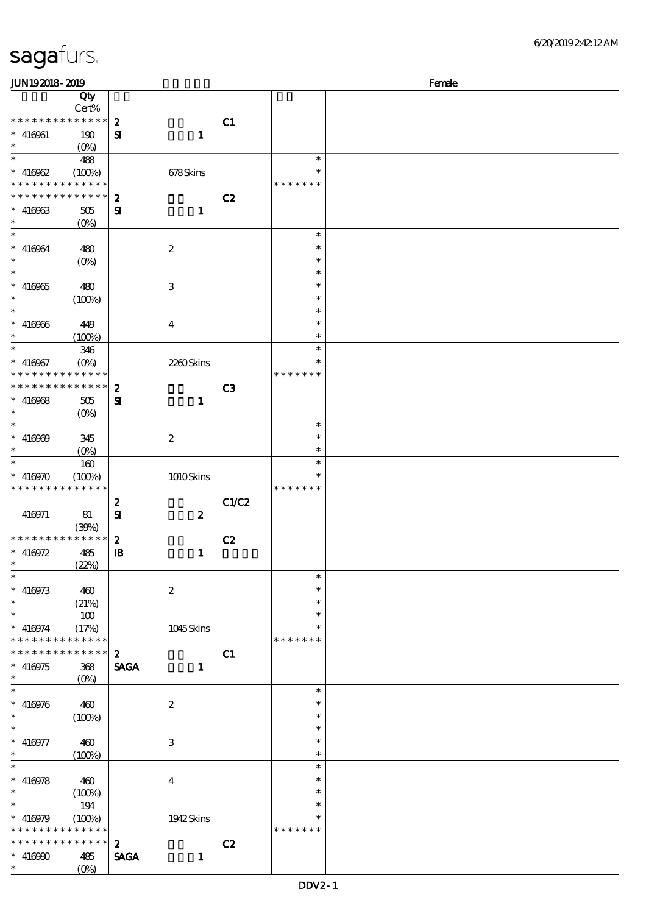# sagafurs.

JUN19 2018 - 2019 Female

| | Qty Cert% | | | | |
|---|---|---|---|---|---|
| * * * * * * * * * * * * * * | 2 | | C1 | | |
| * 416961 | 190 (0%) | SI 1 | | | |
| * 416962 | 488 (100%) | 678 Skins | | * * * * * * * | |
| * * * * * * * * * * * * * * | 2 | | C2 | | |
| * 416963 | 505 (0%) | SI 1 | | | |
| * 416964 | 480 (0%) | 2 | | * | |
| * 416965 | 480 (100%) | 3 | | * | |
| * 416966 | 449 (100%) | 4 | | * | |
| * 416967 | 346 (0%) | 2260 Skins | | * * * * * * * | |
| * * * * * * * * * * * * * * | 2 | | C3 | | |
| * 416968 | 505 (0%) | SI 1 | | | |
| * 416969 | 345 (0%) | 2 | | * | |
| * 416970 | 160 (100%) | 1010 Skins | | * * * * * * * | |
| | 2 | | C1/C2 | | |
| 416971 | 81 (39%) | SI 2 | | | |
| * * * * * * * * * * * * * * | 2 | | C2 | | |
| * 416972 | 485 (22%) | IB 1 | | | |
| * 416973 | 460 (21%) | 2 | | * | |
| * 416974 | 100 (17%) | 1045 Skins | | * * * * * * * | |
| * * * * * * * * * * * * * * | 2 | | C1 | | |
| * 416975 | 368 (0%) | SAGA 1 | | | |
| * 416976 | 460 (100%) | 2 | | * | |
| * 416977 | 460 (100%) | 3 | | * | |
| * 416978 | 460 (100%) | 4 | | * | |
| * 416979 | 194 (100%) | 1942 Skins | | * * * * * * * | |
| * * * * * * * * * * * * * * | 2 | | C2 | | |
| * 416980 | 485 (0%) | SAGA 1 | | | |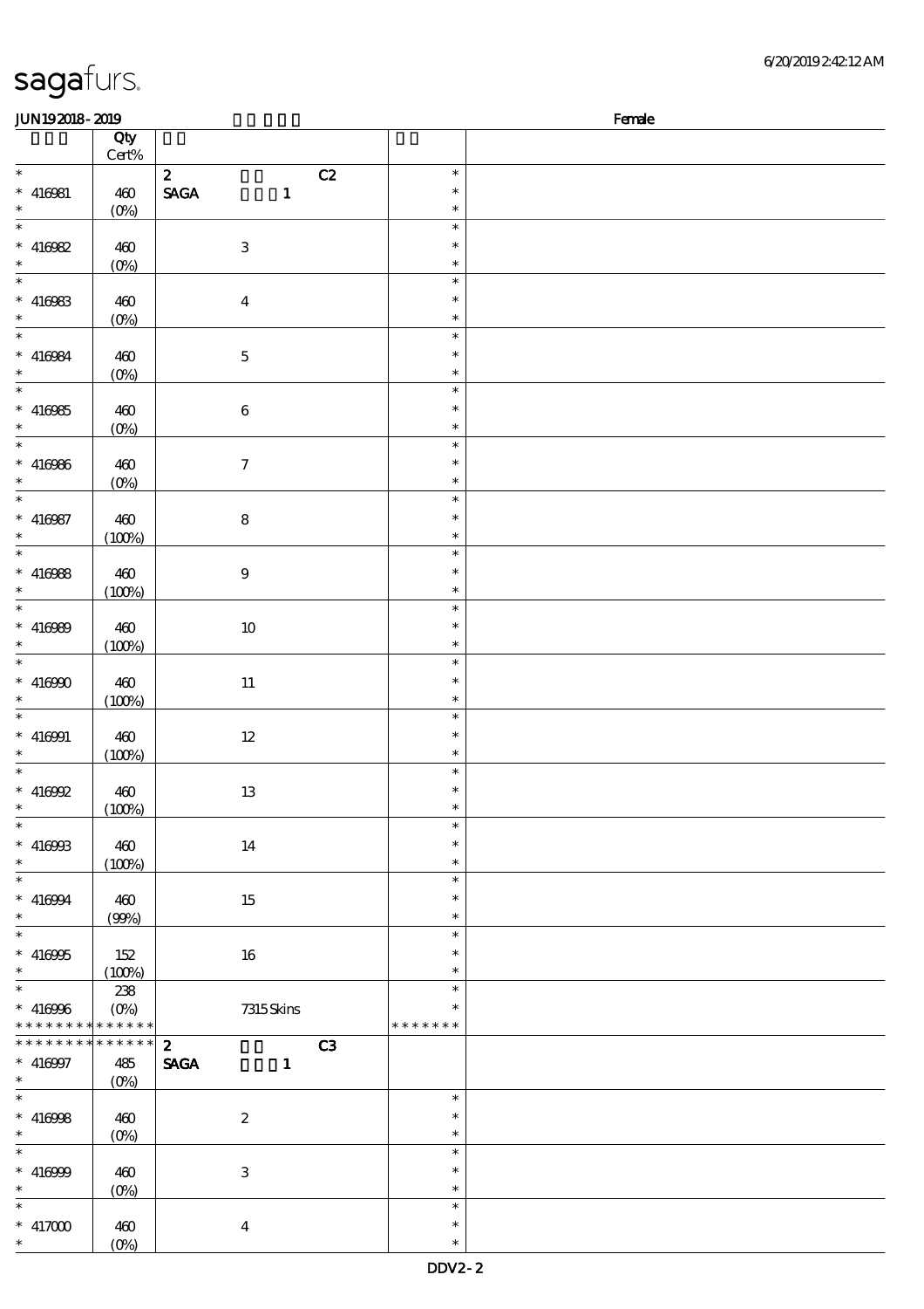sagafurs.

JUN19 2018 - 2019 Female

| | Qty Cert% | | |
|---|---|---|---|
| * | | 2 C2 | * |
| * 416981 | 460 | SAGA 1 | * |
| * | (0%) | | * |
| * | | | * |
| * 416982 | 460 | 3 | * |
| * | (0%) | | * |
| * | | | * |
| * 416983 | 460 | 4 | * |
| * | (0%) | | * |
| * | | | * |
| * 416984 | 460 | 5 | * |
| * | (0%) | | * |
| * | | | * |
| * 416985 | 460 | 6 | * |
| * | (0%) | | * |
| * | | | * |
| * 416986 | 460 | 7 | * |
| * | (0%) | | * |
| * | | | * |
| * 416987 | 460 | 8 | * |
| * | (100%) | | * |
| * | | | * |
| * 416988 | 460 | 9 | * |
| * | (100%) | | * |
| * | | | * |
| * 416989 | 460 | 10 | * |
| * | (100%) | | * |
| * | | | * |
| * 416990 | 460 | 11 | * |
| * | (100%) | | * |
| * | | | * |
| * 416991 | 460 | 12 | * |
| * | (100%) | | * |
| * | | | * |
| * 416992 | 460 | 13 | * |
| * | (100%) | | * |
| * | | | * |
| * 416993 | 460 | 14 | * |
| * | (100%) | | * |
| * | | | * |
| * 416994 | 460 | 15 | * |
| * | (99%) | | * |
| * | | | * |
| * 416995 | 152 | 16 | * |
| * | (100%) | | * |
| * | 238 | | * |
| * 416996 | (0%) | 7315 Skins | * |
| * * * * * * * * * * * * * * | | | * * * * * * * |
| * * * * * * * * * * * * * * | | 2 C3 | |
| * 416997 | 485 | SAGA 1 | |
| * | (0%) | | |
| * | | | * |
| * 416998 | 460 | 2 | * |
| * | (0%) | | * |
| * | | | * |
| * 416999 | 460 | 3 | * |
| * | (0%) | | * |
| * | | | * |
| * 417000 | 460 | 4 | * |
| * | (0%) | | * |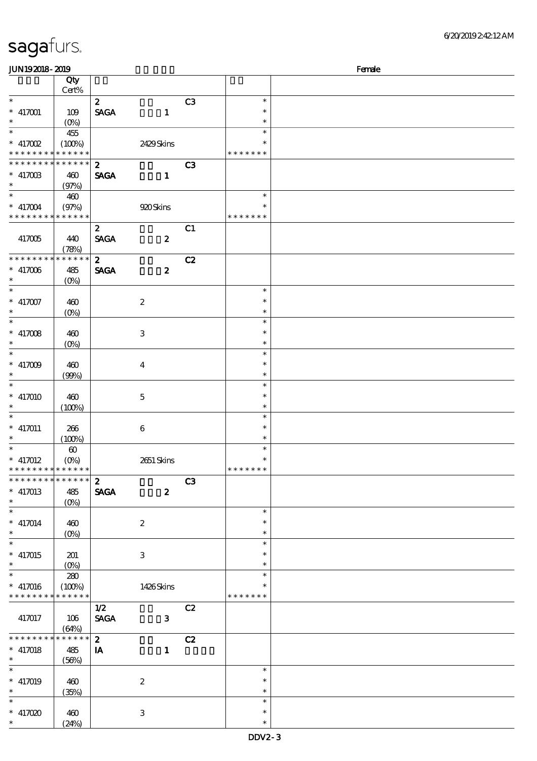sagafurs.

JUN19 2018 - 2019 Female

| | Qty Cert% | | | | |
|---|---|---|---|---|---|
| * | | 2 | C3 | * | |
| * 417001 | 109 | SAGA 1 | | * | |
| * | (0%) | | | * | |
| * | 455 | | | * | |
| * 417002 | (100%) | 2429 Skins | | * | |
| * * * * * * * * * * * * * * | | | | * * * * * * * | |
| * * * * * * * * * * * * * * | | 2 | C3 | | |
| * 417003 | 460 | SAGA 1 | | | |
| * | (97%) | | | | |
| * | 460 | | | * | |
| * 417004 | (97%) | 920 Skins | | * | |
| * * * * * * * * * * * * * * | | | | * * * * * * * | |
| | | 2 | C1 | | |
| 417005 | 440 | SAGA 2 | | | |
| | (78%) | | | | |
| * * * * * * * * * * * * * * | | 2 | C2 | | |
| * 417006 | 485 | SAGA 2 | | | |
| * | (0%) | | | | |
| * | | | | * | |
| * 417007 | 460 | 2 | | * | |
| * | (0%) | | | * | |
| * | | | | * | |
| * 417008 | 460 | 3 | | * | |
| * | (0%) | | | * | |
| * | | | | * | |
| * 417009 | 460 | 4 | | * | |
| * | (99%) | | | * | |
| * | | | | * | |
| * 417010 | 460 | 5 | | * | |
| * | (100%) | | | * | |
| * | | | | * | |
| * 417011 | 266 | 6 | | * | |
| * | (100%) | | | * | |
| * | 60 | | | * | |
| * 417012 | (0%) | 2651 Skins | | * | |
| * * * * * * * * * * * * * * | | | | * * * * * * * | |
| * * * * * * * * * * * * * * | | 2 | C3 | | |
| * 417013 | 485 | SAGA 2 | | | |
| * | (0%) | | | | |
| * | | | | * | |
| * 417014 | 460 | 2 | | * | |
| * | (0%) | | | * | |
| * | | | | * | |
| * 417015 | 201 | 3 | | * | |
| * | (0%) | | | * | |
| * | 280 | | | * | |
| * 417016 | (100%) | 1426 Skins | | * | |
| * * * * * * * * * * * * * * | | | | * * * * * * * | |
| | | 1/2 | C2 | | |
| 417017 | 106 | SAGA 3 | | | |
| | (64%) | | | | |
| * * * * * * * * * * * * * * | | 2 | C2 | | |
| * 417018 | 485 | IA 1 | | | |
| * | (56%) | | | | |
| * | | | | * | |
| * 417019 | 460 | 2 | | * | |
| * | (35%) | | | * | |
| * | | | | * | |
| * 417020 | 460 | 3 | | * | |
| * | (24%) | | | * | |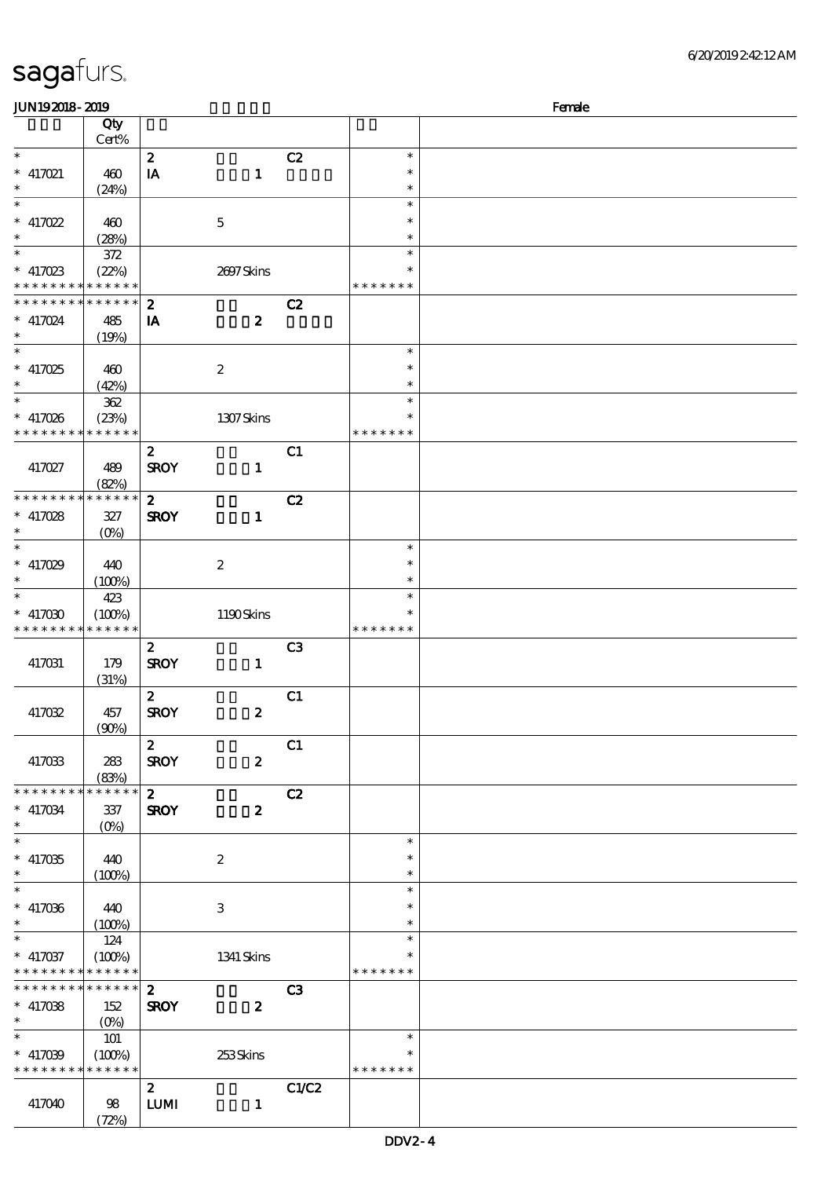# sagafurs.

JUN192018-2019 Female

| | Qty Cert% | | | | | |
|---|---|---|---|---|---|---|
| * | | 2 | | C2 | * | |
| * 417021 | 460 | IA | 1 | | * | |
| * | (24%) | | | | * | |
| * | | | | | * | |
| * 417022 | 460 | | 5 | | * | |
| * | (28%) | | | | * | |
| * | 372 | | | | * | |
| * 417023 | (22%) | | 2697 Skins | | * | |
| * * * * * * * * * * * * * * | | | | | * * * * * * * | |
| * * * * * * * * * * * * * * | | 2 | | C2 | | |
| * 417024 | 485 | IA | 2 | | | |
| * | (19%) | | | | | |
| * | | | | | * | |
| * 417025 | 460 | | 2 | | * | |
| * | (42%) | | | | * | |
| * | 362 | | | | * | |
| * 417026 | (23%) | | 1307 Skins | | * | |
| * * * * * * * * * * * * * * | | | | | * * * * * * * | |
| 417027 | 489 (82%) | 2 SROY | 1 | C1 | | |
| * * * * * * * * * * * * * * | | 2 | | C2 | | |
| * 417028 | 327 | SROY | 1 | | | |
| * | (0%) | | | | | |
| * | | | | | * | |
| * 417029 | 440 | | 2 | | * | |
| * | (100%) | | | | * | |
| * | 423 | | | | * | |
| * 417030 | (100%) | | 1190 Skins | | * | |
| * * * * * * * * * * * * * * | | | | | * * * * * * * | |
| 417031 | 179 (31%) | 2 SROY | 1 | C3 | | |
| 417032 | 457 (90%) | 2 SROY | 2 | C1 | | |
| 417033 | 283 (83%) | 2 SROY | 2 | C1 | | |
| * * * * * * * * * * * * * * | | 2 | | C2 | | |
| * 417034 | 337 | SROY | 2 | | | |
| * | (0%) | | | | | |
| * | | | | | * | |
| * 417035 | 440 | | 2 | | * | |
| * | (100%) | | | | * | |
| * | | | | | * | |
| * 417036 | 440 | | 3 | | * | |
| * | (100%) | | | | * | |
| * | 124 | | | | * | |
| * 417037 | (100%) | | 1341 Skins | | * | |
| * * * * * * * * * * * * * * | | | | | * * * * * * * | |
| * * * * * * * * * * * * * * | | 2 | | C3 | | |
| * 417038 | 152 | SROY | 2 | | | |
| * | (0%) | | | | | |
| * | 101 | | | | * | |
| * 417039 | (100%) | | 253 Skins | | * | |
| * * * * * * * * * * * * * * | | | | | * * * * * * * | |
| 417040 | 98 (72%) | 2 LUMI | 1 | C1/C2 | | |

DDV2-4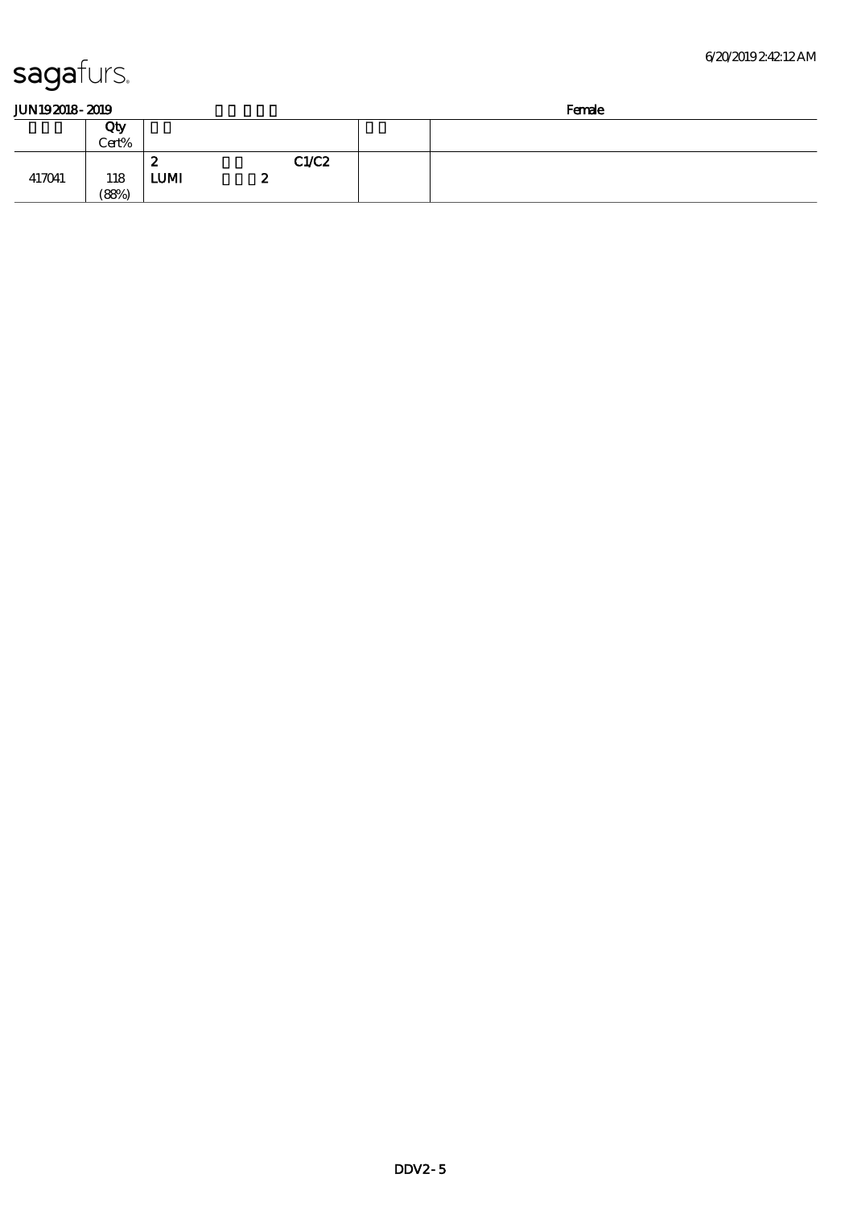sagafurs.

JUN19 2018 - 2019 Female

| | Qty Cert% | | | |
|---|---|---|---|---|
| 417041 | 118 (88%) | 2 C1/C2 LUMI 2 | | |

DDV2 - 5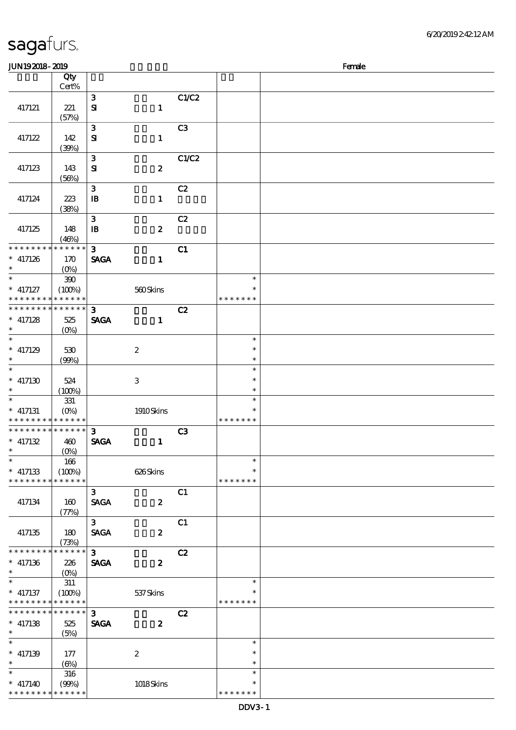sagafurs.

JUN19 2018 - 2019 Female

| | Qty Cert% | | | | | |
|---|---|---|---|---|---|---|
| 417121 | 221 (57%) | 3 SI | 1 | C1/C2 | | |
| 417122 | 142 (39%) | 3 SI | 1 | C3 | | |
| 417123 | 143 (56%) | 3 SI | 2 | C1/C2 | | |
| 417124 | 223 (38%) | 3 IB | 1 | C2 | | |
| 417125 | 148 (46%) | 3 IB | 2 | C2 | | |
| * * * * * * * * * * * * * * * 417126 * | 170 (0%) | 3 SAGA | 1 | C1 | | |
| * * 417127 * * * * * * * * * * * * * * | 390 (100%) | | 560 Skins | | * * * * * * * * * | |
| * * * * * * * * * * * * * * * 417128 * | 525 (0%) | 3 SAGA | 1 | C2 | | |
| * * 417129 * | 530 (99%) | | 2 | | * * * | |
| * * 417130 * | 524 (100%) | | 3 | | * * * | |
| * * 417131 * * * * * * * * * * * * * * | 331 (0%) | | 1910 Skins | | * * * * * * * * * | |
| * * * * * * * * * * * * * * * 417132 * | 460 (0%) | 3 SAGA | 1 | C3 | | |
| * * 417133 * * * * * * * * * * * * * * | 166 (100%) | | 626 Skins | | * * * * * * * * * | |
| 417134 | 160 (77%) | 3 SAGA | 2 | C1 | | |
| 417135 | 180 (73%) | 3 SAGA | 2 | C1 | | |
| * * * * * * * * * * * * * * * 417136 * | 226 (0%) | 3 SAGA | 2 | C2 | | |
| * * 417137 * * * * * * * * * * * * * * | 311 (100%) | | 537 Skins | | * * * * * * * * * | |
| * * * * * * * * * * * * * * * 417138 * | 525 (5%) | 3 SAGA | 2 | C2 | | |
| * * 417139 * | 177 (6%) | | 2 | | * * * | |
| * * 417140 * * * * * * * * * * * * * * | 316 (99%) | | 1018 Skins | | * * * * * * * * * | |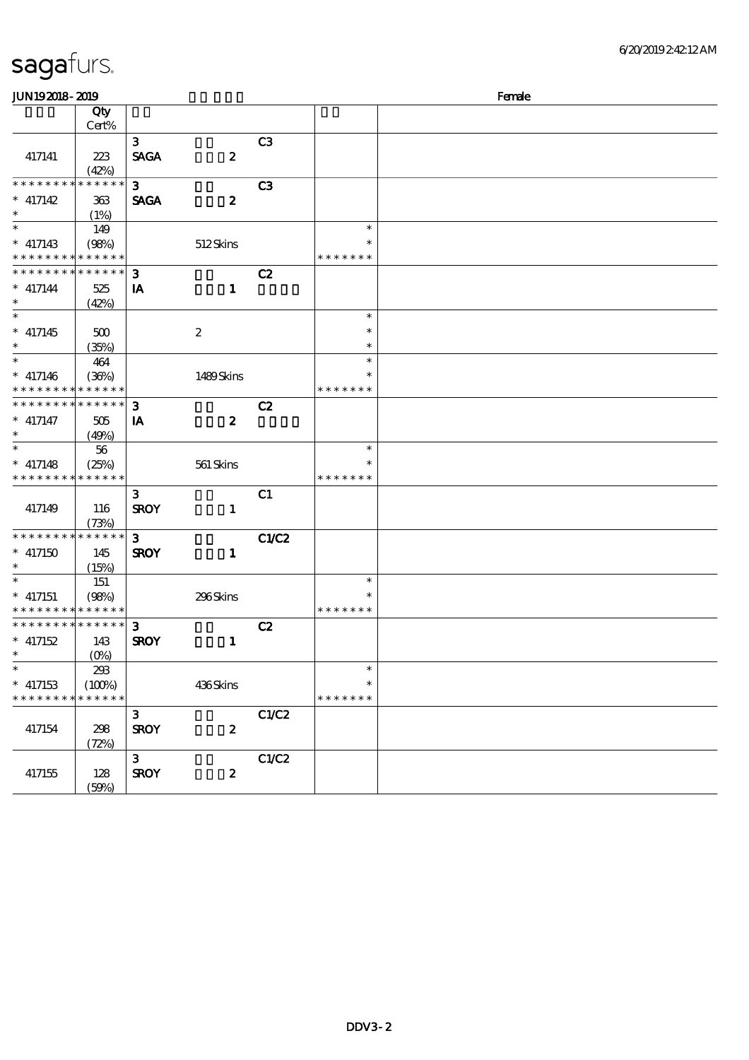sagafurs.

JUN19 2018 - 2019 Female

| | Qty Cert% | | | | | |
|---|---|---|---|---|---|---|
| 417141 | 223 (42%) | 3 SAGA | 2 | C3 | | |
| * * * * * * * * * * * * * * * 417142 * | 363 (1%) | 3 SAGA | 2 | C3 | | |
| * * 417143 * * * * * * * * * * * * * | 149 (98%) | | 512 Skins | | * * * * * * * * * | |
| * * * * * * * * * * * * * * * 417144 * | 525 (42%) | 3 IA | 1 | C2 | | |
| * * 417145 * | 500 (35%) | | 2 | | * * * | |
| * * 417146 * * * * * * * * * * * * * | 464 (36%) | | 1489 Skins | | * * * * * * * * * | |
| * * * * * * * * * * * * * * * 417147 * | 505 (49%) | 3 IA | 2 | C2 | | |
| * * 417148 * * * * * * * * * * * * * | 56 (25%) | | 561 Skins | | * * * * * * * * * | |
| 417149 | 116 (73%) | 3 SROY | 1 | C1 | | |
| * * * * * * * * * * * * * * * 417150 * | 145 (15%) | 3 SROY | 1 | C1/C2 | | |
| * * 417151 * * * * * * * * * * * * * | 151 (98%) | | 296 Skins | | * * * * * * * * * | |
| * * * * * * * * * * * * * * * 417152 * | 143 (0%) | 3 SROY | 1 | C2 | | |
| * * 417153 * * * * * * * * * * * * * | 293 (100%) | | 436 Skins | | * * * * * * * * * | |
| 417154 | 298 (72%) | 3 SROY | 2 | C1/C2 | | |
| 417155 | 128 (59%) | 3 SROY | 2 | C1/C2 | | |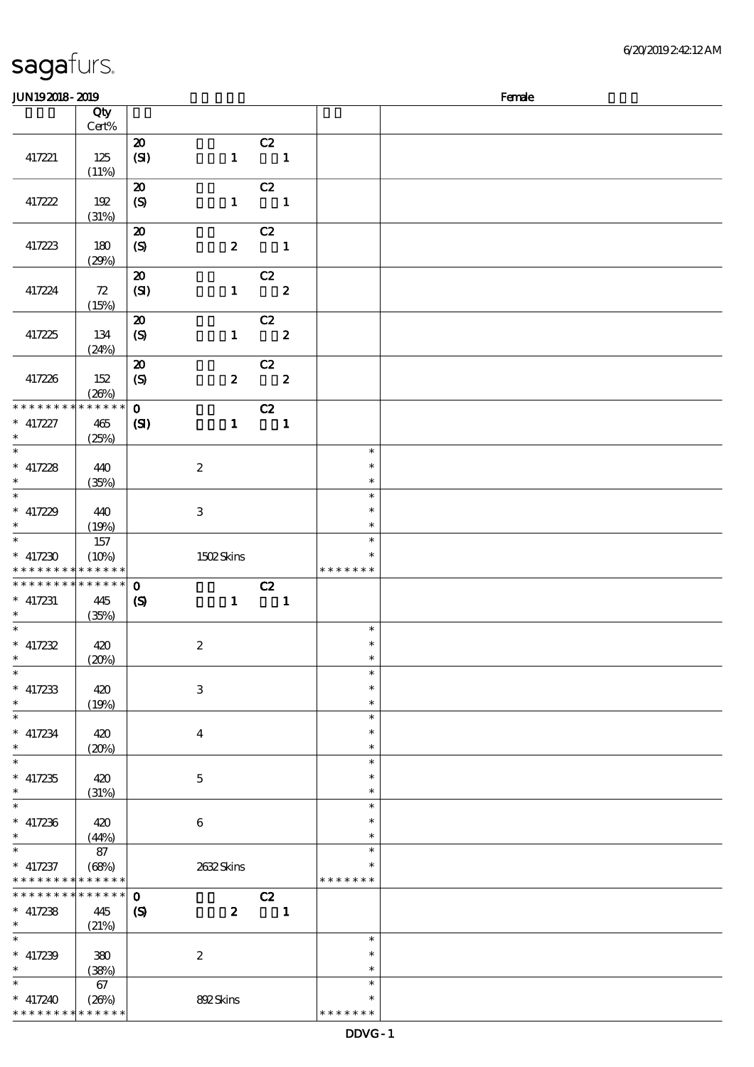# sagafurs.

JUN192018 - 2019 Female

| | Qty Cert% | | | | | |
|---|---|---|---|---|---|---|
| 417221 | 125 (11%) | 20 (SI) | 1 | C2 1 | | |
| 417222 | 192 (31%) | 20 (S) | 1 | C2 1 | | |
| 417223 | 180 (29%) | 20 (S) | 2 | C2 1 | | |
| 417224 | 72 (15%) | 20 (SI) | 1 | C2 2 | | |
| 417225 | 134 (24%) | 20 (S) | 1 | C2 2 | | |
| 417226 | 152 (26%) | 20 (S) | 2 | C2 2 | | |
| * * * * * * * * * * * * * * | | 0 | | C2 | | |
| * 417227 * | 465 (25%) | (SI) | 1 | 1 | | |
| * 417228 * | 440 (35%) | | 2 | | * * * | |
| * 417229 * | 440 (19%) | | 3 | | * * * | |
| * 417230 * * * * * * * * * * * * * | 157 (10%) | | 1502 Skins | | * * * * * * * * * | |
| * * * * * * * * * * * * * * | | 0 | | C2 | | |
| * 417231 * | 445 (35%) | (S) | 1 | 1 | | |
| * 417232 * | 420 (20%) | | 2 | | * * * | |
| * 417233 * | 420 (19%) | | 3 | | * * * | |
| * 417234 * | 420 (20%) | | 4 | | * * * | |
| * 417235 * | 420 (31%) | | 5 | | * * * | |
| * 417236 * | 420 (44%) | | 6 | | * * * | |
| * 417237 * * * * * * * * * * * * * | 87 (68%) | | 2632 Skins | | * * * * * * * * * | |
| * * * * * * * * * * * * * * | | 0 | | C2 | | |
| * 417238 * | 445 (21%) | (S) | 2 | 1 | | |
| * 417239 * | 380 (38%) | | 2 | | * * * | |
| * 417240 * * * * * * * * * * * * * | 67 (26%) | | 892 Skins | | * * * * * * * * * | |

DDVG - 1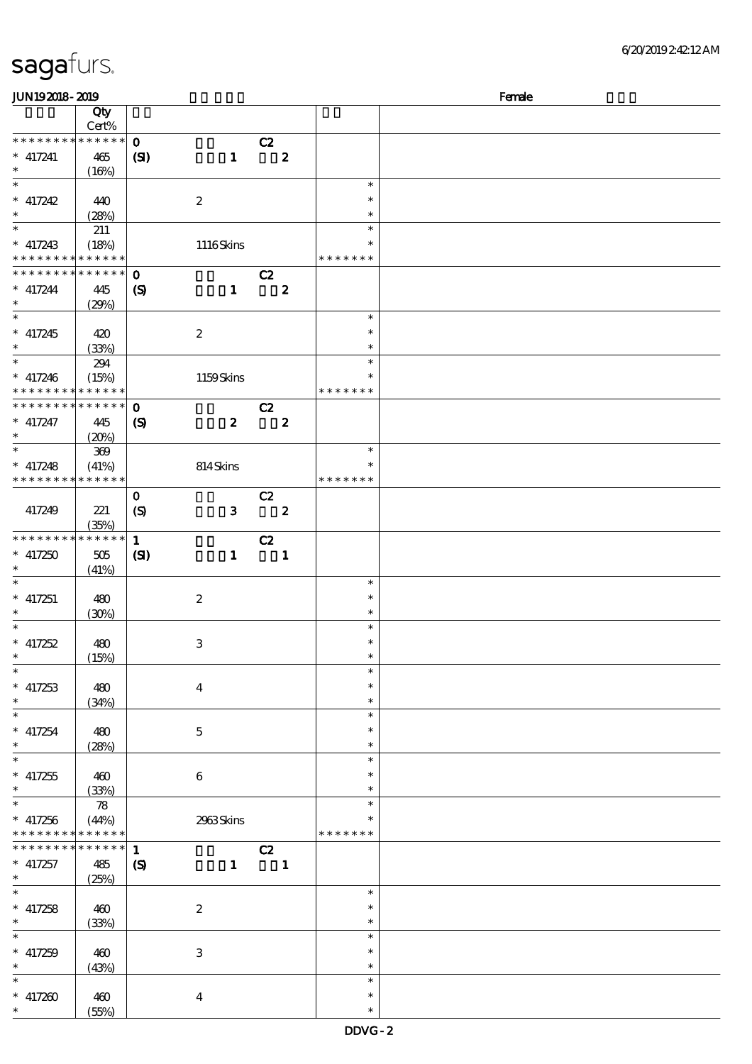JUN19 2018 - 2019 Female

| | Qty Cert% | | | | |
|---|---|---|---|---|---|
| * * * * * * * * * * * * * * | **0** | | C2 | | |
| * 417241 | 465 | **(SI)** | **1** | **2** | |
| * | (16%) | | | | |
| * | | | | * | |
| * 417242 | 440 | | 2 | * | |
| * | (28%) | | | * | |
| * | 211 | | | * | |
| * 417243 | (18%) | | 1116 Skins | * | |
| * * * * * * * * * * * * * * | | | | * * * * * * * | |
| * * * * * * * * * * * * * * | **0** | | C2 | | |
| * 417244 | 445 | **(S)** | **1** | **2** | |
| * | (29%) | | | | |
| * | | | | * | |
| * 417245 | 420 | | 2 | * | |
| * | (33%) | | | * | |
| * | 294 | | | * | |
| * 417246 | (15%) | | 1159 Skins | * | |
| * * * * * * * * * * * * * * | | | | * * * * * * * | |
| * * * * * * * * * * * * * * | **0** | | C2 | | |
| * 417247 | 445 | **(S)** | **2** | **2** | |
| * | (20%) | | | | |
| * | 369 | | | * | |
| * 417248 | (41%) | | 814 Skins | * | |
| * * * * * * * * * * * * * * | | | | * * * * * * * | |
| | | **0** | | C2 | |
| 417249 | 221 | **(S)** | **3** | **2** | |
| | (35%) | | | | |
| * * * * * * * * * * * * * * | **1** | | C2 | | |
| * 417250 | 505 | **(SI)** | **1** | **1** | |
| * | (41%) | | | | |
| * | | | | * | |
| * 417251 | 480 | | 2 | * | |
| * | (30%) | | | * | |
| * | | | | * | |
| * 417252 | 480 | | 3 | * | |
| * | (15%) | | | * | |
| * | | | | * | |
| * 417253 | 480 | | 4 | * | |
| * | (34%) | | | * | |
| * | | | | * | |
| * 417254 | 480 | | 5 | * | |
| * | (28%) | | | * | |
| * | | | | * | |
| * 417255 | 460 | | 6 | * | |
| * | (33%) | | | * | |
| * | 78 | | | * | |
| * 417256 | (44%) | | 2963 Skins | * | |
| * * * * * * * * * * * * * * | | | | * * * * * * * | |
| * * * * * * * * * * * * * * | **1** | | C2 | | |
| * 417257 | 485 | **(S)** | **1** | **1** | |
| * | (25%) | | | | |
| * | | | | * | |
| * 417258 | 460 | | 2 | * | |
| * | (33%) | | | * | |
| * | | | | * | |
| * 417259 | 460 | | 3 | * | |
| * | (43%) | | | * | |
| * | | | | * | |
| * 417260 | 460 | | 4 | * | |
| * | (55%) | | | * | |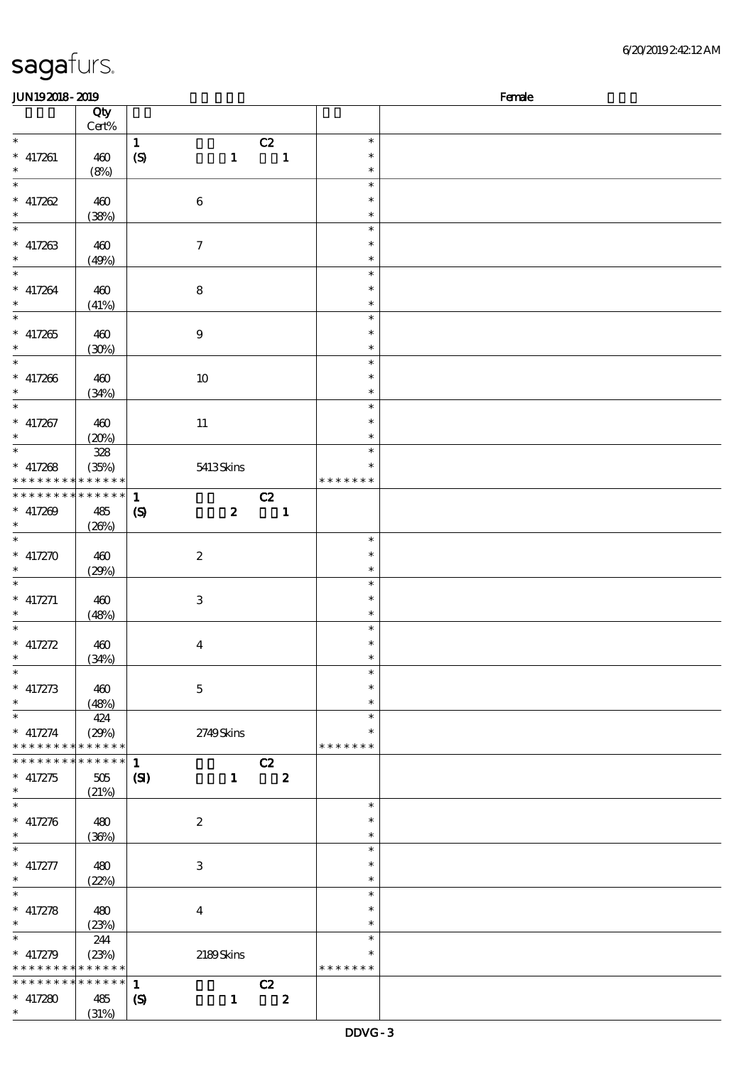sagafurs.

| JUN19 2018 - 2019 | | | | Female |
|---|---|---|---|---|
| | Qty Cert% | | | |
| * | | 1 C2 | * | |
| * 417261 | 460 | (S) 1 1 | * | |
| * | (8%) | | * | |
| * | | | * | |
| * 417262 | 460 | 6 | * | |
| * | (38%) | | * | |
| * | | | * | |
| * 417263 | 460 | 7 | * | |
| * | (49%) | | * | |
| * | | | * | |
| * 417264 | 460 | 8 | * | |
| * | (41%) | | * | |
| * | | | * | |
| * 417265 | 460 | 9 | * | |
| * | (30%) | | * | |
| * | | | * | |
| * 417266 | 460 | 10 | * | |
| * | (34%) | | * | |
| * | | | * | |
| * 417267 | 460 | 11 | * | |
| * | (20%) | | * | |
| * | 328 | | * | |
| * 417268 | (35%) | 5413 Skins | * | |
| * * * * * * * * * * * * * * | | | * * * * * * * | |
| * * * * * * * * * * * * * * | | 1 C2 | | |
| * 417269 | 485 | (S) 2 1 | | |
| * | (26%) | | | |
| * | | | * | |
| * 417270 | 460 | 2 | * | |
| * | (29%) | | * | |
| * | | | * | |
| * 417271 | 460 | 3 | * | |
| * | (48%) | | * | |
| * | | | * | |
| * 417272 | 460 | 4 | * | |
| * | (34%) | | * | |
| * | | | * | |
| * 417273 | 460 | 5 | * | |
| * | (48%) | | * | |
| * | 424 | | * | |
| * 417274 | (29%) | 2749 Skins | * | |
| * * * * * * * * * * * * * * | | | * * * * * * * | |
| * * * * * * * * * * * * * * | | 1 C2 | | |
| * 417275 | 505 | (SI) 1 2 | | |
| * | (21%) | | | |
| * | | | * | |
| * 417276 | 480 | 2 | * | |
| * | (36%) | | * | |
| * | | | * | |
| * 417277 | 480 | 3 | * | |
| * | (22%) | | * | |
| * | | | * | |
| * 417278 | 480 | 4 | * | |
| * | (23%) | | * | |
| * | 244 | | * | |
| * 417279 | (23%) | 2189 Skins | * | |
| * * * * * * * * * * * * * * | | | * * * * * * * | |
| * * * * * * * * * * * * * * | | 1 C2 | | |
| * 417280 | 485 | (S) 1 2 | | |
| * | (31%) | | | |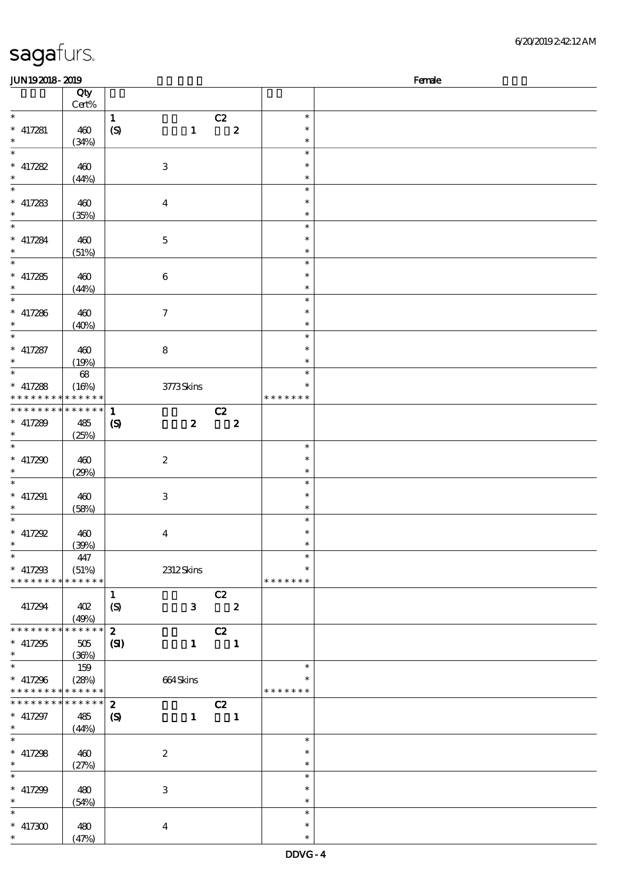| | Qty Cert% | | |
|---|---|---|---|
| * | | 1 C2 | * |
| * 417281 | 460 | (S) 1 2 | * |
| * | (34%) | | * |
| * | | | * |
| * 417282 | 460 | 3 | * |
| * | (44%) | | * |
| * | | | * |
| * 417283 | 460 | 4 | * |
| * | (35%) | | * |
| * | | | * |
| * 417284 | 460 | 5 | * |
| * | (51%) | | * |
| * | | | * |
| * 417285 | 460 | 6 | * |
| * | (44%) | | * |
| * | | | * |
| * 417286 | 460 | 7 | * |
| * | (40%) | | * |
| * | | | * |
| * 417287 | 460 | 8 | * |
| * | (19%) | | * |
| * | 68 | | * |
| * 417288 | (16%) | 3773 Skins | * |
| * * * * * * * * * * * * * * | | | * * * * * * * |
| * * * * * * * * * * * * * * | | 1 C2 | |
| * 417289 | 485 | (S) 2 2 | |
| * | (25%) | | |
| * | | | * |
| * 417290 | 460 | 2 | * |
| * | (29%) | | * |
| * | | | * |
| * 417291 | 460 | 3 | * |
| * | (58%) | | * |
| * | | | * |
| * 417292 | 460 | 4 | * |
| * | (39%) | | * |
| * | 447 | | * |
| * 417293 | (51%) | 2312 Skins | * |
| * * * * * * * * * * * * * * | | | * * * * * * * |
| | | 1 C2 | |
| 417294 | 402 | (S) 3 2 | |
| | (49%) | | |
| * * * * * * * * * * * * * * | | 2 C2 | |
| * 417295 | 505 | (SI) 1 1 | |
| * | (36%) | | |
| * | 159 | | * |
| * 417296 | (28%) | 664 Skins | * |
| * * * * * * * * * * * * * * | | | * * * * * * * |
| * * * * * * * * * * * * * * | | 2 C2 | |
| * 417297 | 485 | (S) 1 1 | |
| * | (44%) | | |
| * | | | * |
| * 417298 | 460 | 2 | * |
| * | (27%) | | * |
| * | | | * |
| * 417299 | 480 | 3 | * |
| * | (54%) | | * |
| * | | | * |
| * 417300 | 480 | 4 | * |
| * | (47%) | | * |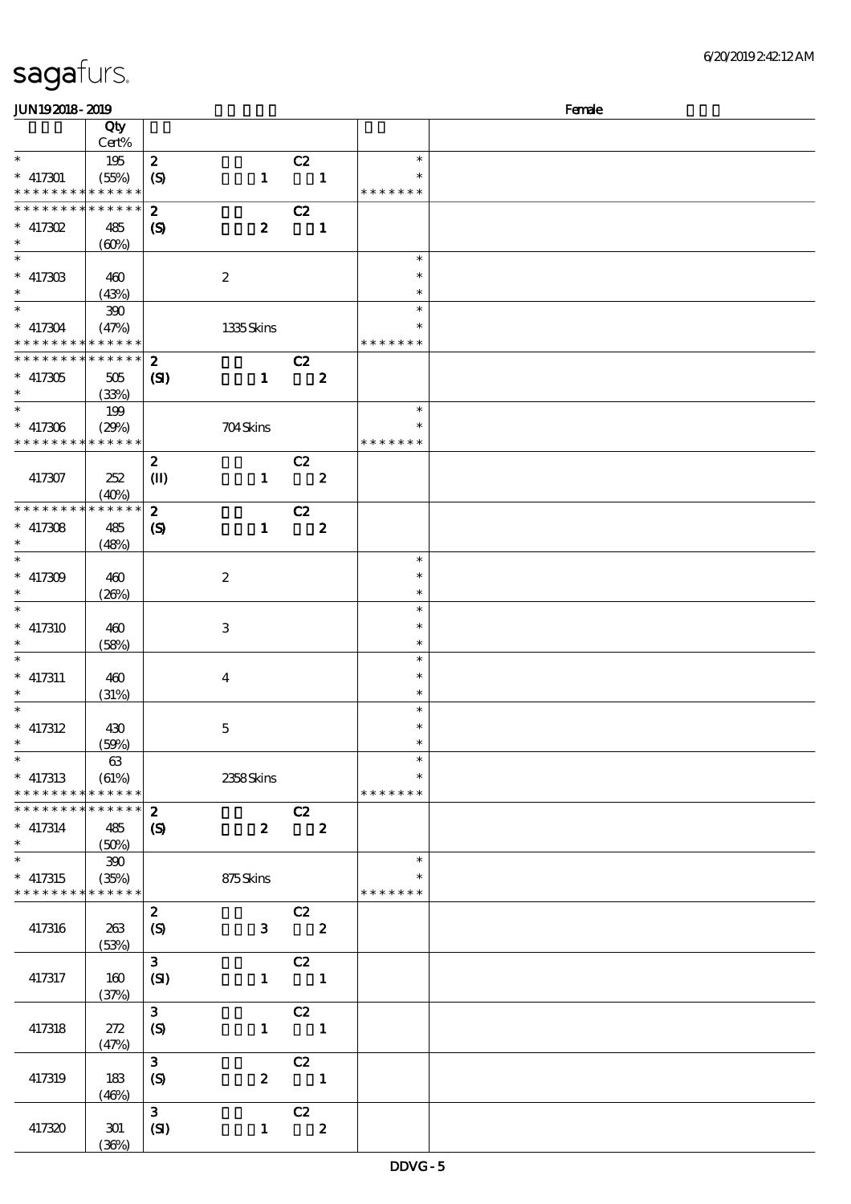# sagafurs.

JUN19 2018 - 2019 Female

| | Qty Cert% | | | |
|---|---|---|---|---|
| * | 195 | 2 C2 | * | |
| * 417301 | (55%) | (S) 1 1 | * | |
| * * * * * * * * * * * * * * | | | * * * * * * * | |
| * * * * * * * * * * * * * * | | 2 C2 | | |
| * 417302 | 485 | (S) 2 1 | | |
| * | (60%) | | | |
| * | | | * | |
| * 417303 | 460 | 2 | * | |
| * | (43%) | | * | |
| * | 390 | | * | |
| * 417304 | (47%) | 1335 Skins | * | |
| * * * * * * * * * * * * * * | | | * * * * * * * | |
| * * * * * * * * * * * * * * | | 2 C2 | | |
| * 417305 | 505 | (SI) 1 2 | | |
| * | (33%) | | | |
| * | 199 | | * | |
| * 417306 | (29%) | 704 Skins | * | |
| * * * * * * * * * * * * * * | | | * * * * * * * | |
| 417307 | 252 (40%) | 2 C2 (II) 1 2 | | |
| * * * * * * * * * * * * * * | | 2 C2 | | |
| * 417308 | 485 | (S) 1 2 | | |
| * | (48%) | | | |
| * | | | * | |
| * 417309 | 460 | 2 | * | |
| * | (26%) | | * | |
| * | | | * | |
| * 417310 | 460 | 3 | * | |
| * | (58%) | | * | |
| * | | | * | |
| * 417311 | 460 | 4 | * | |
| * | (31%) | | * | |
| * | | | * | |
| * 417312 | 430 | 5 | * | |
| * | (59%) | | * | |
| * | 63 | | * | |
| * 417313 | (61%) | 2358 Skins | * | |
| * * * * * * * * * * * * * * | | | * * * * * * * | |
| * * * * * * * * * * * * * * | | 2 C2 | | |
| * 417314 | 485 | (S) 2 2 | | |
| * | (50%) | | | |
| * | 390 | | * | |
| * 417315 | (35%) | 875 Skins | * | |
| * * * * * * * * * * * * * * | | | * * * * * * * | |
| 417316 | 263 (53%) | 2 C2 (S) 3 2 | | |
| 417317 | 160 (37%) | 3 C2 (SI) 1 1 | | |
| 417318 | 272 (47%) | 3 C2 (S) 1 1 | | |
| 417319 | 183 (46%) | 3 C2 (S) 2 1 | | |
| 417320 | 301 (36%) | 3 C2 (SI) 1 2 | | |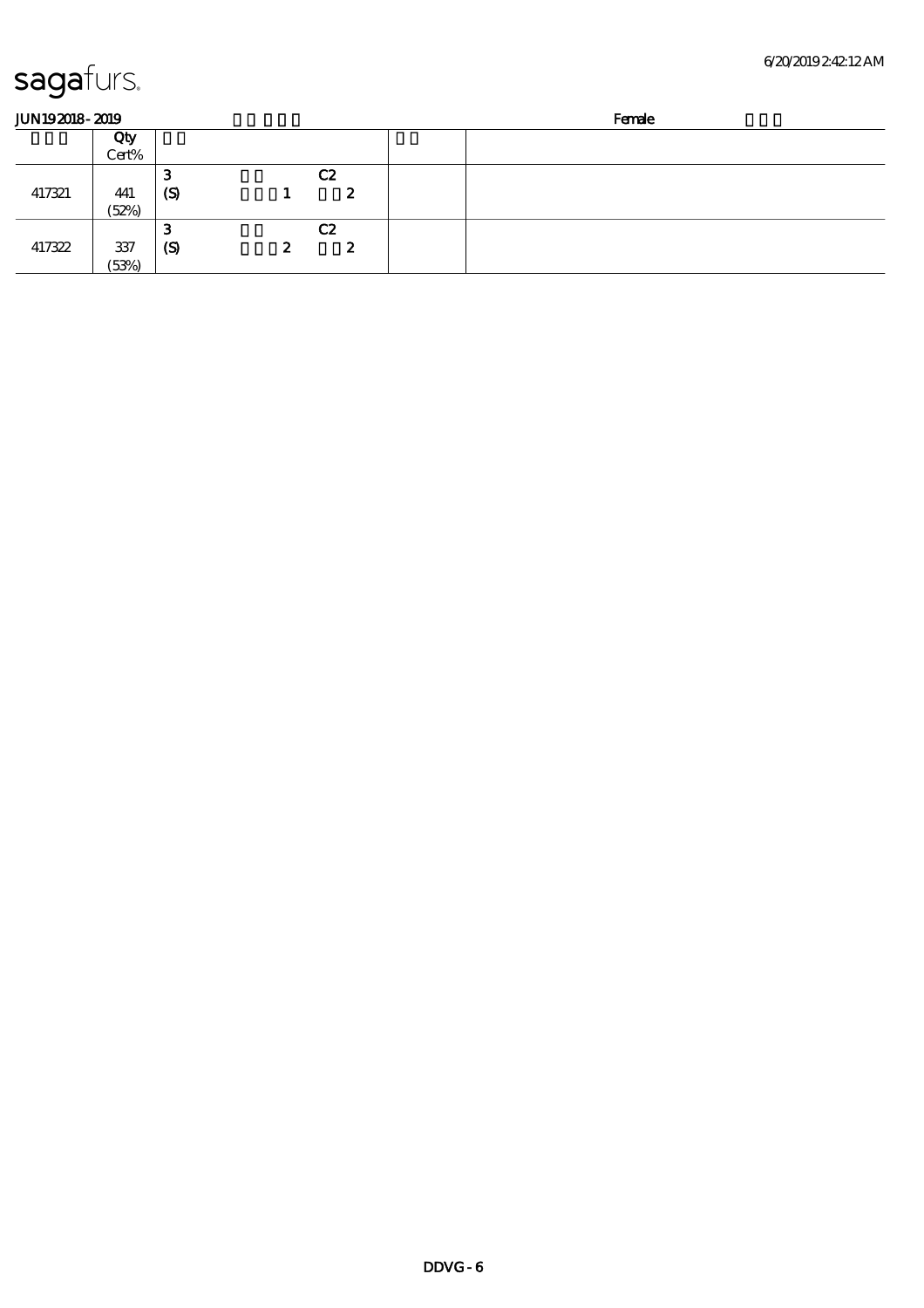sagafurs.

JUN19 2018 - 2019 | | Female

| | Qty Cert% | | | | | |
|---|---|---|---|---|---|---|
| 417321 | 441 (52%) | 3 (S) | 1 | C2 2 | | |
| 417322 | 337 (53%) | 3 (S) | 2 | C2 2 | | |

DDVG - 6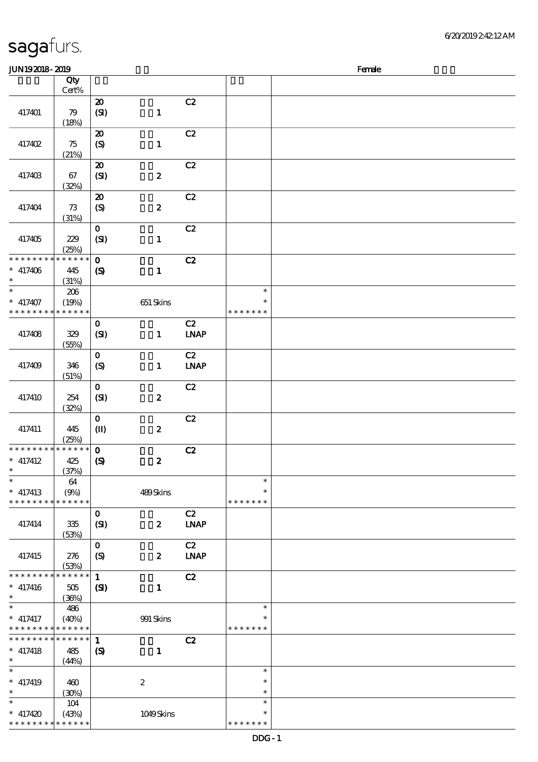# sagafurs.

JUN19 2018 - 2019 Female

| | Qty Cert% | | | | | |
|---|---|---|---|---|---|---|
| 417401 | 79 (18%) | 20 (SI) | 1 | C2 | | |
| 417402 | 75 (21%) | 20 (S) | 1 | C2 | | |
| 417403 | 67 (32%) | 20 (SI) | 2 | C2 | | |
| 417404 | 73 (31%) | 20 (S) | 2 | C2 | | |
| 417405 | 229 (25%) | 0 (SI) | 1 | C2 | | |
| * * * * * * * * * * * * * * 417406 * | 445 (31%) | 0 (S) | 1 | C2 | | |
| * 417407 * * * * * * * * * * * * * | 206 (19%) | | 651 Skins | | * * * * * * * * * | |
| 417408 | 329 (55%) | 0 (SI) | 1 | C2 LNAP | | |
| 417409 | 346 (51%) | 0 (S) | 1 | C2 LNAP | | |
| 417410 | 254 (32%) | 0 (SI) | 2 | C2 | | |
| 417411 | 445 (25%) | 0 (II) | 2 | C2 | | |
| * * * * * * * * * * * * * * 417412 * | 425 (37%) | 0 (S) | 2 | C2 | | |
| * 417413 * * * * * * * * * * * * * | 64 (9%) | | 489 Skins | | * * * * * * * * * | |
| 417414 | 335 (53%) | 0 (SI) | 2 | C2 LNAP | | |
| 417415 | 276 (53%) | 0 (S) | 2 | C2 LNAP | | |
| * * * * * * * * * * * * * * 417416 * | 505 (36%) | 1 (SI) | 1 | C2 | | |
| * 417417 * * * * * * * * * * * * * | 486 (40%) | | 991 Skins | | * * * * * * * * * | |
| * * * * * * * * * * * * * * 417418 * | 485 (44%) | 1 (S) | 1 | C2 | | |
| * 417419 * | 460 (30%) | | 2 | | * * * | |
| * 417420 * * * * * * * * * * * * * | 104 (43%) | | 1049 Skins | | * * * * * * * * * | |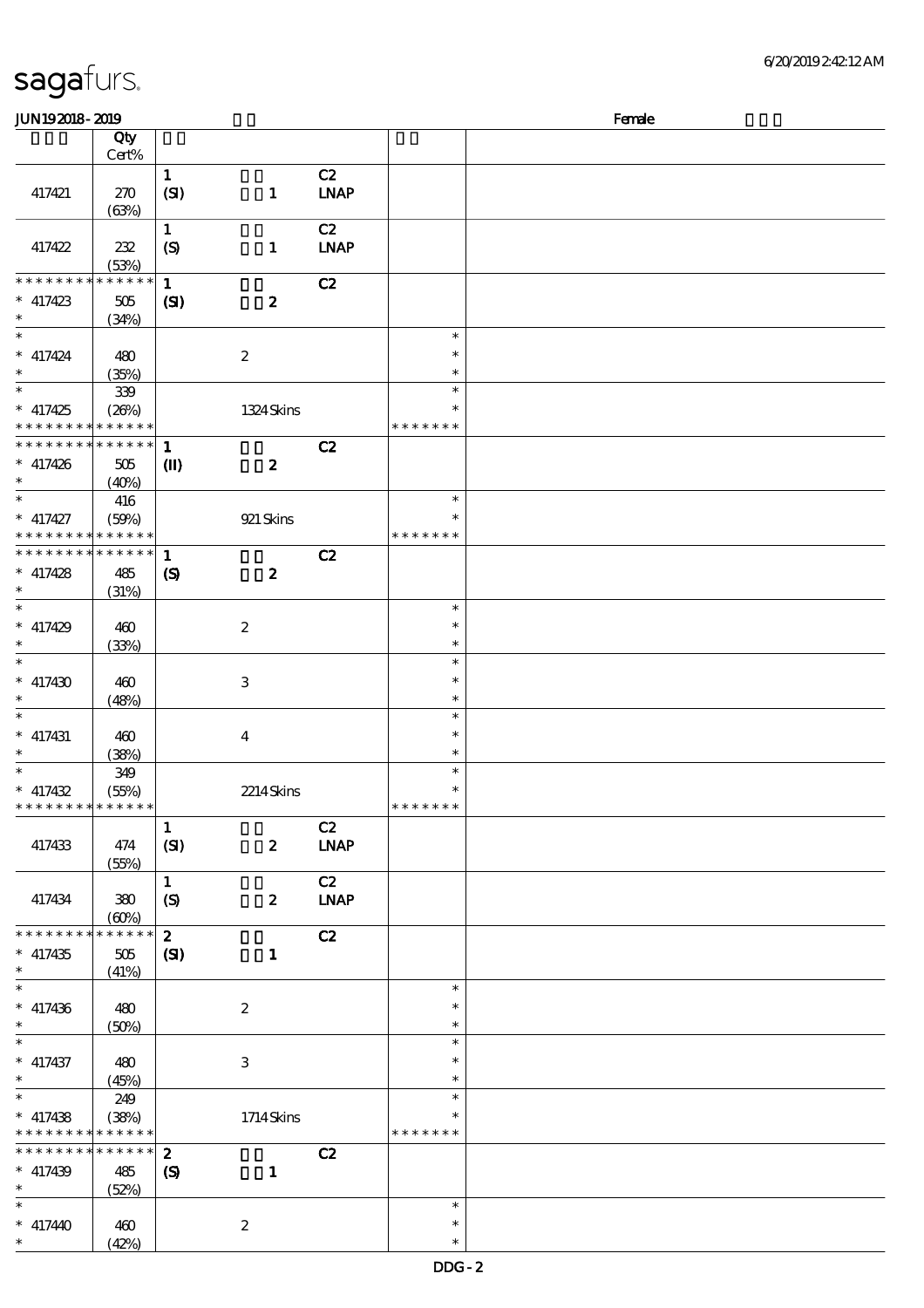JUN19 2018 - 2019 Female

| | Qty Cert% | | | | | |
|---|---|---|---|---|---|---|
| 417421 | 270 (63%) | 1 (SI) | 1 | C2 LNAP | | |
| 417422 | 232 (53%) | 1 (S) | 1 | C2 LNAP | | |
| * * * * * * * * * * * * * * 417423 * | 505 (34%) | 1 (SI) | 2 | C2 | | |
| * * 417424 * | 480 (35%) | | 2 | | * * * | |
| * * 417425 * * * * * * * * * * * * * | 339 (26%) | | 1324 Skins | | * * * * * * * * * | |
| * * * * * * * * * * * * * * 417426 * | 505 (40%) | 1 (II) | 2 | C2 | | |
| * * 417427 * * * * * * * * * * * * * | 416 (59%) | | 921 Skins | | * * * * * * * * * | |
| * * * * * * * * * * * * * * 417428 * | 485 (31%) | 1 (S) | 2 | C2 | | |
| * * 417429 * | 460 (33%) | | 2 | | * * * | |
| * * 417430 * | 460 (48%) | | 3 | | * * * | |
| * * 417431 * | 460 (38%) | | 4 | | * * * | |
| * * 417432 * * * * * * * * * * * * * | 349 (55%) | | 2214 Skins | | * * * * * * * * * | |
| 417433 | 474 (55%) | 1 (SI) | 2 | C2 LNAP | | |
| 417434 | 380 (60%) | 1 (S) | 2 | C2 LNAP | | |
| * * * * * * * * * * * * * * 417435 * | 505 (41%) | 2 (SI) | 1 | C2 | | |
| * * 417436 * | 480 (50%) | | 2 | | * * * | |
| * * 417437 * | 480 (45%) | | 3 | | * * * | |
| * * 417438 * * * * * * * * * * * * * | 249 (38%) | | 1714 Skins | | * * * * * * * * * | |
| * * * * * * * * * * * * * * 417439 * | 485 (52%) | 2 (S) | 1 | C2 | | |
| * * 417440 * | 460 (42%) | | 2 | | * * * | |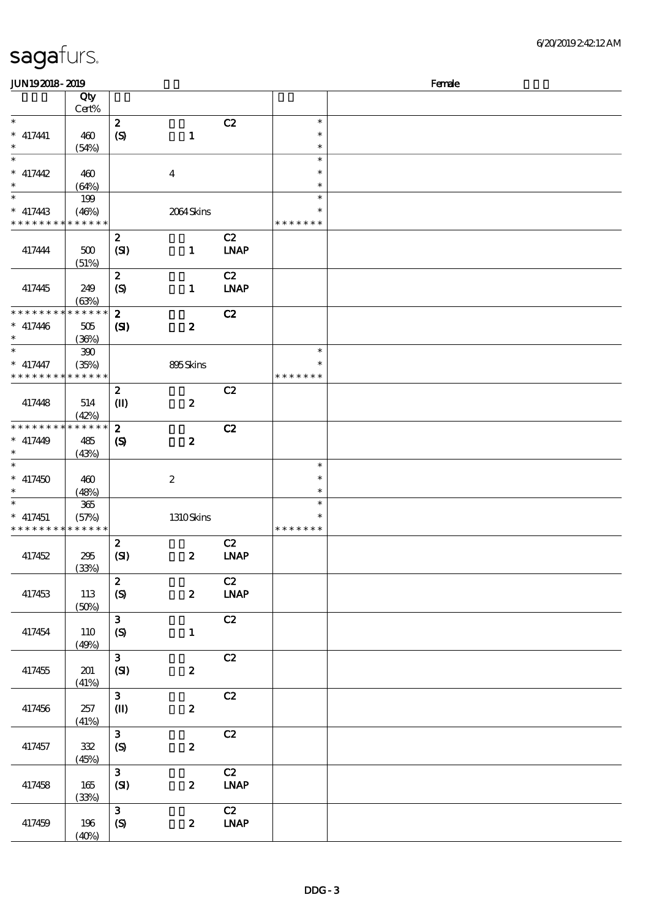# sagafurs.

JUN192018 - 2019 Female

| | Qty Cert% | | | | | |
|---|---|---|---|---|---|---|
| * | | 2 | | C2 | * | |
| * 417441 | 460 | (S) | 1 | | * | |
| * | (54%) | | | | * | |
| * | | | | | * | |
| * 417442 | 460 | | 4 | | * | |
| * | (64%) | | | | * | |
| * | 199 | | | | * | |
| * 417443 | (46%) | | 2064 Skins | | * | |
| * * * * * * * * * * * * * * | | | | | * * * * * * * | |
| | | 2 | | C2 | | |
| 417444 | 500 (51%) | (SI) | 1 | LNAP | | |
| | | 2 | | C2 | | |
| 417445 | 249 (63%) | (S) | 1 | LNAP | | |
| * * * * * * * * * * * * * * | | 2 | | C2 | | |
| * 417446 | 505 | (SI) | 2 | | | |
| * | (36%) | | | | | |
| * | 390 | | | | * | |
| * 417447 | (35%) | | 895 Skins | | * | |
| * * * * * * * * * * * * * * | | | | | * * * * * * * | |
| | | 2 | | C2 | | |
| 417448 | 514 (42%) | (II) | 2 | | | |
| * * * * * * * * * * * * * * | | 2 | | C2 | | |
| * 417449 | 485 | (S) | 2 | | | |
| * | (43%) | | | | | |
| * | | | | | * | |
| * 417450 | 460 | | 2 | | * | |
| * | (48%) | | | | * | |
| * | 365 | | | | * | |
| * 417451 | (57%) | | 1310 Skins | | * | |
| * * * * * * * * * * * * * * | | | | | * * * * * * * | |
| | | 2 | | C2 | | |
| 417452 | 295 (33%) | (SI) | 2 | LNAP | | |
| | | 2 | | C2 | | |
| 417453 | 113 (50%) | (S) | 2 | LNAP | | |
| | | 3 | | C2 | | |
| 417454 | 110 (49%) | (S) | 1 | | | |
| | | 3 | | C2 | | |
| 417455 | 201 (41%) | (SI) | 2 | | | |
| | | 3 | | C2 | | |
| 417456 | 257 (41%) | (II) | 2 | | | |
| | | 3 | | C2 | | |
| 417457 | 332 (45%) | (S) | 2 | | | |
| | | 3 | | C2 | | |
| 417458 | 165 (33%) | (SI) | 2 | LNAP | | |
| | | 3 | | C2 | | |
| 417459 | 196 (40%) | (S) | 2 | LNAP | | |